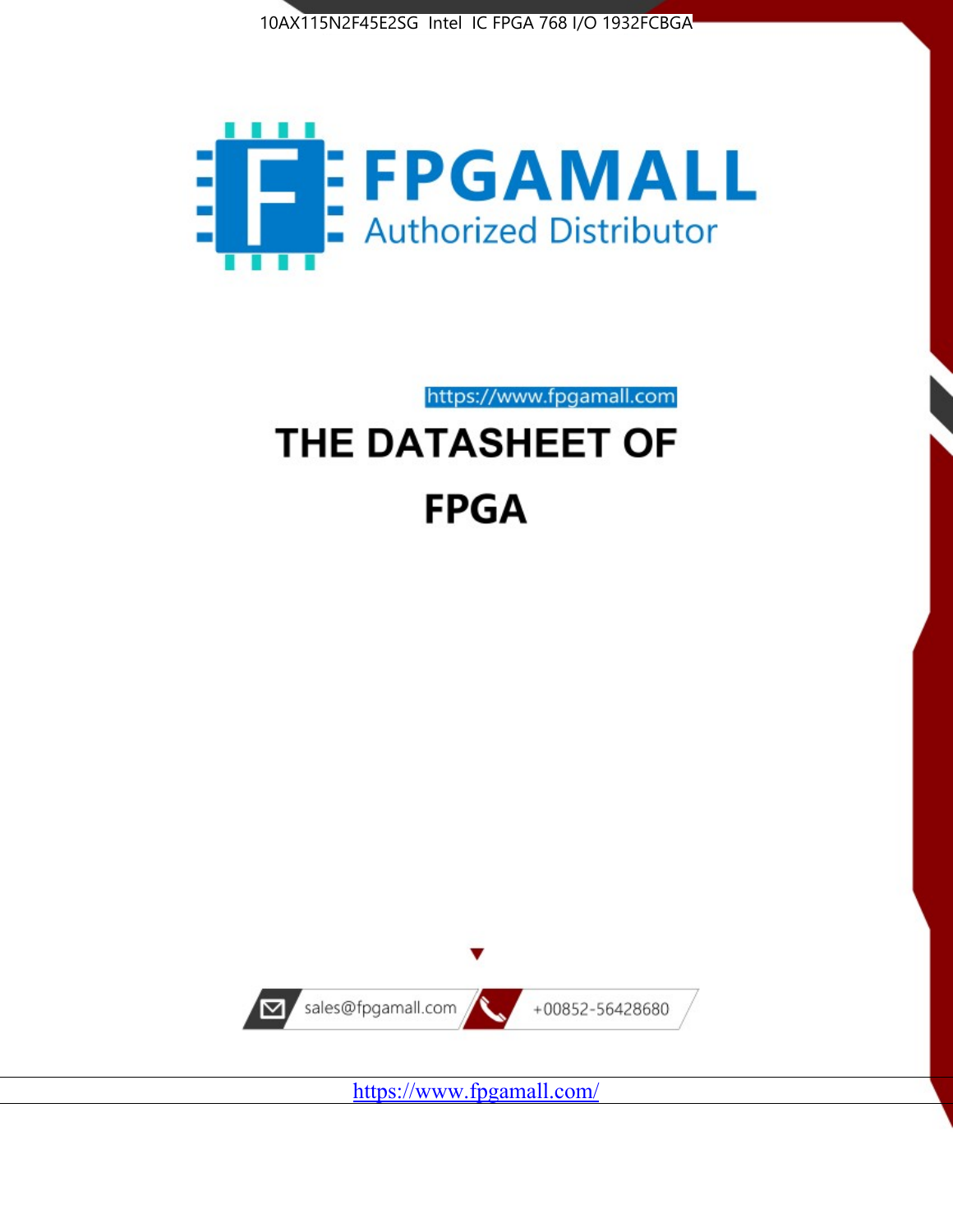10AX115N2F45E2SG Intel IC FPGA 768 I/O 1932FCBGA

FPGAMALL
Authorized Distributor

https://www.fpgamall.com

# THE DATASHEET OF

# FPGA

sales@fpgamall.com

+00852-56428680

https://www.fpgamall.com/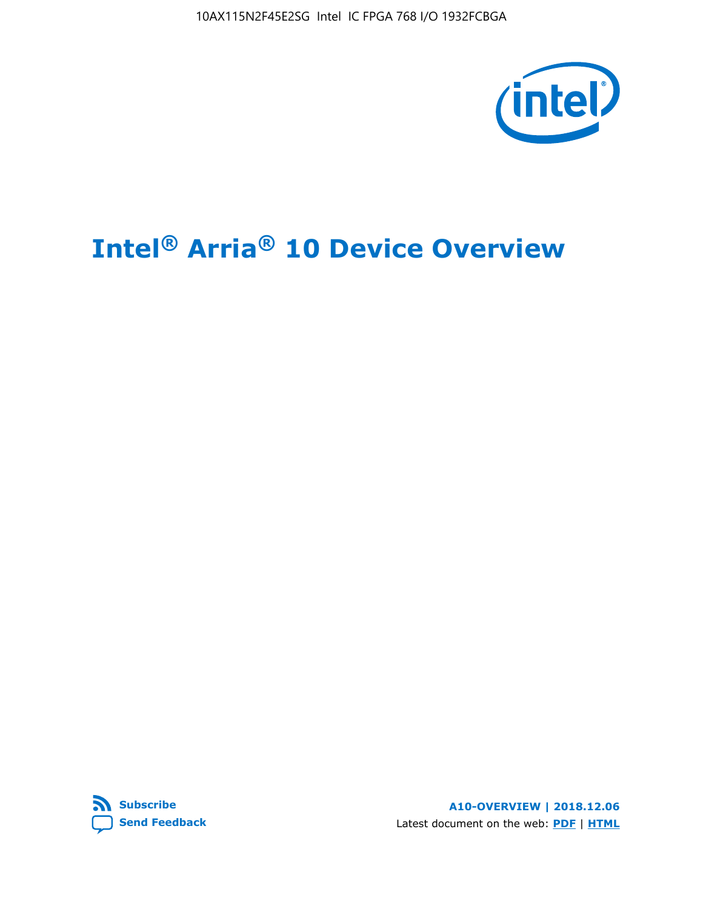10AX115N2F45E2SG Intel IC FPGA 768 I/O 1932FCBGA

# Intel® Arria® 10 Device Overview

Subscribe

Send Feedback

**A10-OVERVIEW | 2018.12.06**

Latest document on the web: **PDF** | **HTML**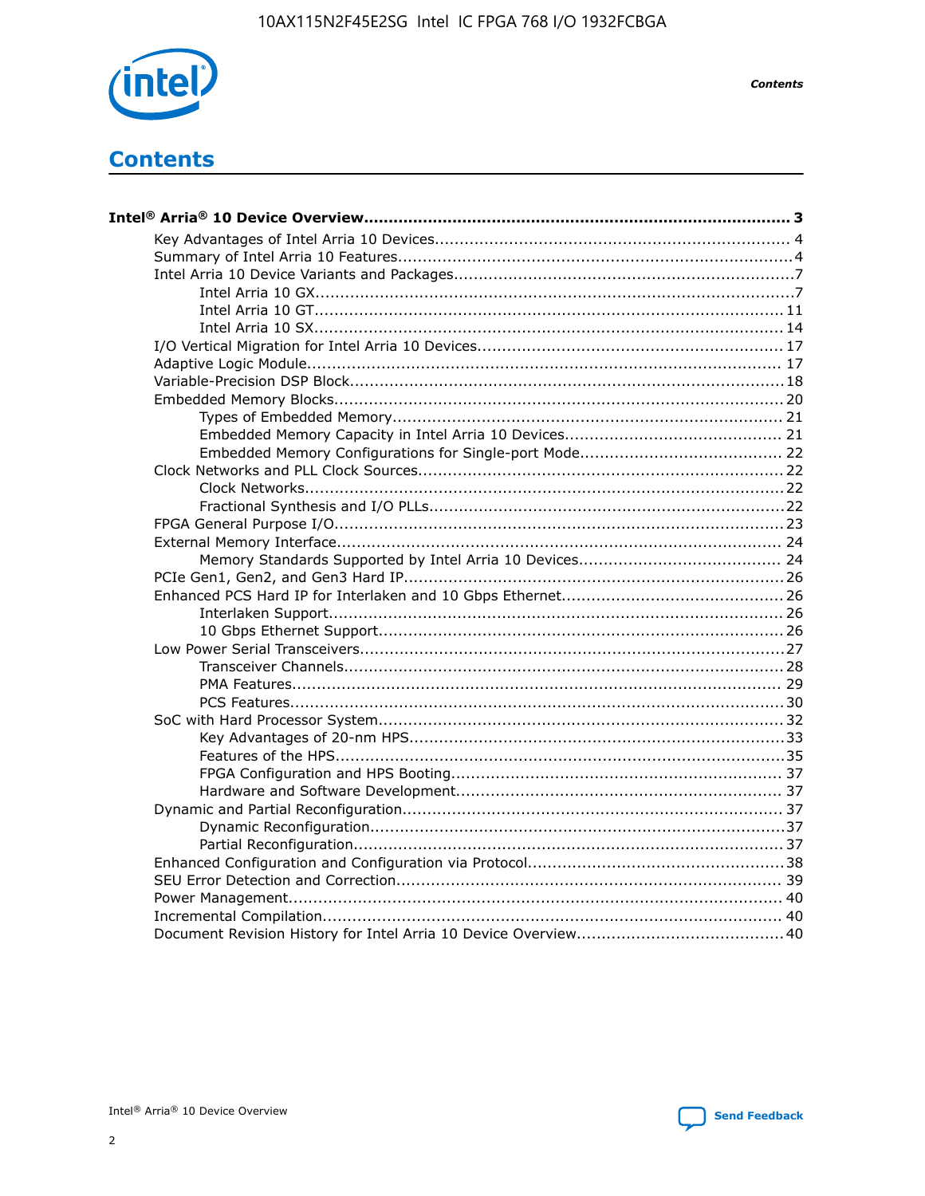# Contents

**Intel® Arria® 10 Device Overview....................................................................................... 3**

- Key Advantages of Intel Arria 10 Devices........................................................................ 4
- Summary of Intel Arria 10 Features................................................................................4
- Intel Arria 10 Device Variants and Packages.....................................................................7
    - Intel Arria 10 GX.................................................................................................7
    - Intel Arria 10 GT............................................................................................... 11
    - Intel Arria 10 SX............................................................................................... 14
- I/O Vertical Migration for Intel Arria 10 Devices.............................................................. 17
- Adaptive Logic Module................................................................................................ 17
- Variable-Precision DSP Block.......................................................................................18
- Embedded Memory Blocks...........................................................................................20
    - Types of Embedded Memory............................................................................... 21
    - Embedded Memory Capacity in Intel Arria 10 Devices............................................ 21
    - Embedded Memory Configurations for Single-port Mode......................................... 22
- Clock Networks and PLL Clock Sources.........................................................................22
    - Clock Networks.................................................................................................22
    - Fractional Synthesis and I/O PLLs........................................................................22
- FPGA General Purpose I/O..........................................................................................23
- External Memory Interface.......................................................................................... 24
    - Memory Standards Supported by Intel Arria 10 Devices......................................... 24
- PCIe Gen1, Gen2, and Gen3 Hard IP.............................................................................26
- Enhanced PCS Hard IP for Interlaken and 10 Gbps Ethernet.............................................26
    - Interlaken Support............................................................................................ 26
    - 10 Gbps Ethernet Support.................................................................................. 26
- Low Power Serial Transceivers.....................................................................................27
    - Transceiver Channels.........................................................................................28
    - PMA Features................................................................................................... 29
    - PCS Features....................................................................................................30
- SoC with Hard Processor System.................................................................................. 32
    - Key Advantages of 20-nm HPS............................................................................33
    - Features of the HPS...........................................................................................35
    - FPGA Configuration and HPS Booting................................................................... 37
    - Hardware and Software Development.................................................................. 37
- Dynamic and Partial Reconfiguration............................................................................ 37
    - Dynamic Reconfiguration...................................................................................37
    - Partial Reconfiguration.......................................................................................37
- Enhanced Configuration and Configuration via Protocol....................................................38
- SEU Error Detection and Correction.............................................................................. 39
- Power Management.................................................................................................... 40
- Incremental Compilation............................................................................................. 40
- Document Revision History for Intel Arria 10 Device Overview..........................................40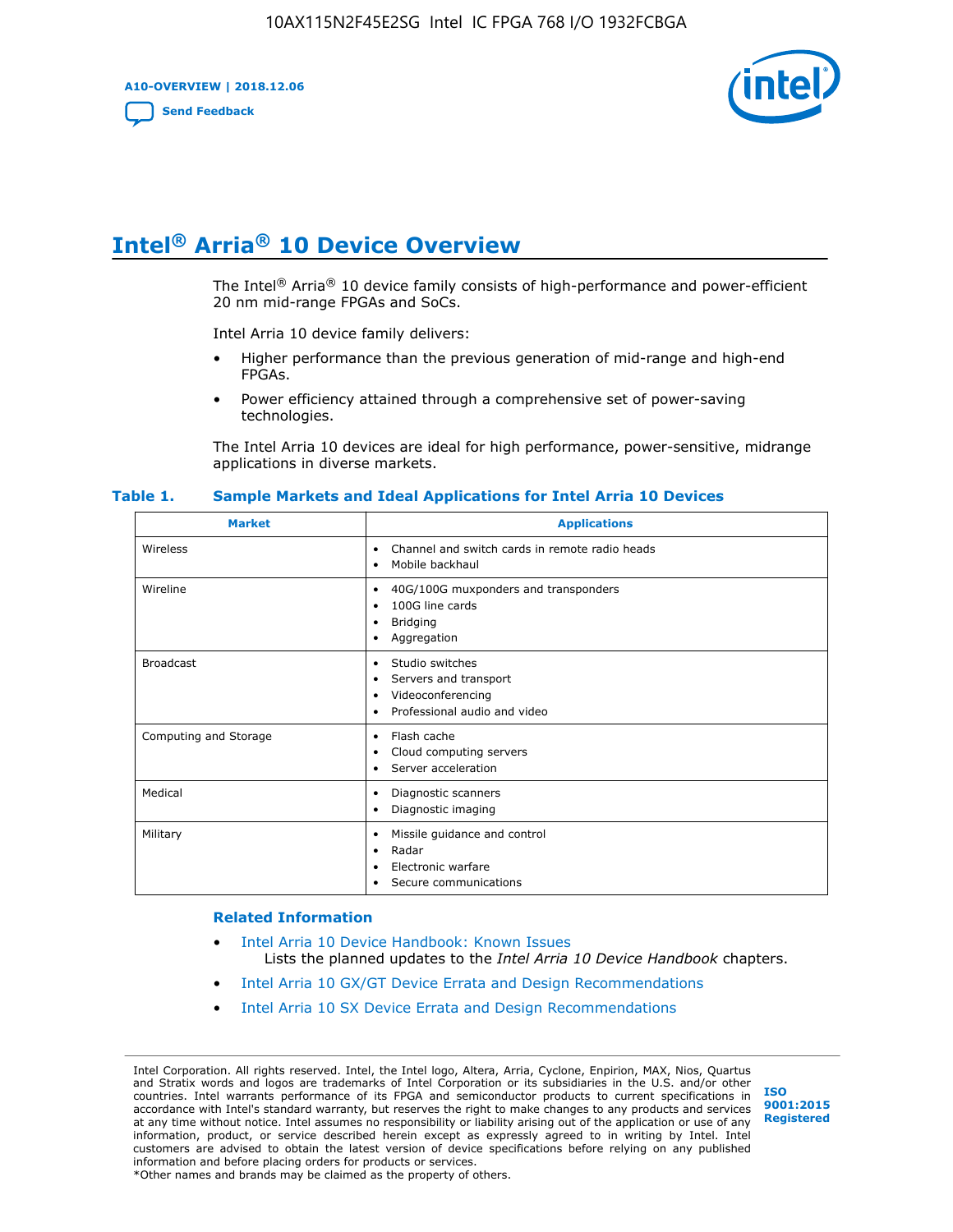# Intel® Arria® 10 Device Overview

The Intel® Arria® 10 device family consists of high-performance and power-efficient 20 nm mid-range FPGAs and SoCs.

Intel Arria 10 device family delivers:

- Higher performance than the previous generation of mid-range and high-end FPGAs.
- Power efficiency attained through a comprehensive set of power-saving technologies.

The Intel Arria 10 devices are ideal for high performance, power-sensitive, midrange applications in diverse markets.

**Table 1. Sample Markets and Ideal Applications for Intel Arria 10 Devices**

| Market | Applications |
|---|---|
| Wireless | • Channel and switch cards in remote radio heads<br>• Mobile backhaul |
| Wireline | • 40G/100G muxponders and transponders<br>• 100G line cards<br>• Bridging<br>• Aggregation |
| Broadcast | • Studio switches<br>• Servers and transport<br>• Videoconferencing<br>• Professional audio and video |
| Computing and Storage | • Flash cache<br>• Cloud computing servers<br>• Server acceleration |
| Medical | • Diagnostic scanners<br>• Diagnostic imaging |
| Military | • Missile guidance and control<br>• Radar<br>• Electronic warfare<br>• Secure communications |

### Related Information

- Intel Arria 10 Device Handbook: Known Issues
  Lists the planned updates to the *Intel Arria 10 Device Handbook* chapters.
- Intel Arria 10 GX/GT Device Errata and Design Recommendations
- Intel Arria 10 SX Device Errata and Design Recommendations

Intel Corporation. All rights reserved. Intel, the Intel logo, Altera, Arria, Cyclone, Enpirion, MAX, Nios, Quartus and Stratix words and logos are trademarks of Intel Corporation or its subsidiaries in the U.S. and/or other countries. Intel warrants performance of its FPGA and semiconductor products to current specifications in accordance with Intel's standard warranty, but reserves the right to make changes to any products and services at any time without notice. Intel assumes no responsibility or liability arising out of the application or use of any information, product, or service described herein except as expressly agreed to in writing by Intel. Intel customers are advised to obtain the latest version of device specifications before relying on any published information and before placing orders for products or services.
*Other names and brands may be claimed as the property of others.

ISO 9001:2015 Registered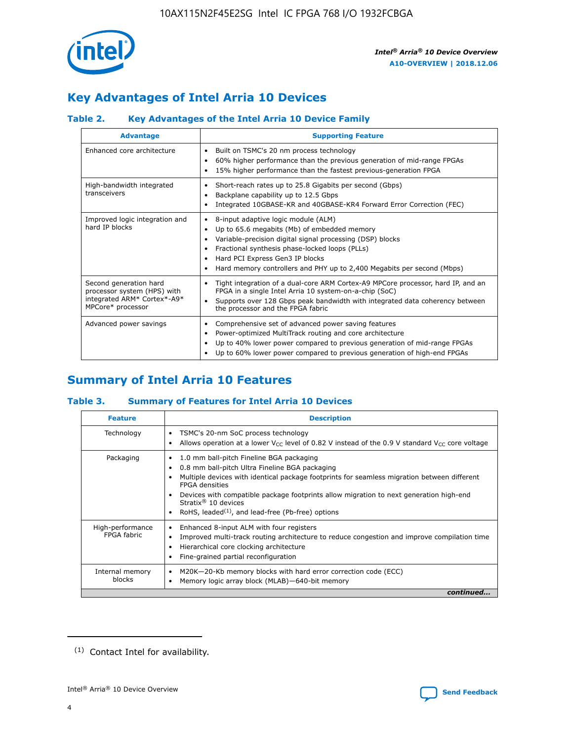## Key Advantages of Intel Arria 10 Devices

### Table 2. Key Advantages of the Intel Arria 10 Device Family

| Advantage | Supporting Feature |
|---|---|
| Enhanced core architecture | • Built on TSMC's 20 nm process technology<br>• 60% higher performance than the previous generation of mid-range FPGAs<br>• 15% higher performance than the fastest previous-generation FPGA |
| High-bandwidth integrated transceivers | • Short-reach rates up to 25.8 Gigabits per second (Gbps)<br>• Backplane capability up to 12.5 Gbps<br>• Integrated 10GBASE-KR and 40GBASE-KR4 Forward Error Correction (FEC) |
| Improved logic integration and hard IP blocks | • 8-input adaptive logic module (ALM)<br>• Up to 65.6 megabits (Mb) of embedded memory<br>• Variable-precision digital signal processing (DSP) blocks<br>• Fractional synthesis phase-locked loops (PLLs)<br>• Hard PCI Express Gen3 IP blocks<br>• Hard memory controllers and PHY up to 2,400 Megabits per second (Mbps) |
| Second generation hard processor system (HPS) with integrated ARM* Cortex*-A9* MPCore* processor | • Tight integration of a dual-core ARM Cortex-A9 MPCore processor, hard IP, and an FPGA in a single Intel Arria 10 system-on-a-chip (SoC)<br>• Supports over 128 Gbps peak bandwidth with integrated data coherency between the processor and the FPGA fabric |
| Advanced power savings | • Comprehensive set of advanced power saving features<br>• Power-optimized MultiTrack routing and core architecture<br>• Up to 40% lower power compared to previous generation of mid-range FPGAs<br>• Up to 60% lower power compared to previous generation of high-end FPGAs |

## Summary of Intel Arria 10 Features

### Table 3. Summary of Features for Intel Arria 10 Devices

| Feature | Description |
|---|---|
| Technology | • TSMC's 20-nm SoC process technology<br>• Allows operation at a lower $V_{CC}$ level of 0.82 V instead of the 0.9 V standard $V_{CC}$ core voltage |
| Packaging | • 1.0 mm ball-pitch Fineline BGA packaging<br>• 0.8 mm ball-pitch Ultra Fineline BGA packaging<br>• Multiple devices with identical package footprints for seamless migration between different FPGA densities<br>• Devices with compatible package footprints allow migration to next generation high-end Stratix® 10 devices<br>• RoHS, leaded[(1)], and lead-free (Pb-free) options |
| High-performance FPGA fabric | • Enhanced 8-input ALM with four registers<br>• Improved multi-track routing architecture to reduce congestion and improve compilation time<br>• Hierarchical core clocking architecture<br>• Fine-grained partial reconfiguration |
| Internal memory blocks | • M20K—20-Kb memory blocks with hard error correction code (ECC)<br>• Memory logic array block (MLAB)—640-bit memory |

*continued...*

(1) Contact Intel for availability.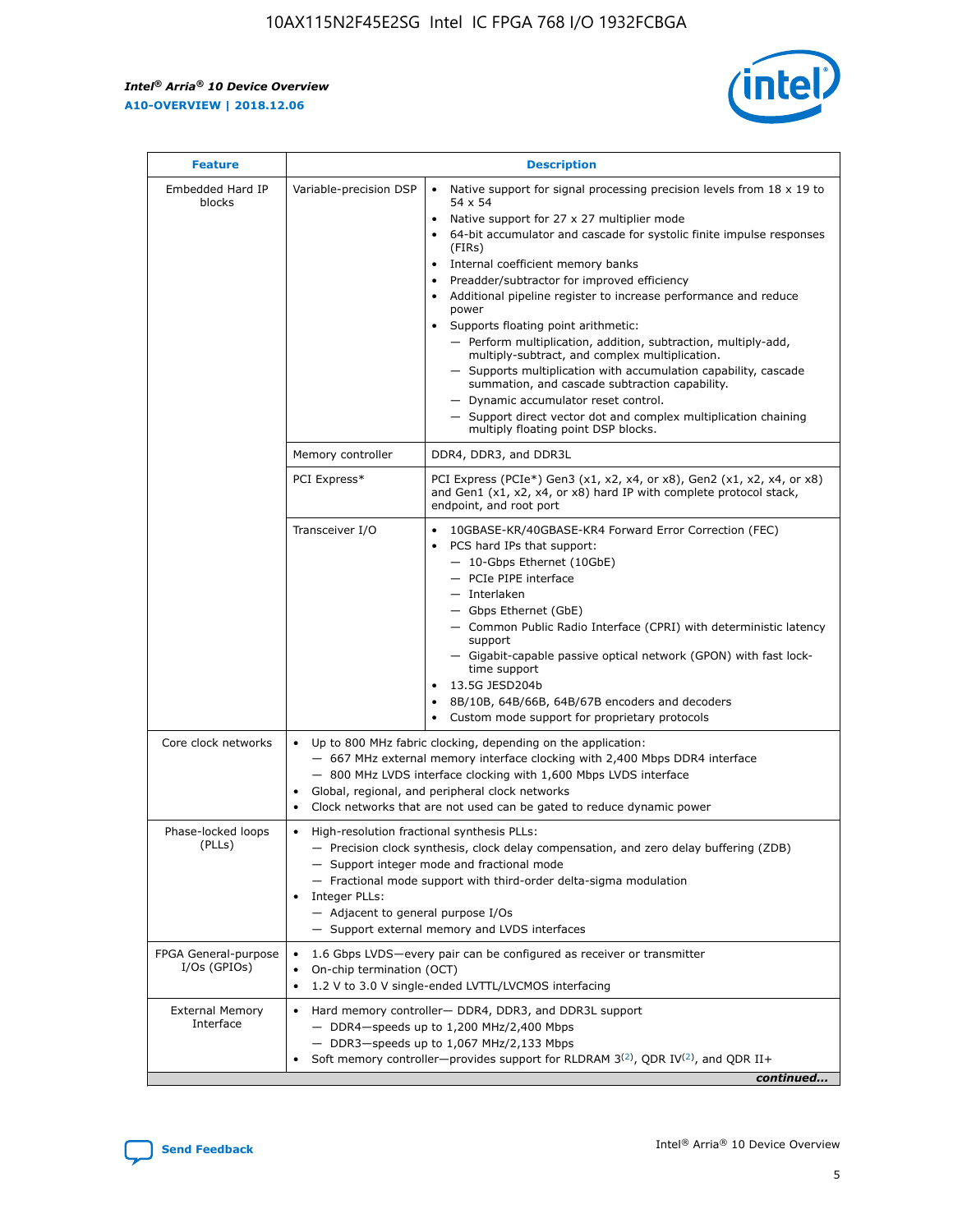| Feature | Description | |
|---|---|---|
| Embedded Hard IP blocks | Variable-precision DSP | • Native support for signal processing precision levels from 18 x 19 to 54 x 54<br>• Native support for 27 x 27 multiplier mode<br>• 64-bit accumulator and cascade for systolic finite impulse responses (FIRs)<br>• Internal coefficient memory banks<br>• Preadder/subtractor for improved efficiency<br>• Additional pipeline register to increase performance and reduce power<br>• Supports floating point arithmetic:<br>— Perform multiplication, addition, subtraction, multiply-add, multiply-subtract, and complex multiplication.<br>— Supports multiplication with accumulation capability, cascade summation, and cascade subtraction capability.<br>— Dynamic accumulator reset control.<br>— Support direct vector dot and complex multiplication chaining multiply floating point DSP blocks. |
| | Memory controller | DDR4, DDR3, and DDR3L |
| | PCI Express* | PCI Express (PCIe*) Gen3 (x1, x2, x4, or x8), Gen2 (x1, x2, x4, or x8) and Gen1 (x1, x2, x4, or x8) hard IP with complete protocol stack, endpoint, and root port |
| | Transceiver I/O | • 10GBASE-KR/40GBASE-KR4 Forward Error Correction (FEC)<br>• PCS hard IPs that support:<br>— 10-Gbps Ethernet (10GbE)<br>— PCIe PIPE interface<br>— Interlaken<br>— Gbps Ethernet (GbE)<br>— Common Public Radio Interface (CPRI) with deterministic latency support<br>— Gigabit-capable passive optical network (GPON) with fast lock-time support<br>• 13.5G JESD204b<br>• 8B/10B, 64B/66B, 64B/67B encoders and decoders<br>• Custom mode support for proprietary protocols |
| Core clock networks | • Up to 800 MHz fabric clocking, depending on the application:<br>— 667 MHz external memory interface clocking with 2,400 Mbps DDR4 interface<br>— 800 MHz LVDS interface clocking with 1,600 Mbps LVDS interface<br>• Global, regional, and peripheral clock networks<br>• Clock networks that are not used can be gated to reduce dynamic power | |
| Phase-locked loops (PLLs) | • High-resolution fractional synthesis PLLs:<br>— Precision clock synthesis, clock delay compensation, and zero delay buffering (ZDB)<br>— Support integer mode and fractional mode<br>— Fractional mode support with third-order delta-sigma modulation<br>• Integer PLLs:<br>— Adjacent to general purpose I/Os<br>— Support external memory and LVDS interfaces | |
| FPGA General-purpose I/Os (GPIOs) | • 1.6 Gbps LVDS—every pair can be configured as receiver or transmitter<br>• On-chip termination (OCT)<br>• 1.2 V to 3.0 V single-ended LVTTL/LVCMOS interfacing | |
| External Memory Interface | • Hard memory controller— DDR4, DDR3, and DDR3L support<br>— DDR4—speeds up to 1,200 MHz/2,400 Mbps<br>— DDR3—speeds up to 1,067 MHz/2,133 Mbps<br>• Soft memory controller—provides support for RLDRAM 3[(2)], QDR IV[(2)], and QDR II+ | |

*continued...*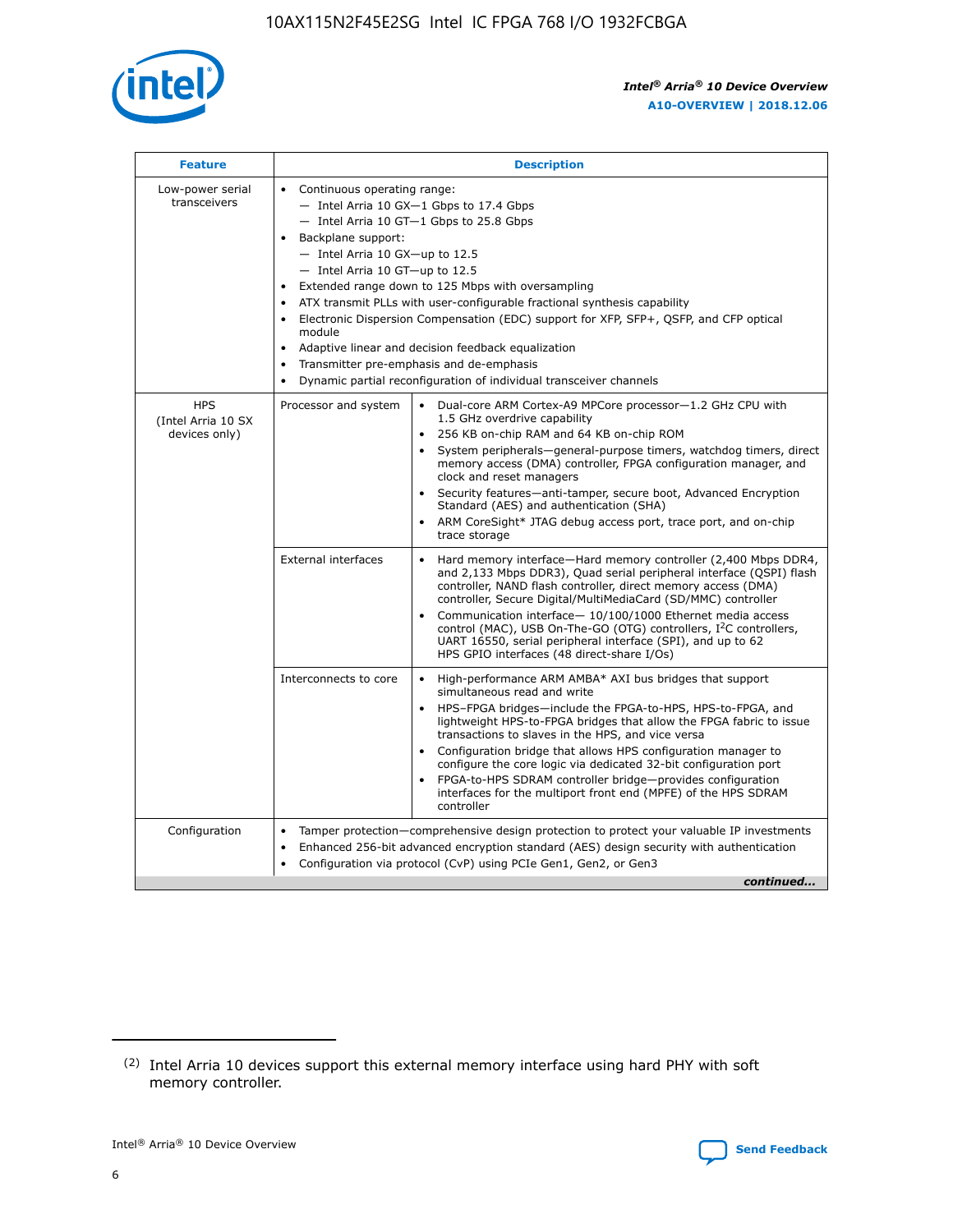| Feature | Description | |
|---|---|---|
| Low-power serial transceivers | • Continuous operating range:<br>— Intel Arria 10 GX—1 Gbps to 17.4 Gbps<br>— Intel Arria 10 GT—1 Gbps to 25.8 Gbps<br>• Backplane support:<br>— Intel Arria 10 GX—up to 12.5<br>— Intel Arria 10 GT—up to 12.5<br>• Extended range down to 125 Mbps with oversampling<br>• ATX transmit PLLs with user-configurable fractional synthesis capability<br>• Electronic Dispersion Compensation (EDC) support for XFP, SFP+, QSFP, and CFP optical module<br>• Adaptive linear and decision feedback equalization<br>• Transmitter pre-emphasis and de-emphasis<br>• Dynamic partial reconfiguration of individual transceiver channels | |
| HPS (Intel Arria 10 SX devices only) | Processor and system | • Dual-core ARM Cortex-A9 MPCore processor—1.2 GHz CPU with 1.5 GHz overdrive capability<br>• 256 KB on-chip RAM and 64 KB on-chip ROM<br>• System peripherals—general-purpose timers, watchdog timers, direct memory access (DMA) controller, FPGA configuration manager, and clock and reset managers<br>• Security features—anti-tamper, secure boot, Advanced Encryption Standard (AES) and authentication (SHA)<br>• ARM CoreSight* JTAG debug access port, trace port, and on-chip trace storage |
| | External interfaces | • Hard memory interface—Hard memory controller (2,400 Mbps DDR4, and 2,133 Mbps DDR3), Quad serial peripheral interface (QSPI) flash controller, NAND flash controller, direct memory access (DMA) controller, Secure Digital/MultiMediaCard (SD/MMC) controller<br>• Communication interface— 10/100/1000 Ethernet media access control (MAC), USB On-The-GO (OTG) controllers, I²C controllers, UART 16550, serial peripheral interface (SPI), and up to 62 HPS GPIO interfaces (48 direct-share I/Os) |
| | Interconnects to core | • High-performance ARM AMBA* AXI bus bridges that support simultaneous read and write<br>• HPS–FPGA bridges—include the FPGA-to-HPS, HPS-to-FPGA, and lightweight HPS-to-FPGA bridges that allow the FPGA fabric to issue transactions to slaves in the HPS, and vice versa<br>• Configuration bridge that allows HPS configuration manager to configure the core logic via dedicated 32-bit configuration port<br>• FPGA-to-HPS SDRAM controller bridge—provides configuration interfaces for the multiport front end (MPFE) of the HPS SDRAM controller |
| Configuration | • Tamper protection—comprehensive design protection to protect your valuable IP investments<br>• Enhanced 256-bit advanced encryption standard (AES) design security with authentication<br>• Configuration via protocol (CvP) using PCIe Gen1, Gen2, or Gen3 | |

*continued...*

(2) Intel Arria 10 devices support this external memory interface using hard PHY with soft memory controller.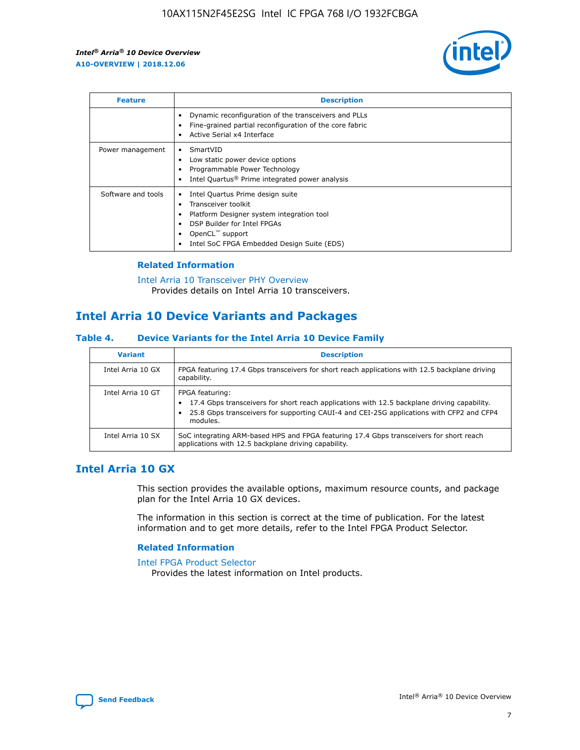| Feature | Description |
| --- | --- |
| | • Dynamic reconfiguration of the transceivers and PLLs<br>• Fine-grained partial reconfiguration of the core fabric<br>• Active Serial x4 Interface |
| Power management | • SmartVID<br>• Low static power device options<br>• Programmable Power Technology<br>• Intel Quartus® Prime integrated power analysis |
| Software and tools | • Intel Quartus Prime design suite<br>• Transceiver toolkit<br>• Platform Designer system integration tool<br>• DSP Builder for Intel FPGAs<br>• OpenCL™ support<br>• Intel SoC FPGA Embedded Design Suite (EDS) |

### Related Information

Intel Arria 10 Transceiver PHY Overview
Provides details on Intel Arria 10 transceivers.

## Intel Arria 10 Device Variants and Packages

### Table 4. Device Variants for the Intel Arria 10 Device Family

| Variant | Description |
| --- | --- |
| Intel Arria 10 GX | FPGA featuring 17.4 Gbps transceivers for short reach applications with 12.5 backplane driving capability. |
| Intel Arria 10 GT | FPGA featuring:<br>• 17.4 Gbps transceivers for short reach applications with 12.5 backplane driving capability.<br>• 25.8 Gbps transceivers for supporting CAUI-4 and CEI-25G applications with CFP2 and CFP4 modules. |
| Intel Arria 10 SX | SoC integrating ARM-based HPS and FPGA featuring 17.4 Gbps transceivers for short reach applications with 12.5 backplane driving capability. |

## Intel Arria 10 GX

This section provides the available options, maximum resource counts, and package plan for the Intel Arria 10 GX devices.

The information in this section is correct at the time of publication. For the latest information and to get more details, refer to the Intel FPGA Product Selector.

### Related Information

Intel FPGA Product Selector
Provides the latest information on Intel products.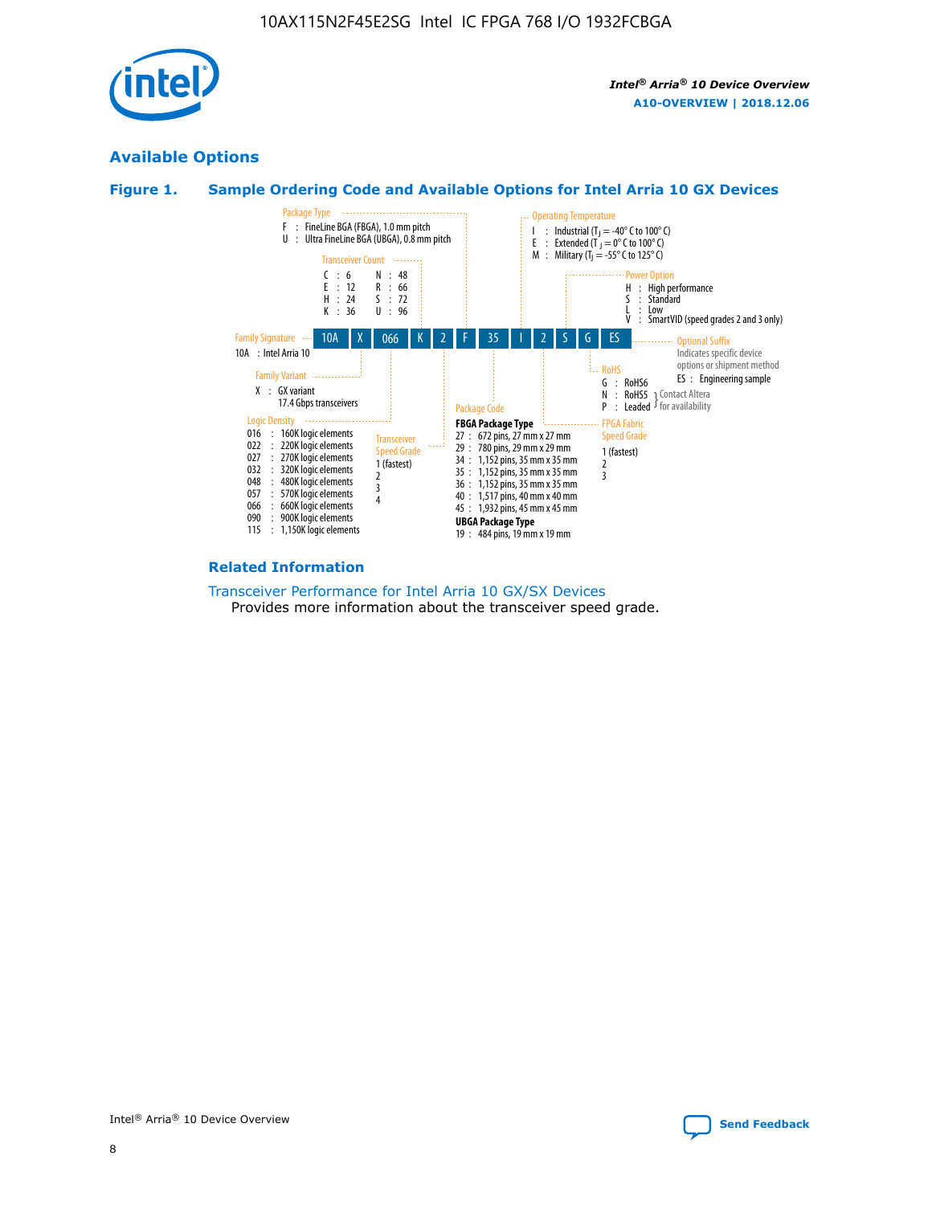## Available Options

### Figure 1. Sample Ordering Code and Available Options for Intel Arria 10 GX Devices

Ordering code: 10A X 066 K 2 F 35 I 2 S G ES

**Family Signature**
10A : Intel Arria 10

**Family Variant**
X : GX variant
17.4 Gbps transceivers

**Logic Density**
016 : 160K logic elements
022 : 220K logic elements
027 : 270K logic elements
032 : 320K logic elements
048 : 480K logic elements
057 : 570K logic elements
066 : 660K logic elements
090 : 900K logic elements
115 : 1,150K logic elements

**Transceiver Count**
C : 6
E : 12
H : 24
K : 36
N : 48
R : 66
S : 72
U : 96

**Transceiver Speed Grade**
1 (fastest)
2
3
4

**Package Type**
F : FineLine BGA (FBGA), 1.0 mm pitch
U : Ultra FineLine BGA (UBGA), 0.8 mm pitch

**Package Code**

**FBGA Package Type**
27 : 672 pins, 27 mm x 27 mm
29 : 780 pins, 29 mm x 29 mm
34 : 1,152 pins, 35 mm x 35 mm
35 : 1,152 pins, 35 mm x 35 mm
36 : 1,152 pins, 35 mm x 35 mm
40 : 1,517 pins, 40 mm x 40 mm
45 : 1,932 pins, 45 mm x 45 mm

**UBGA Package Type**
19 : 484 pins, 19 mm x 19 mm

**Operating Temperature**
I : Industrial ($T_J$ = -40° C to 100° C)
E : Extended ($T_J$ = 0° C to 100° C)
M : Military ($T_J$ = -55° C to 125° C)

**FPGA Fabric Speed Grade**
1 (fastest)
2
3

**Power Option**
H : High performance
S : Standard
L : Low
V : SmartVID (speed grades 2 and 3 only)

**RoHS**
G : RoHS6
N : RoHS5 (Contact Altera for availability)
P : Leaded (Contact Altera for availability)

**Optional Suffix**
Indicates specific device options or shipment method
ES : Engineering sample

### Related Information

Transceiver Performance for Intel Arria 10 GX/SX Devices
Provides more information about the transceiver speed grade.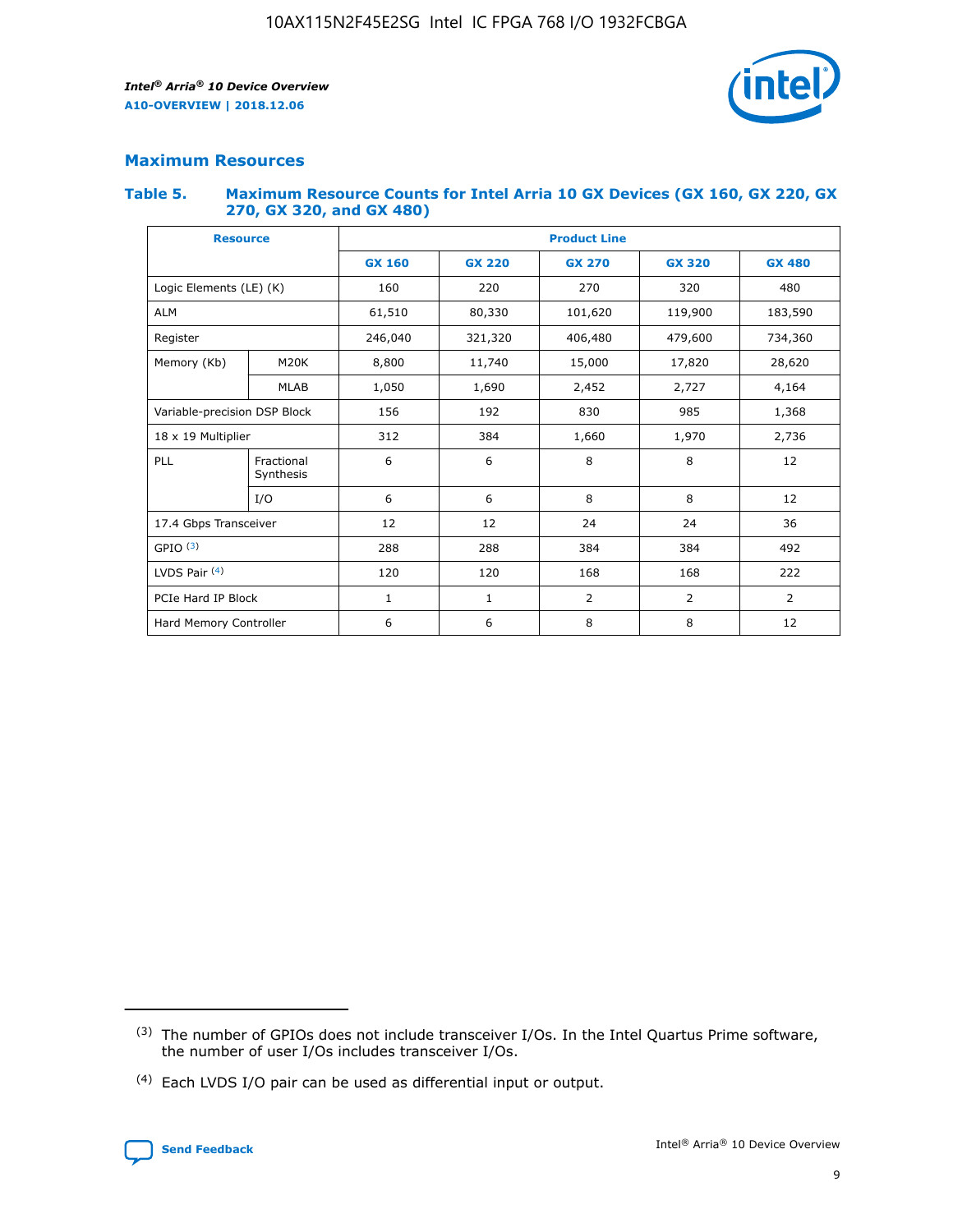## Maximum Resources

### Table 5. Maximum Resource Counts for Intel Arria 10 GX Devices (GX 160, GX 220, GX 270, GX 320, and GX 480)

| Resource | | Product Line | | | | |
|---|---|---|---|---|---|---|
| | | GX 160 | GX 220 | GX 270 | GX 320 | GX 480 |
| Logic Elements (LE) (K) | | 160 | 220 | 270 | 320 | 480 |
| ALM | | 61,510 | 80,330 | 101,620 | 119,900 | 183,590 |
| Register | | 246,040 | 321,320 | 406,480 | 479,600 | 734,360 |
| Memory (Kb) | M20K | 8,800 | 11,740 | 15,000 | 17,820 | 28,620 |
| | MLAB | 1,050 | 1,690 | 2,452 | 2,727 | 4,164 |
| Variable-precision DSP Block | | 156 | 192 | 830 | 985 | 1,368 |
| 18 x 19 Multiplier | | 312 | 384 | 1,660 | 1,970 | 2,736 |
| PLL | Fractional Synthesis | 6 | 6 | 8 | 8 | 12 |
| | I/O | 6 | 6 | 8 | 8 | 12 |
| 17.4 Gbps Transceiver | | 12 | 12 | 24 | 24 | 36 |
| GPIO [3] | | 288 | 288 | 384 | 384 | 492 |
| LVDS Pair [4] | | 120 | 120 | 168 | 168 | 222 |
| PCIe Hard IP Block | | 1 | 1 | 2 | 2 | 2 |
| Hard Memory Controller | | 6 | 6 | 8 | 8 | 12 |

[3] The number of GPIOs does not include transceiver I/Os. In the Intel Quartus Prime software, the number of user I/Os includes transceiver I/Os.

[4] Each LVDS I/O pair can be used as differential input or output.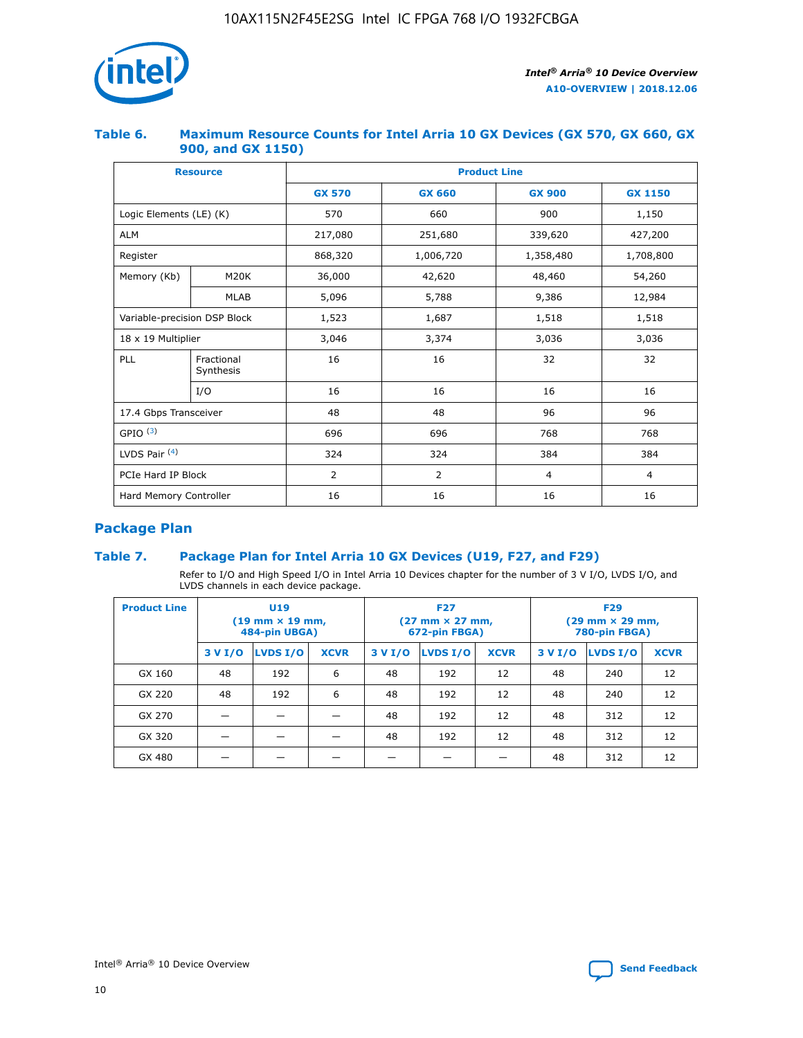### Table 6. Maximum Resource Counts for Intel Arria 10 GX Devices (GX 570, GX 660, GX 900, and GX 1150)

| Resource | | Product Line | | | |
|---|---|---|---|---|---|
| | | GX 570 | GX 660 | GX 900 | GX 1150 |
| Logic Elements (LE) (K) | | 570 | 660 | 900 | 1,150 |
| ALM | | 217,080 | 251,680 | 339,620 | 427,200 |
| Register | | 868,320 | 1,006,720 | 1,358,480 | 1,708,800 |
| Memory (Kb) | M20K | 36,000 | 42,620 | 48,460 | 54,260 |
| | MLAB | 5,096 | 5,788 | 9,386 | 12,984 |
| Variable-precision DSP Block | | 1,523 | 1,687 | 1,518 | 1,518 |
| 18 x 19 Multiplier | | 3,046 | 3,374 | 3,036 | 3,036 |
| PLL | Fractional Synthesis | 16 | 16 | 32 | 32 |
| | I/O | 16 | 16 | 16 | 16 |
| 17.4 Gbps Transceiver | | 48 | 48 | 96 | 96 |
| GPIO [(3)] | | 696 | 696 | 768 | 768 |
| LVDS Pair [(4)] | | 324 | 324 | 384 | 384 |
| PCIe Hard IP Block | | 2 | 2 | 4 | 4 |
| Hard Memory Controller | | 16 | 16 | 16 | 16 |

## Package Plan

### Table 7. Package Plan for Intel Arria 10 GX Devices (U19, F27, and F29)

Refer to I/O and High Speed I/O in Intel Arria 10 Devices chapter for the number of 3 V I/O, LVDS I/O, and LVDS channels in each device package.

| Product Line | U19 (19 mm × 19 mm, 484-pin UBGA) | | | F27 (27 mm × 27 mm, 672-pin FBGA) | | | F29 (29 mm × 29 mm, 780-pin FBGA) | | |
|---|---|---|---|---|---|---|---|---|---|
| | 3 V I/O | LVDS I/O | XCVR | 3 V I/O | LVDS I/O | XCVR | 3 V I/O | LVDS I/O | XCVR |
| GX 160 | 48 | 192 | 6 | 48 | 192 | 12 | 48 | 240 | 12 |
| GX 220 | 48 | 192 | 6 | 48 | 192 | 12 | 48 | 240 | 12 |
| GX 270 | — | — | — | 48 | 192 | 12 | 48 | 312 | 12 |
| GX 320 | — | — | — | 48 | 192 | 12 | 48 | 312 | 12 |
| GX 480 | — | — | — | — | — | — | 48 | 312 | 12 |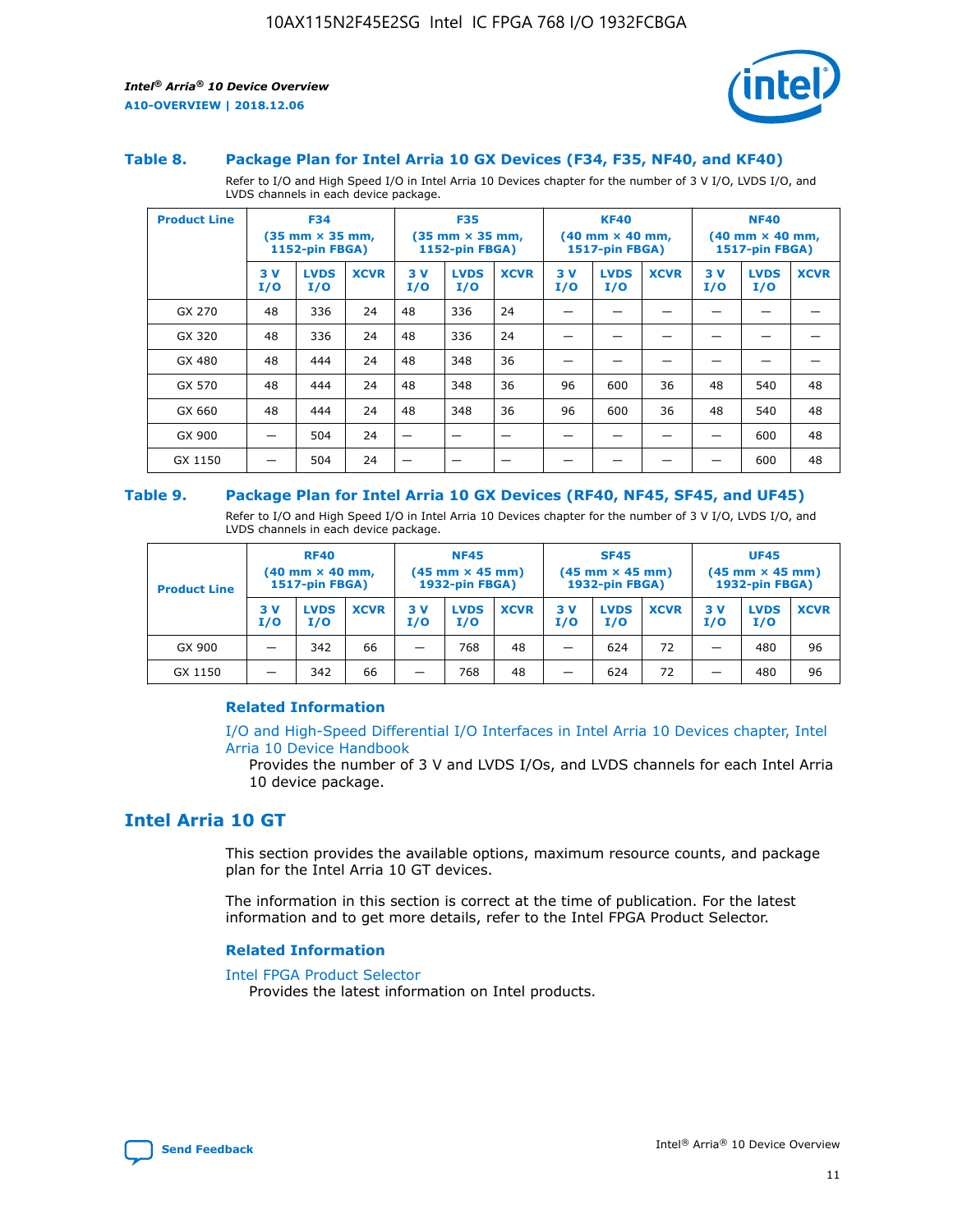### Table 8. Package Plan for Intel Arria 10 GX Devices (F34, F35, NF40, and KF40)

Refer to I/O and High Speed I/O in Intel Arria 10 Devices chapter for the number of 3 V I/O, LVDS I/O, and LVDS channels in each device package.

| Product Line | F34 (35 mm × 35 mm, 1152-pin FBGA) | | | F35 (35 mm × 35 mm, 1152-pin FBGA) | | | KF40 (40 mm × 40 mm, 1517-pin FBGA) | | | NF40 (40 mm × 40 mm, 1517-pin FBGA) | | |
|---|---|---|---|---|---|---|---|---|---|---|---|---|
| | 3 V I/O | LVDS I/O | XCVR | 3 V I/O | LVDS I/O | XCVR | 3 V I/O | LVDS I/O | XCVR | 3 V I/O | LVDS I/O | XCVR |
| GX 270 | 48 | 336 | 24 | 48 | 336 | 24 | — | — | — | — | — | — |
| GX 320 | 48 | 336 | 24 | 48 | 336 | 24 | — | — | — | — | — | — |
| GX 480 | 48 | 444 | 24 | 48 | 348 | 36 | — | — | — | — | — | — |
| GX 570 | 48 | 444 | 24 | 48 | 348 | 36 | 96 | 600 | 36 | 48 | 540 | 48 |
| GX 660 | 48 | 444 | 24 | 48 | 348 | 36 | 96 | 600 | 36 | 48 | 540 | 48 |
| GX 900 | — | 504 | 24 | — | — | — | — | — | — | — | 600 | 48 |
| GX 1150 | — | 504 | 24 | — | — | — | — | — | — | — | 600 | 48 |

### Table 9. Package Plan for Intel Arria 10 GX Devices (RF40, NF45, SF45, and UF45)

Refer to I/O and High Speed I/O in Intel Arria 10 Devices chapter for the number of 3 V I/O, LVDS I/O, and LVDS channels in each device package.

| Product Line | RF40 (40 mm × 40 mm, 1517-pin FBGA) | | | NF45 (45 mm × 45 mm) 1932-pin FBGA) | | | SF45 (45 mm × 45 mm) 1932-pin FBGA) | | | UF45 (45 mm × 45 mm) 1932-pin FBGA) | | |
|---|---|---|---|---|---|---|---|---|---|---|---|---|
| | 3 V I/O | LVDS I/O | XCVR | 3 V I/O | LVDS I/O | XCVR | 3 V I/O | LVDS I/O | XCVR | 3 V I/O | LVDS I/O | XCVR |
| GX 900 | — | 342 | 66 | — | 768 | 48 | — | 624 | 72 | — | 480 | 96 |
| GX 1150 | — | 342 | 66 | — | 768 | 48 | — | 624 | 72 | — | 480 | 96 |

#### Related Information

I/O and High-Speed Differential I/O Interfaces in Intel Arria 10 Devices chapter, Intel Arria 10 Device Handbook
Provides the number of 3 V and LVDS I/Os, and LVDS channels for each Intel Arria 10 device package.

## Intel Arria 10 GT

This section provides the available options, maximum resource counts, and package plan for the Intel Arria 10 GT devices.

The information in this section is correct at the time of publication. For the latest information and to get more details, refer to the Intel FPGA Product Selector.

#### Related Information

Intel FPGA Product Selector
Provides the latest information on Intel products.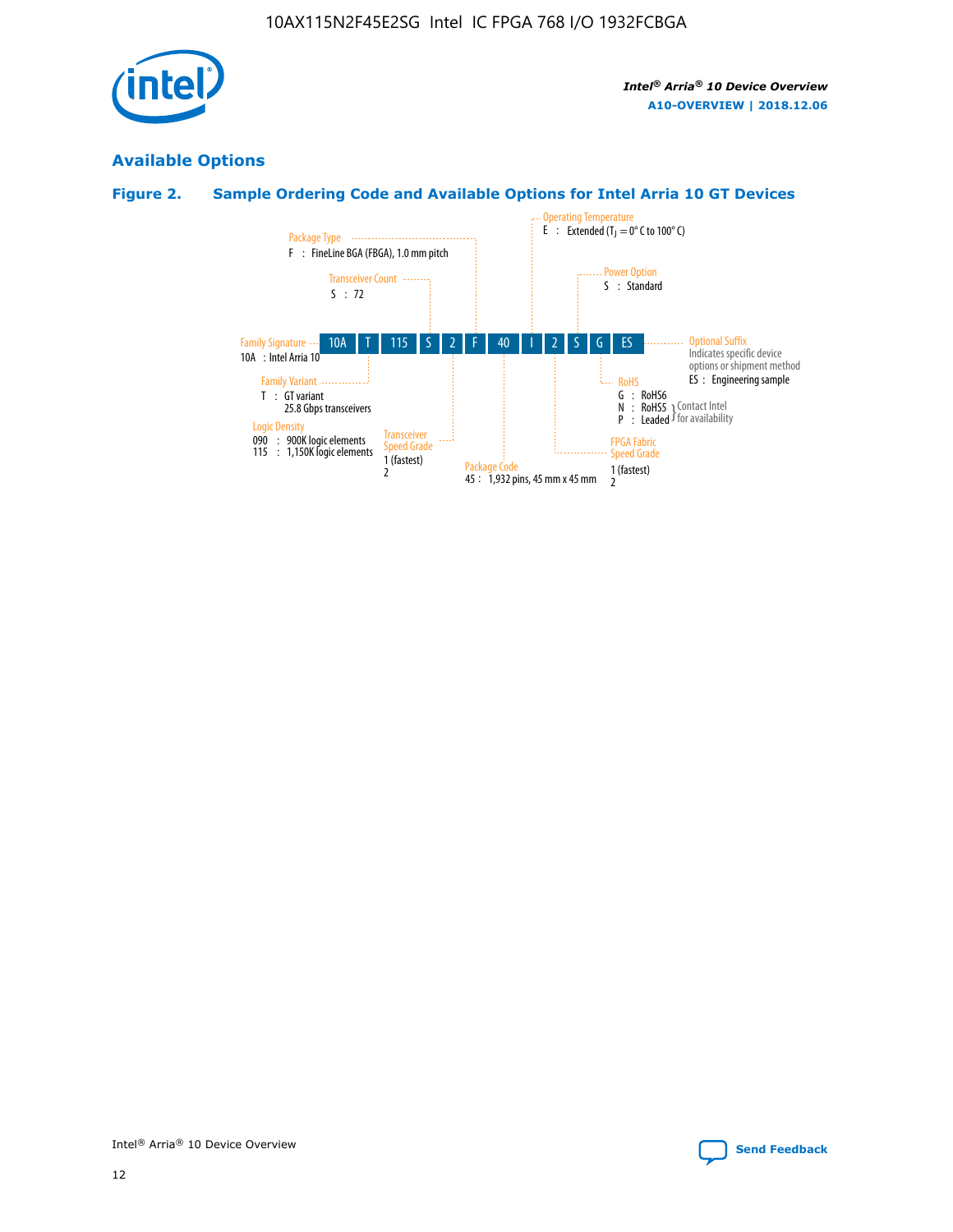## Available Options

### Figure 2. Sample Ordering Code and Available Options for Intel Arria 10 GT Devices

| Field | Code | Options |
|---|---|---|
| Family Signature | 10A | 10A : Intel Arria 10 |
| Family Variant | T | T : GT variant, 25.8 Gbps transceivers |
| Logic Density | 115 | 090 : 900K logic elements; 115 : 1,150K logic elements |
| Transceiver Count | S | S : 72 |
| Transceiver Speed Grade | 2 | 1 (fastest); 2 |
| Package Type | F | F : FineLine BGA (FBGA), 1.0 mm pitch |
| Package Code | 40 | 45 : 1,932 pins, 45 mm x 45 mm |
| Operating Temperature | I | E : Extended ($T_J$ = 0° C to 100° C) |
| FPGA Fabric Speed Grade | 2 | 1 (fastest); 2 |
| Power Option | S | S : Standard |
| RoHS | G | G : RoHS6; N : RoHS5 (Contact Intel for availability); P : Leaded (Contact Intel for availability) |
| Optional Suffix | ES | Indicates specific device options or shipment method. ES : Engineering sample |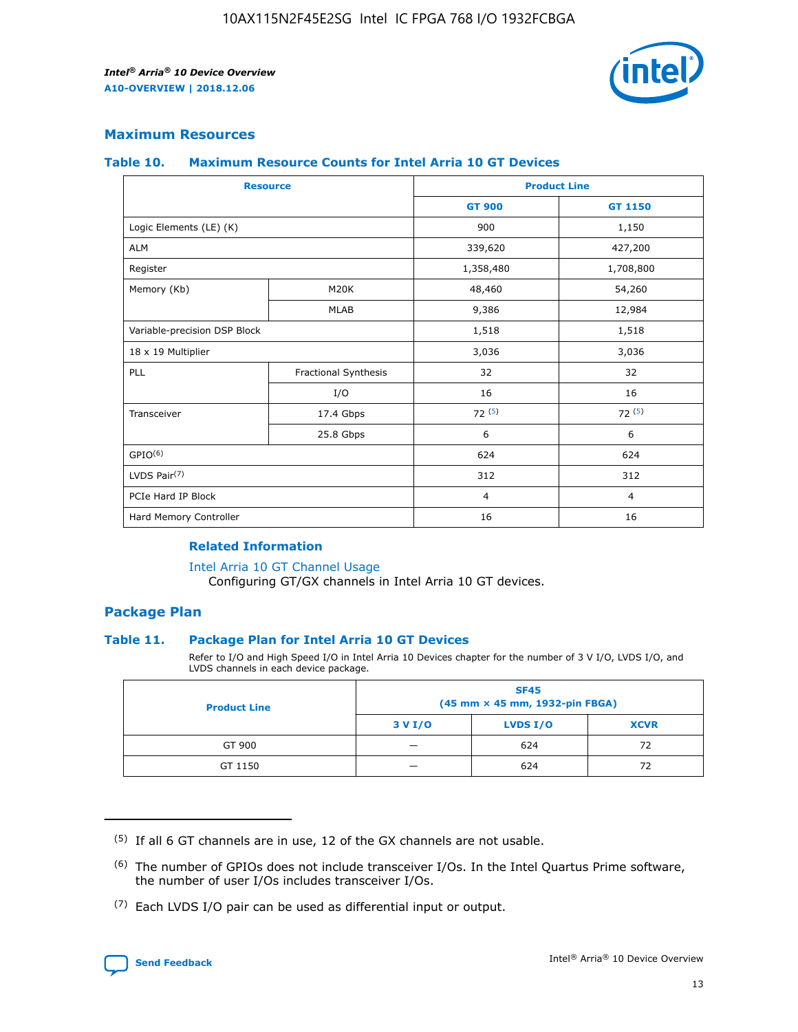## Maximum Resources

### Table 10. Maximum Resource Counts for Intel Arria 10 GT Devices

| Resource | | Product Line | |
|---|---|---|---|
| | | GT 900 | GT 1150 |
| Logic Elements (LE) (K) | | 900 | 1,150 |
| ALM | | 339,620 | 427,200 |
| Register | | 1,358,480 | 1,708,800 |
| Memory (Kb) | M20K | 48,460 | 54,260 |
| | MLAB | 9,386 | 12,984 |
| Variable-precision DSP Block | | 1,518 | 1,518 |
| 18 x 19 Multiplier | | 3,036 | 3,036 |
| PLL | Fractional Synthesis | 32 | 32 |
| | I/O | 16 | 16 |
| Transceiver | 17.4 Gbps | 72 [5] | 72 [5] |
| | 25.8 Gbps | 6 | 6 |
| GPIO[6] | | 624 | 624 |
| LVDS Pair[7] | | 312 | 312 |
| PCIe Hard IP Block | | 4 | 4 |
| Hard Memory Controller | | 16 | 16 |

#### Related Information

Intel Arria 10 GT Channel Usage
Configuring GT/GX channels in Intel Arria 10 GT devices.

## Package Plan

### Table 11. Package Plan for Intel Arria 10 GT Devices

Refer to I/O and High Speed I/O in Intel Arria 10 Devices chapter for the number of 3 V I/O, LVDS I/O, and LVDS channels in each device package.

| Product Line | SF45 (45 mm × 45 mm, 1932-pin FBGA) | | |
|---|---|---|---|
| | 3 V I/O | LVDS I/O | XCVR |
| GT 900 | — | 624 | 72 |
| GT 1150 | — | 624 | 72 |

---

(5) If all 6 GT channels are in use, 12 of the GX channels are not usable.

(6) The number of GPIOs does not include transceiver I/Os. In the Intel Quartus Prime software, the number of user I/Os includes transceiver I/Os.

(7) Each LVDS I/O pair can be used as differential input or output.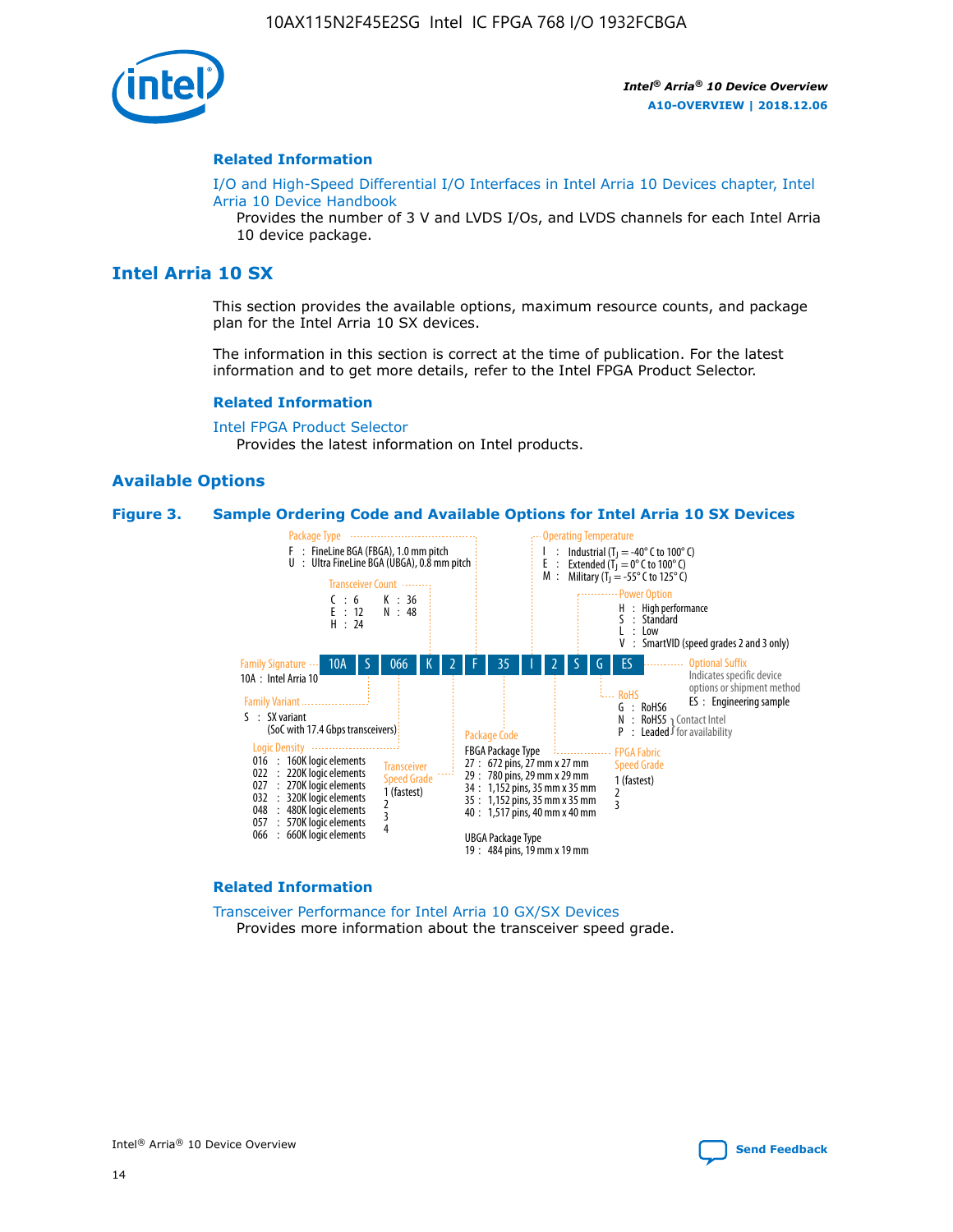## Related Information

I/O and High-Speed Differential I/O Interfaces in Intel Arria 10 Devices chapter, Intel Arria 10 Device Handbook

Provides the number of 3 V and LVDS I/Os, and LVDS channels for each Intel Arria 10 device package.

# Intel Arria 10 SX

This section provides the available options, maximum resource counts, and package plan for the Intel Arria 10 SX devices.

The information in this section is correct at the time of publication. For the latest information and to get more details, refer to the Intel FPGA Product Selector.

## Related Information

Intel FPGA Product Selector

Provides the latest information on Intel products.

## Available Options

**Figure 3. Sample Ordering Code and Available Options for Intel Arria 10 SX Devices**

Ordering code: 10A S 066 K 2 F 35 I 2 S G ES

- **Family Signature**
  - 10A : Intel Arria 10
- **Family Variant**
  - S : SX variant (SoC with 17.4 Gbps transceivers)
- **Logic Density**
  - 016 : 160K logic elements
  - 022 : 220K logic elements
  - 027 : 270K logic elements
  - 032 : 320K logic elements
  - 048 : 480K logic elements
  - 057 : 570K logic elements
  - 066 : 660K logic elements
- **Transceiver Count**
  - C : 6
  - E : 12
  - H : 24
  - K : 36
  - N : 48
- **Transceiver Speed Grade**
  - 1 (fastest)
  - 2
  - 3
  - 4
- **Package Type**
  - F : FineLine BGA (FBGA), 1.0 mm pitch
  - U : Ultra FineLine BGA (UBGA), 0.8 mm pitch
- **Package Code**
  - FBGA Package Type
    - 27 : 672 pins, 27 mm x 27 mm
    - 29 : 780 pins, 29 mm x 29 mm
    - 34 : 1,152 pins, 35 mm x 35 mm
    - 35 : 1,152 pins, 35 mm x 35 mm
    - 40 : 1,517 pins, 40 mm x 40 mm
  - UBGA Package Type
    - 19 : 484 pins, 19 mm x 19 mm
- **Operating Temperature**
  - I : Industrial ($T_J$ = -40° C to 100° C)
  - E : Extended ($T_J$ = 0° C to 100° C)
  - M : Military ($T_J$ = -55° C to 125° C)
- **FPGA Fabric Speed Grade**
  - 1 (fastest)
  - 2
  - 3
- **Power Option**
  - H : High performance
  - S : Standard
  - L : Low
  - V : SmartVID (speed grades 2 and 3 only)
- **RoHS**
  - G : RoHS6
  - N : RoHS5 (Contact Intel for availability)
  - P : Leaded (Contact Intel for availability)
- **Optional Suffix**
  - Indicates specific device options or shipment method
  - ES : Engineering sample

## Related Information

Transceiver Performance for Intel Arria 10 GX/SX Devices

Provides more information about the transceiver speed grade.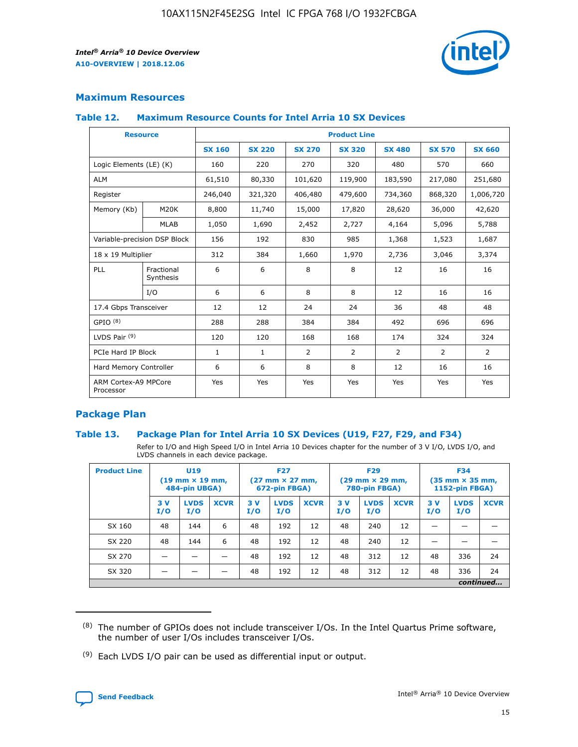## Maximum Resources

### Table 12. Maximum Resource Counts for Intel Arria 10 SX Devices

| Resource | | Product Line | | | | | | |
|---|---|---|---|---|---|---|---|---|
| | | SX 160 | SX 220 | SX 270 | SX 320 | SX 480 | SX 570 | SX 660 |
| Logic Elements (LE) (K) | | 160 | 220 | 270 | 320 | 480 | 570 | 660 |
| ALM | | 61,510 | 80,330 | 101,620 | 119,900 | 183,590 | 217,080 | 251,680 |
| Register | | 246,040 | 321,320 | 406,480 | 479,600 | 734,360 | 868,320 | 1,006,720 |
| Memory (Kb) | M20K | 8,800 | 11,740 | 15,000 | 17,820 | 28,620 | 36,000 | 42,620 |
| | MLAB | 1,050 | 1,690 | 2,452 | 2,727 | 4,164 | 5,096 | 5,788 |
| Variable-precision DSP Block | | 156 | 192 | 830 | 985 | 1,368 | 1,523 | 1,687 |
| 18 x 19 Multiplier | | 312 | 384 | 1,660 | 1,970 | 2,736 | 3,046 | 3,374 |
| PLL | Fractional Synthesis | 6 | 6 | 8 | 8 | 12 | 16 | 16 |
| | I/O | 6 | 6 | 8 | 8 | 12 | 16 | 16 |
| 17.4 Gbps Transceiver | | 12 | 12 | 24 | 24 | 36 | 48 | 48 |
| GPIO [8] | | 288 | 288 | 384 | 384 | 492 | 696 | 696 |
| LVDS Pair [9] | | 120 | 120 | 168 | 168 | 174 | 324 | 324 |
| PCIe Hard IP Block | | 1 | 1 | 2 | 2 | 2 | 2 | 2 |
| Hard Memory Controller | | 6 | 6 | 8 | 8 | 12 | 16 | 16 |
| ARM Cortex-A9 MPCore Processor | | Yes | Yes | Yes | Yes | Yes | Yes | Yes |

## Package Plan

### Table 13. Package Plan for Intel Arria 10 SX Devices (U19, F27, F29, and F34)

Refer to I/O and High Speed I/O in Intel Arria 10 Devices chapter for the number of 3 V I/O, LVDS I/O, and LVDS channels in each device package.

| Product Line | U19 (19 mm × 19 mm, 484-pin UBGA) | | | F27 (27 mm × 27 mm, 672-pin FBGA) | | | F29 (29 mm × 29 mm, 780-pin FBGA) | | | F34 (35 mm × 35 mm, 1152-pin FBGA) | | |
|---|---|---|---|---|---|---|---|---|---|---|---|---|
| | 3 V I/O | LVDS I/O | XCVR | 3 V I/O | LVDS I/O | XCVR | 3 V I/O | LVDS I/O | XCVR | 3 V I/O | LVDS I/O | XCVR |
| SX 160 | 48 | 144 | 6 | 48 | 192 | 12 | 48 | 240 | 12 | — | — | — |
| SX 220 | 48 | 144 | 6 | 48 | 192 | 12 | 48 | 240 | 12 | — | — | — |
| SX 270 | — | — | — | 48 | 192 | 12 | 48 | 312 | 12 | 48 | 336 | 24 |
| SX 320 | — | — | — | 48 | 192 | 12 | 48 | 312 | 12 | 48 | 336 | 24 |

*continued...*

(8) The number of GPIOs does not include transceiver I/Os. In the Intel Quartus Prime software, the number of user I/Os includes transceiver I/Os.

(9) Each LVDS I/O pair can be used as differential input or output.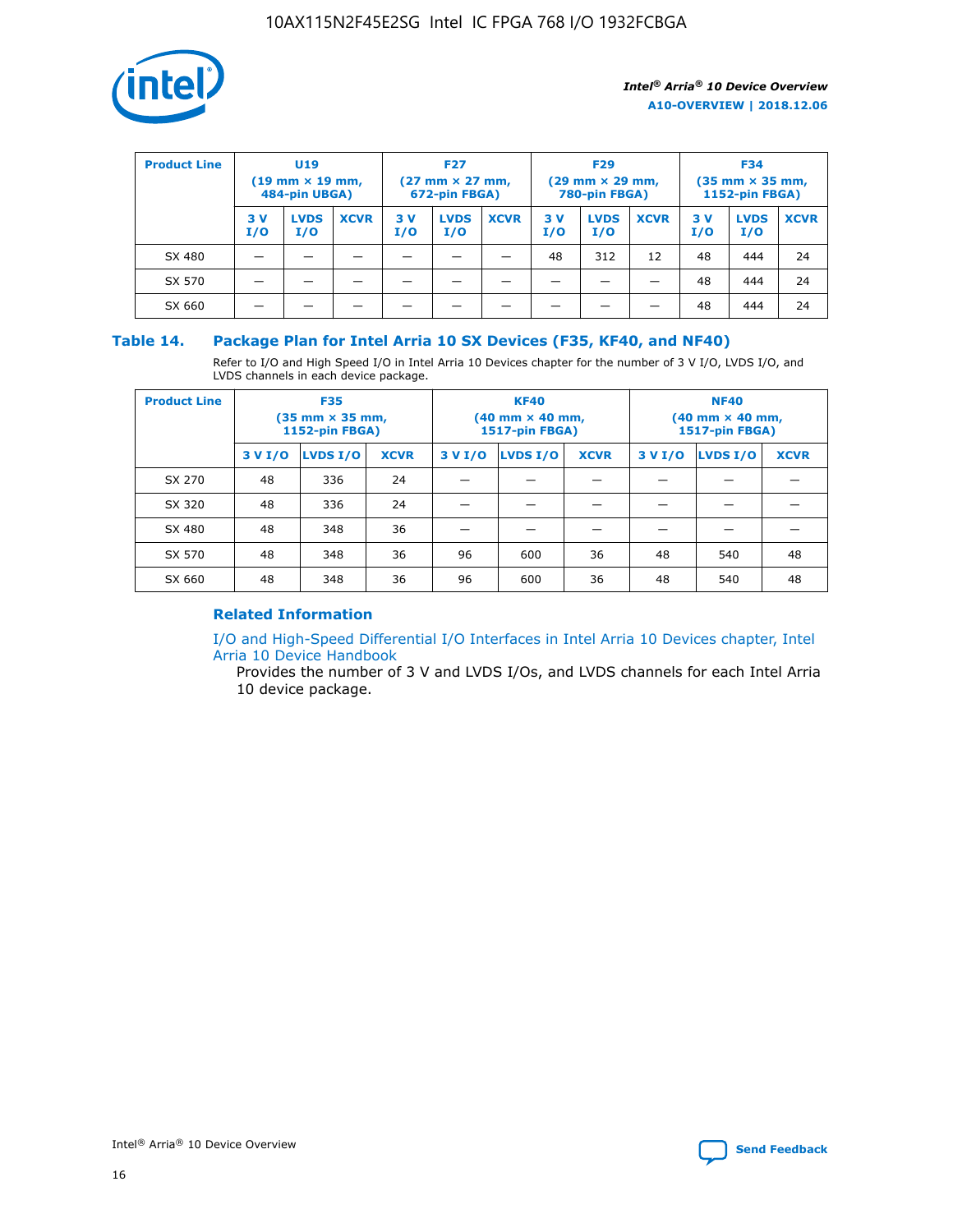| Product Line | U19 (19 mm × 19 mm, 484-pin UBGA) | | | F27 (27 mm × 27 mm, 672-pin FBGA) | | | F29 (29 mm × 29 mm, 780-pin FBGA) | | | F34 (35 mm × 35 mm, 1152-pin FBGA) | | |
|---|---|---|---|---|---|---|---|---|---|---|---|---|
| | 3 V I/O | LVDS I/O | XCVR | 3 V I/O | LVDS I/O | XCVR | 3 V I/O | LVDS I/O | XCVR | 3 V I/O | LVDS I/O | XCVR |
| SX 480 | — | — | — | — | — | — | 48 | 312 | 12 | 48 | 444 | 24 |
| SX 570 | — | — | — | — | — | — | — | — | — | 48 | 444 | 24 |
| SX 660 | — | — | — | — | — | — | — | — | — | 48 | 444 | 24 |

## Table 14. Package Plan for Intel Arria 10 SX Devices (F35, KF40, and NF40)

Refer to I/O and High Speed I/O in Intel Arria 10 Devices chapter for the number of 3 V I/O, LVDS I/O, and LVDS channels in each device package.

| Product Line | F35 (35 mm × 35 mm, 1152-pin FBGA) | | | KF40 (40 mm × 40 mm, 1517-pin FBGA) | | | NF40 (40 mm × 40 mm, 1517-pin FBGA) | | |
|---|---|---|---|---|---|---|---|---|---|
| | 3 V I/O | LVDS I/O | XCVR | 3 V I/O | LVDS I/O | XCVR | 3 V I/O | LVDS I/O | XCVR |
| SX 270 | 48 | 336 | 24 | — | — | — | — | — | — |
| SX 320 | 48 | 336 | 24 | — | — | — | — | — | — |
| SX 480 | 48 | 348 | 36 | — | — | — | — | — | — |
| SX 570 | 48 | 348 | 36 | 96 | 600 | 36 | 48 | 540 | 48 |
| SX 660 | 48 | 348 | 36 | 96 | 600 | 36 | 48 | 540 | 48 |

### Related Information

I/O and High-Speed Differential I/O Interfaces in Intel Arria 10 Devices chapter, Intel Arria 10 Device Handbook

Provides the number of 3 V and LVDS I/Os, and LVDS channels for each Intel Arria 10 device package.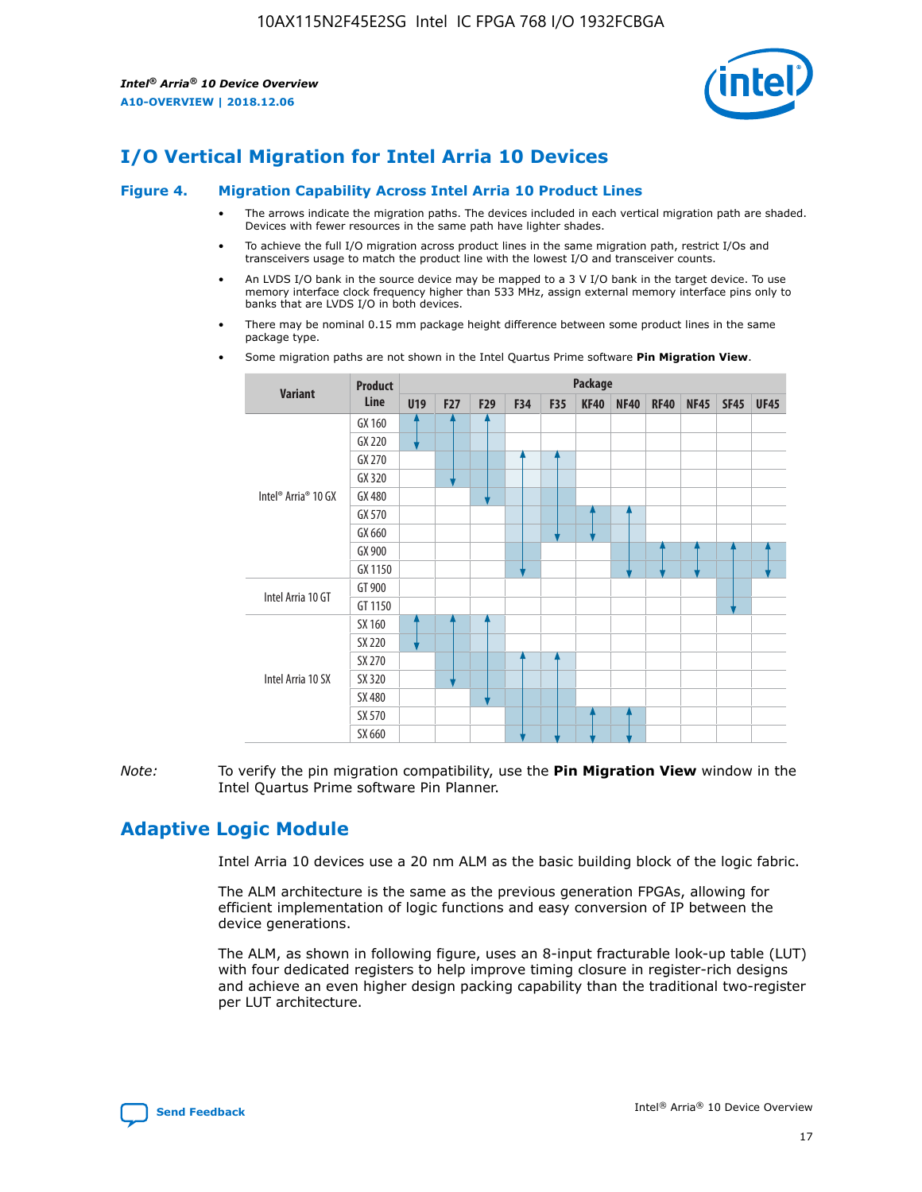# I/O Vertical Migration for Intel Arria 10 Devices

**Figure 4. Migration Capability Across Intel Arria 10 Product Lines**

- The arrows indicate the migration paths. The devices included in each vertical migration path are shaded. Devices with fewer resources in the same path have lighter shades.
- To achieve the full I/O migration across product lines in the same migration path, restrict I/Os and transceivers usage to match the product line with the lowest I/O and transceiver counts.
- An LVDS I/O bank in the source device may be mapped to a 3 V I/O bank in the target device. To use memory interface clock frequency higher than 533 MHz, assign external memory interface pins only to banks that are LVDS I/O in both devices.
- There may be nominal 0.15 mm package height difference between some product lines in the same package type.
- Some migration paths are not shown in the Intel Quartus Prime software **Pin Migration View**.

| Variant | Product Line | Package | | | | | | | | | | |
|---|---|---|---|---|---|---|---|---|---|---|---|---|
| | | U19 | F27 | F29 | F34 | F35 | KF40 | NF40 | RF40 | NF45 | SF45 | UF45 |
| Intel® Arria® 10 GX | GX 160 | | | | | | | | | | | |
| | GX 220 | | | | | | | | | | | |
| | GX 270 | | | | | | | | | | | |
| | GX 320 | | | | | | | | | | | |
| | GX 480 | | | | | | | | | | | |
| | GX 570 | | | | | | | | | | | |
| | GX 660 | | | | | | | | | | | |
| | GX 900 | | | | | | | | | | | |
| | GX 1150 | | | | | | | | | | | |
| Intel Arria 10 GT | GT 900 | | | | | | | | | | | |
| | GT 1150 | | | | | | | | | | | |
| Intel Arria 10 SX | SX 160 | | | | | | | | | | | |
| | SX 220 | | | | | | | | | | | |
| | SX 270 | | | | | | | | | | | |
| | SX 320 | | | | | | | | | | | |
| | SX 480 | | | | | | | | | | | |
| | SX 570 | | | | | | | | | | | |
| | SX 660 | | | | | | | | | | | |

*Note:* To verify the pin migration compatibility, use the **Pin Migration View** window in the Intel Quartus Prime software Pin Planner.

# Adaptive Logic Module

Intel Arria 10 devices use a 20 nm ALM as the basic building block of the logic fabric.

The ALM architecture is the same as the previous generation FPGAs, allowing for efficient implementation of logic functions and easy conversion of IP between the device generations.

The ALM, as shown in following figure, uses an 8-input fracturable look-up table (LUT) with four dedicated registers to help improve timing closure in register-rich designs and achieve an even higher design packing capability than the traditional two-register per LUT architecture.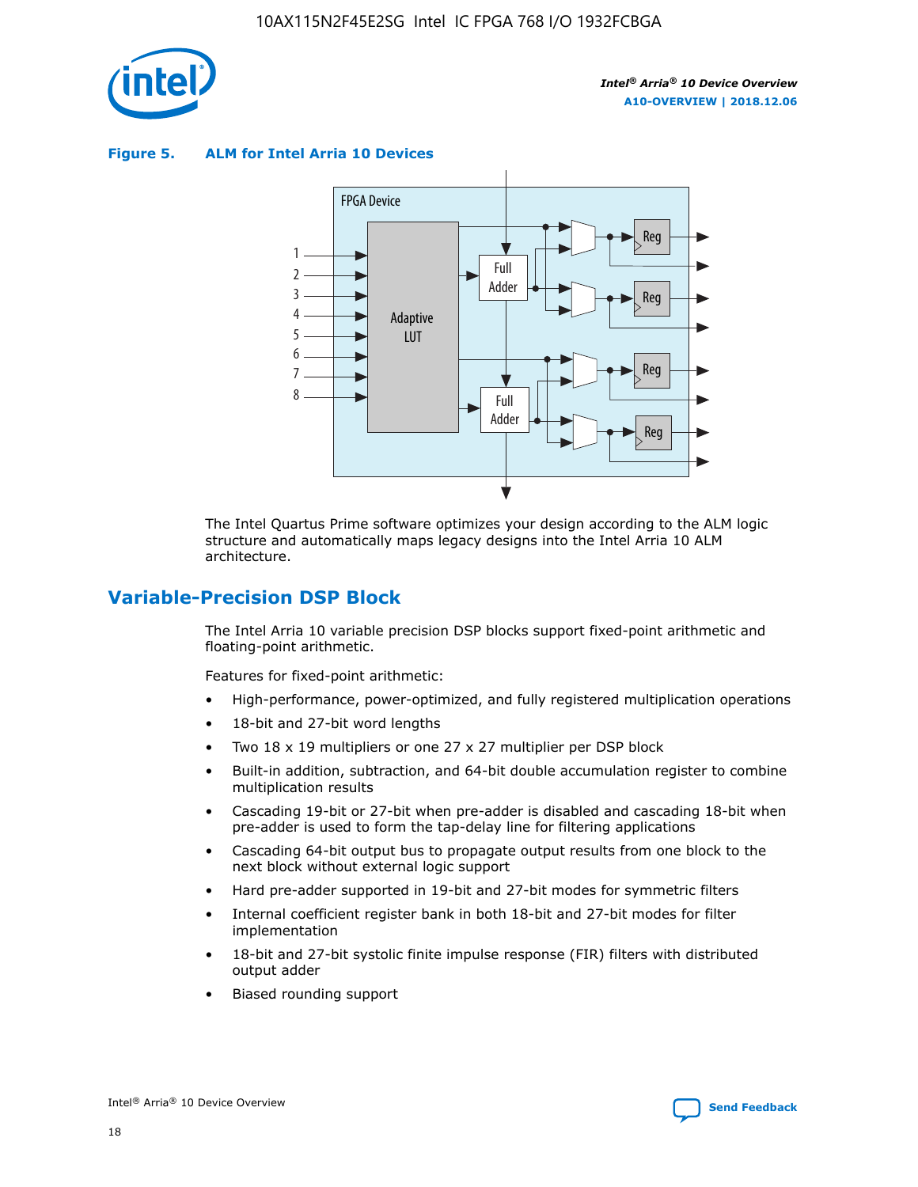**Figure 5. ALM for Intel Arria 10 Devices**

The Intel Quartus Prime software optimizes your design according to the ALM logic structure and automatically maps legacy designs into the Intel Arria 10 ALM architecture.

## Variable-Precision DSP Block

The Intel Arria 10 variable precision DSP blocks support fixed-point arithmetic and floating-point arithmetic.

Features for fixed-point arithmetic:

- High-performance, power-optimized, and fully registered multiplication operations
- 18-bit and 27-bit word lengths
- Two 18 x 19 multipliers or one 27 x 27 multiplier per DSP block
- Built-in addition, subtraction, and 64-bit double accumulation register to combine multiplication results
- Cascading 19-bit or 27-bit when pre-adder is disabled and cascading 18-bit when pre-adder is used to form the tap-delay line for filtering applications
- Cascading 64-bit output bus to propagate output results from one block to the next block without external logic support
- Hard pre-adder supported in 19-bit and 27-bit modes for symmetric filters
- Internal coefficient register bank in both 18-bit and 27-bit modes for filter implementation
- 18-bit and 27-bit systolic finite impulse response (FIR) filters with distributed output adder
- Biased rounding support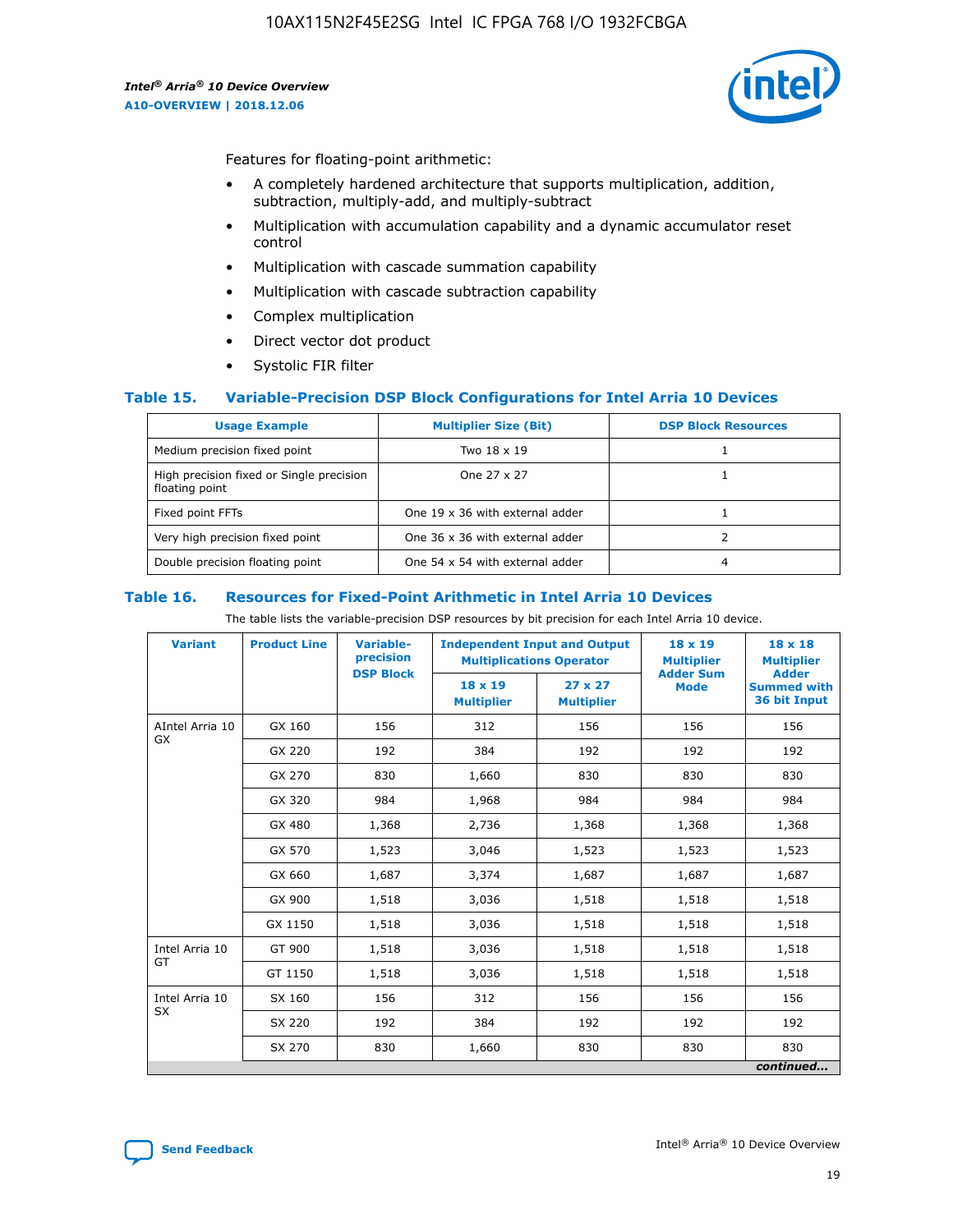Features for floating-point arithmetic:

- A completely hardened architecture that supports multiplication, addition, subtraction, multiply-add, and multiply-subtract
- Multiplication with accumulation capability and a dynamic accumulator reset control
- Multiplication with cascade summation capability
- Multiplication with cascade subtraction capability
- Complex multiplication
- Direct vector dot product
- Systolic FIR filter

### Table 15. Variable-Precision DSP Block Configurations for Intel Arria 10 Devices

| Usage Example | Multiplier Size (Bit) | DSP Block Resources |
|---|---|---|
| Medium precision fixed point | Two 18 x 19 | 1 |
| High precision fixed or Single precision floating point | One 27 x 27 | 1 |
| Fixed point FFTs | One 19 x 36 with external adder | 1 |
| Very high precision fixed point | One 36 x 36 with external adder | 2 |
| Double precision floating point | One 54 x 54 with external adder | 4 |

### Table 16. Resources for Fixed-Point Arithmetic in Intel Arria 10 Devices

The table lists the variable-precision DSP resources by bit precision for each Intel Arria 10 device.

| Variant | Product Line | Variable-precision DSP Block | Independent Input and Output Multiplications Operator | | 18 x 19 Multiplier Adder Sum Mode | 18 x 18 Multiplier Adder Summed with 36 bit Input |
|---|---|---|---|---|---|---|
| | | | 18 x 19 Multiplier | 27 x 27 Multiplier | | |
| AIntel Arria 10 GX | GX 160 | 156 | 312 | 156 | 156 | 156 |
| | GX 220 | 192 | 384 | 192 | 192 | 192 |
| | GX 270 | 830 | 1,660 | 830 | 830 | 830 |
| | GX 320 | 984 | 1,968 | 984 | 984 | 984 |
| | GX 480 | 1,368 | 2,736 | 1,368 | 1,368 | 1,368 |
| | GX 570 | 1,523 | 3,046 | 1,523 | 1,523 | 1,523 |
| | GX 660 | 1,687 | 3,374 | 1,687 | 1,687 | 1,687 |
| | GX 900 | 1,518 | 3,036 | 1,518 | 1,518 | 1,518 |
| | GX 1150 | 1,518 | 3,036 | 1,518 | 1,518 | 1,518 |
| Intel Arria 10 GT | GT 900 | 1,518 | 3,036 | 1,518 | 1,518 | 1,518 |
| | GT 1150 | 1,518 | 3,036 | 1,518 | 1,518 | 1,518 |
| Intel Arria 10 SX | SX 160 | 156 | 312 | 156 | 156 | 156 |
| | SX 220 | 192 | 384 | 192 | 192 | 192 |
| | SX 270 | 830 | 1,660 | 830 | 830 | 830 |

*continued...*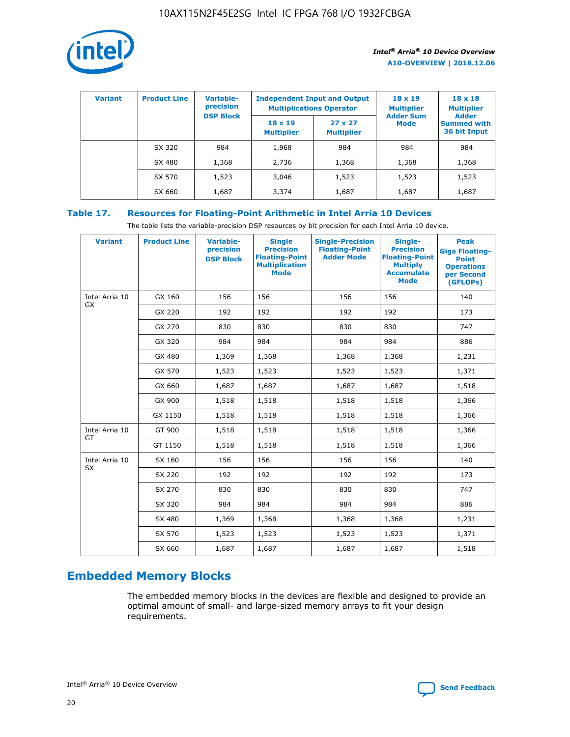| Variant | Product Line | Variable-precision DSP Block | Independent Input and Output Multiplications Operator | | 18 x 19 Multiplier Adder Sum Mode | 18 x 18 Multiplier Adder Summed with 36 bit Input |
|---|---|---|---|---|---|---|
| | | | 18 x 19 Multiplier | 27 x 27 Multiplier | | |
| | SX 320 | 984 | 1,968 | 984 | 984 | 984 |
| | SX 480 | 1,368 | 2,736 | 1,368 | 1,368 | 1,368 |
| | SX 570 | 1,523 | 3,046 | 1,523 | 1,523 | 1,523 |
| | SX 660 | 1,687 | 3,374 | 1,687 | 1,687 | 1,687 |

## Table 17. Resources for Floating-Point Arithmetic in Intel Arria 10 Devices

The table lists the variable-precision DSP resources by bit precision for each Intel Arria 10 device.

| Variant | Product Line | Variable-precision DSP Block | Single Precision Floating-Point Multiplication Mode | Single-Precision Floating-Point Adder Mode | Single-Precision Floating-Point Multiply Accumulate Mode | Peak Giga Floating-Point Operations per Second (GFLOPs) |
|---|---|---|---|---|---|---|
| Intel Arria 10 GX | GX 160 | 156 | 156 | 156 | 156 | 140 |
| | GX 220 | 192 | 192 | 192 | 192 | 173 |
| | GX 270 | 830 | 830 | 830 | 830 | 747 |
| | GX 320 | 984 | 984 | 984 | 984 | 886 |
| | GX 480 | 1,369 | 1,368 | 1,368 | 1,368 | 1,231 |
| | GX 570 | 1,523 | 1,523 | 1,523 | 1,523 | 1,371 |
| | GX 660 | 1,687 | 1,687 | 1,687 | 1,687 | 1,518 |
| | GX 900 | 1,518 | 1,518 | 1,518 | 1,518 | 1,366 |
| | GX 1150 | 1,518 | 1,518 | 1,518 | 1,518 | 1,366 |
| Intel Arria 10 GT | GT 900 | 1,518 | 1,518 | 1,518 | 1,518 | 1,366 |
| | GT 1150 | 1,518 | 1,518 | 1,518 | 1,518 | 1,366 |
| Intel Arria 10 SX | SX 160 | 156 | 156 | 156 | 156 | 140 |
| | SX 220 | 192 | 192 | 192 | 192 | 173 |
| | SX 270 | 830 | 830 | 830 | 830 | 747 |
| | SX 320 | 984 | 984 | 984 | 984 | 886 |
| | SX 480 | 1,369 | 1,368 | 1,368 | 1,368 | 1,231 |
| | SX 570 | 1,523 | 1,523 | 1,523 | 1,523 | 1,371 |
| | SX 660 | 1,687 | 1,687 | 1,687 | 1,687 | 1,518 |

# Embedded Memory Blocks

The embedded memory blocks in the devices are flexible and designed to provide an optimal amount of small- and large-sized memory arrays to fit your design requirements.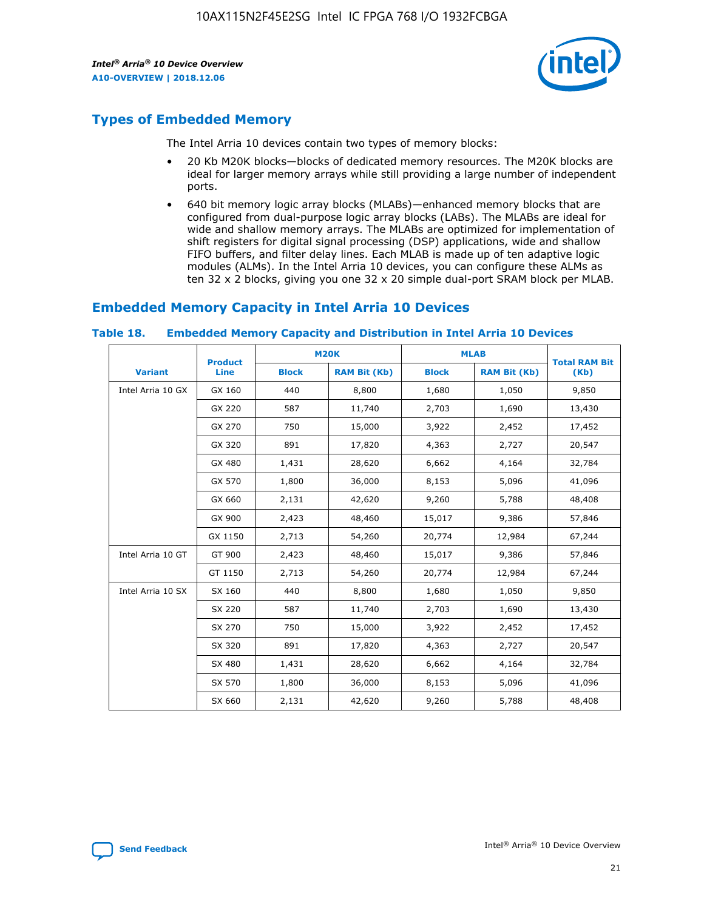## Types of Embedded Memory

The Intel Arria 10 devices contain two types of memory blocks:

- 20 Kb M20K blocks—blocks of dedicated memory resources. The M20K blocks are ideal for larger memory arrays while still providing a large number of independent ports.
- 640 bit memory logic array blocks (MLABs)—enhanced memory blocks that are configured from dual-purpose logic array blocks (LABs). The MLABs are ideal for wide and shallow memory arrays. The MLABs are optimized for implementation of shift registers for digital signal processing (DSP) applications, wide and shallow FIFO buffers, and filter delay lines. Each MLAB is made up of ten adaptive logic modules (ALMs). In the Intel Arria 10 devices, you can configure these ALMs as ten 32 x 2 blocks, giving you one 32 x 20 simple dual-port SRAM block per MLAB.

## Embedded Memory Capacity in Intel Arria 10 Devices

### Table 18. Embedded Memory Capacity and Distribution in Intel Arria 10 Devices

| Variant | Product Line | M20K | | MLAB | | Total RAM Bit (Kb) |
|---|---|---|---|---|---|---|
| | | Block | RAM Bit (Kb) | Block | RAM Bit (Kb) | |
| Intel Arria 10 GX | GX 160 | 440 | 8,800 | 1,680 | 1,050 | 9,850 |
| | GX 220 | 587 | 11,740 | 2,703 | 1,690 | 13,430 |
| | GX 270 | 750 | 15,000 | 3,922 | 2,452 | 17,452 |
| | GX 320 | 891 | 17,820 | 4,363 | 2,727 | 20,547 |
| | GX 480 | 1,431 | 28,620 | 6,662 | 4,164 | 32,784 |
| | GX 570 | 1,800 | 36,000 | 8,153 | 5,096 | 41,096 |
| | GX 660 | 2,131 | 42,620 | 9,260 | 5,788 | 48,408 |
| | GX 900 | 2,423 | 48,460 | 15,017 | 9,386 | 57,846 |
| | GX 1150 | 2,713 | 54,260 | 20,774 | 12,984 | 67,244 |
| Intel Arria 10 GT | GT 900 | 2,423 | 48,460 | 15,017 | 9,386 | 57,846 |
| | GT 1150 | 2,713 | 54,260 | 20,774 | 12,984 | 67,244 |
| Intel Arria 10 SX | SX 160 | 440 | 8,800 | 1,680 | 1,050 | 9,850 |
| | SX 220 | 587 | 11,740 | 2,703 | 1,690 | 13,430 |
| | SX 270 | 750 | 15,000 | 3,922 | 2,452 | 17,452 |
| | SX 320 | 891 | 17,820 | 4,363 | 2,727 | 20,547 |
| | SX 480 | 1,431 | 28,620 | 6,662 | 4,164 | 32,784 |
| | SX 570 | 1,800 | 36,000 | 8,153 | 5,096 | 41,096 |
| | SX 660 | 2,131 | 42,620 | 9,260 | 5,788 | 48,408 |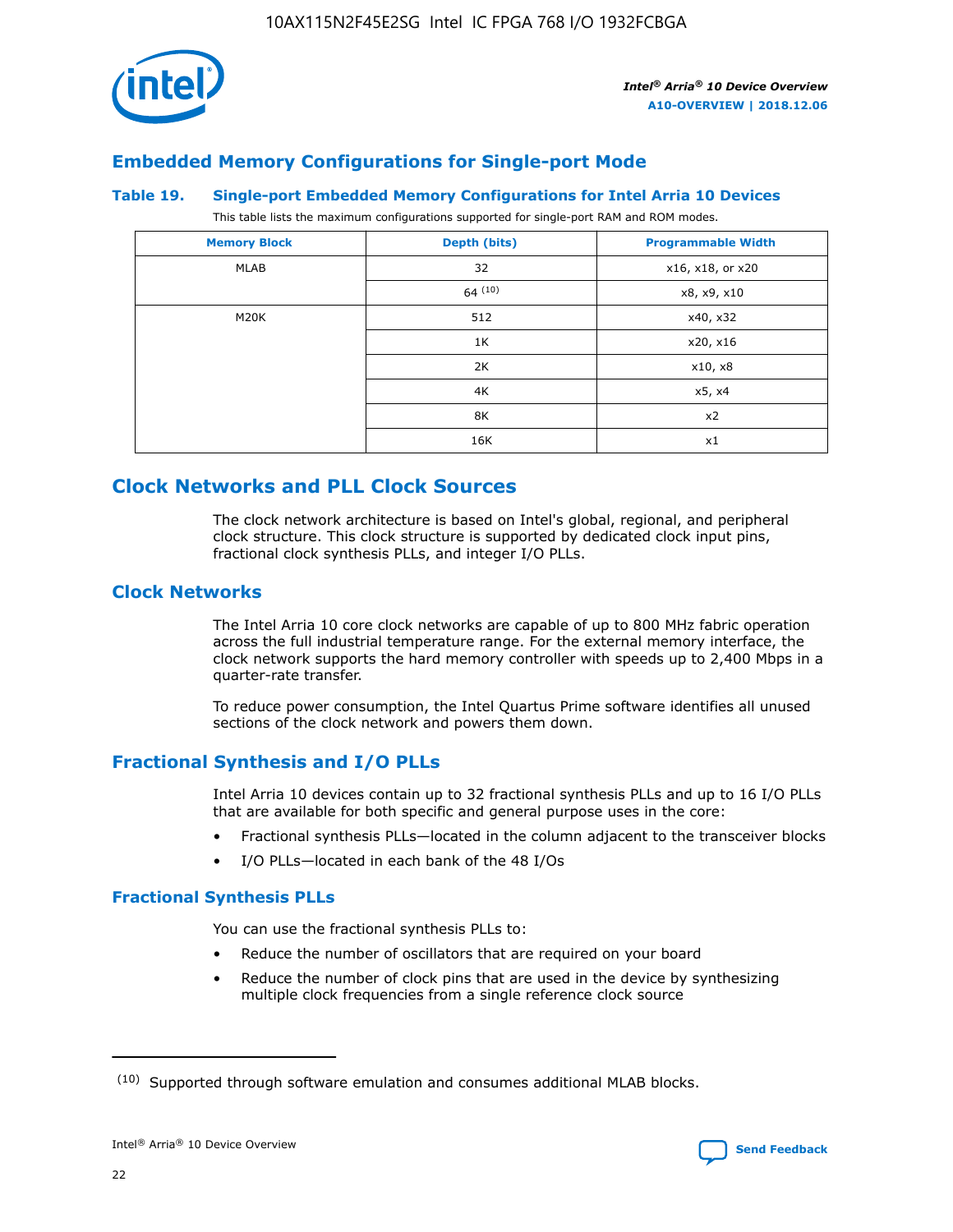## Embedded Memory Configurations for Single-port Mode

**Table 19. Single-port Embedded Memory Configurations for Intel Arria 10 Devices**

This table lists the maximum configurations supported for single-port RAM and ROM modes.

| Memory Block | Depth (bits) | Programmable Width |
|---|---|---|
| MLAB | 32 | x16, x18, or x20 |
| | 64 [10] | x8, x9, x10 |
| M20K | 512 | x40, x32 |
| | 1K | x20, x16 |
| | 2K | x10, x8 |
| | 4K | x5, x4 |
| | 8K | x2 |
| | 16K | x1 |

## Clock Networks and PLL Clock Sources

The clock network architecture is based on Intel's global, regional, and peripheral clock structure. This clock structure is supported by dedicated clock input pins, fractional clock synthesis PLLs, and integer I/O PLLs.

### Clock Networks

The Intel Arria 10 core clock networks are capable of up to 800 MHz fabric operation across the full industrial temperature range. For the external memory interface, the clock network supports the hard memory controller with speeds up to 2,400 Mbps in a quarter-rate transfer.

To reduce power consumption, the Intel Quartus Prime software identifies all unused sections of the clock network and powers them down.

### Fractional Synthesis and I/O PLLs

Intel Arria 10 devices contain up to 32 fractional synthesis PLLs and up to 16 I/O PLLs that are available for both specific and general purpose uses in the core:

- Fractional synthesis PLLs—located in the column adjacent to the transceiver blocks
- I/O PLLs—located in each bank of the 48 I/Os

#### Fractional Synthesis PLLs

You can use the fractional synthesis PLLs to:

- Reduce the number of oscillators that are required on your board
- Reduce the number of clock pins that are used in the device by synthesizing multiple clock frequencies from a single reference clock source

(10) Supported through software emulation and consumes additional MLAB blocks.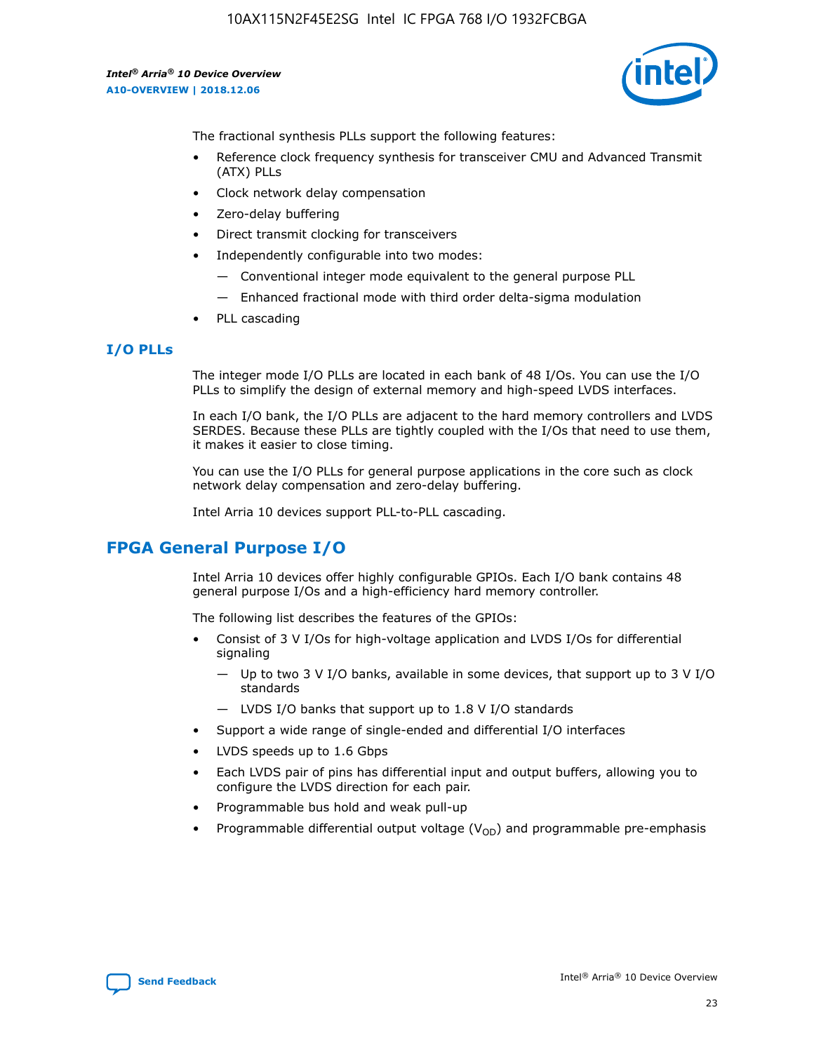The fractional synthesis PLLs support the following features:

- Reference clock frequency synthesis for transceiver CMU and Advanced Transmit (ATX) PLLs
- Clock network delay compensation
- Zero-delay buffering
- Direct transmit clocking for transceivers
- Independently configurable into two modes:
  - Conventional integer mode equivalent to the general purpose PLL
  - Enhanced fractional mode with third order delta-sigma modulation
- PLL cascading

### I/O PLLs

The integer mode I/O PLLs are located in each bank of 48 I/Os. You can use the I/O PLLs to simplify the design of external memory and high-speed LVDS interfaces.

In each I/O bank, the I/O PLLs are adjacent to the hard memory controllers and LVDS SERDES. Because these PLLs are tightly coupled with the I/Os that need to use them, it makes it easier to close timing.

You can use the I/O PLLs for general purpose applications in the core such as clock network delay compensation and zero-delay buffering.

Intel Arria 10 devices support PLL-to-PLL cascading.

## FPGA General Purpose I/O

Intel Arria 10 devices offer highly configurable GPIOs. Each I/O bank contains 48 general purpose I/Os and a high-efficiency hard memory controller.

The following list describes the features of the GPIOs:

- Consist of 3 V I/Os for high-voltage application and LVDS I/Os for differential signaling
  - Up to two 3 V I/O banks, available in some devices, that support up to 3 V I/O standards
  - LVDS I/O banks that support up to 1.8 V I/O standards
- Support a wide range of single-ended and differential I/O interfaces
- LVDS speeds up to 1.6 Gbps
- Each LVDS pair of pins has differential input and output buffers, allowing you to configure the LVDS direction for each pair.
- Programmable bus hold and weak pull-up
- Programmable differential output voltage ($V_{OD}$) and programmable pre-emphasis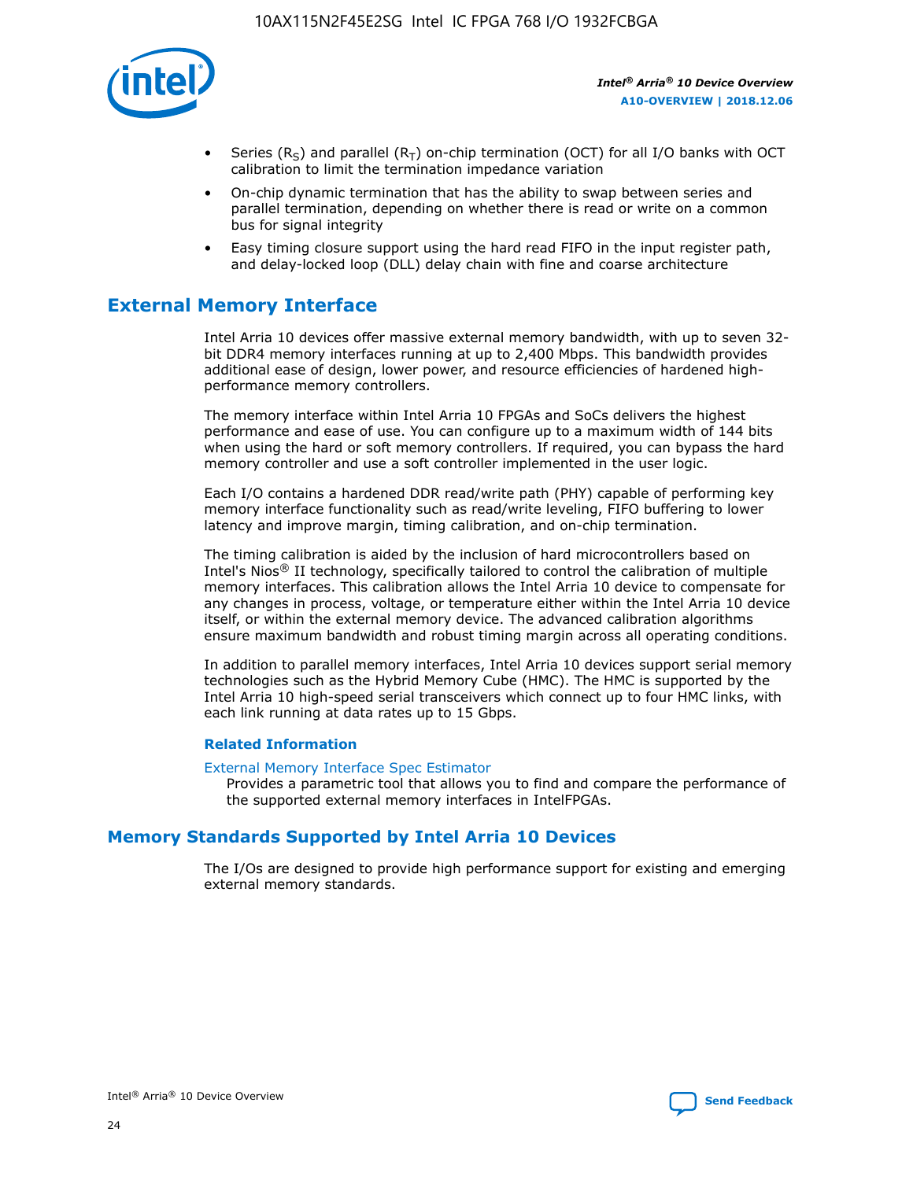- Series ($R_S$) and parallel ($R_T$) on-chip termination (OCT) for all I/O banks with OCT calibration to limit the termination impedance variation
- On-chip dynamic termination that has the ability to swap between series and parallel termination, depending on whether there is read or write on a common bus for signal integrity
- Easy timing closure support using the hard read FIFO in the input register path, and delay-locked loop (DLL) delay chain with fine and coarse architecture

## External Memory Interface

Intel Arria 10 devices offer massive external memory bandwidth, with up to seven 32-bit DDR4 memory interfaces running at up to 2,400 Mbps. This bandwidth provides additional ease of design, lower power, and resource efficiencies of hardened high-performance memory controllers.

The memory interface within Intel Arria 10 FPGAs and SoCs delivers the highest performance and ease of use. You can configure up to a maximum width of 144 bits when using the hard or soft memory controllers. If required, you can bypass the hard memory controller and use a soft controller implemented in the user logic.

Each I/O contains a hardened DDR read/write path (PHY) capable of performing key memory interface functionality such as read/write leveling, FIFO buffering to lower latency and improve margin, timing calibration, and on-chip termination.

The timing calibration is aided by the inclusion of hard microcontrollers based on Intel's Nios® II technology, specifically tailored to control the calibration of multiple memory interfaces. This calibration allows the Intel Arria 10 device to compensate for any changes in process, voltage, or temperature either within the Intel Arria 10 device itself, or within the external memory device. The advanced calibration algorithms ensure maximum bandwidth and robust timing margin across all operating conditions.

In addition to parallel memory interfaces, Intel Arria 10 devices support serial memory technologies such as the Hybrid Memory Cube (HMC). The HMC is supported by the Intel Arria 10 high-speed serial transceivers which connect up to four HMC links, with each link running at data rates up to 15 Gbps.

### Related Information

External Memory Interface Spec Estimator
Provides a parametric tool that allows you to find and compare the performance of the supported external memory interfaces in IntelFPGAs.

## Memory Standards Supported by Intel Arria 10 Devices

The I/Os are designed to provide high performance support for existing and emerging external memory standards.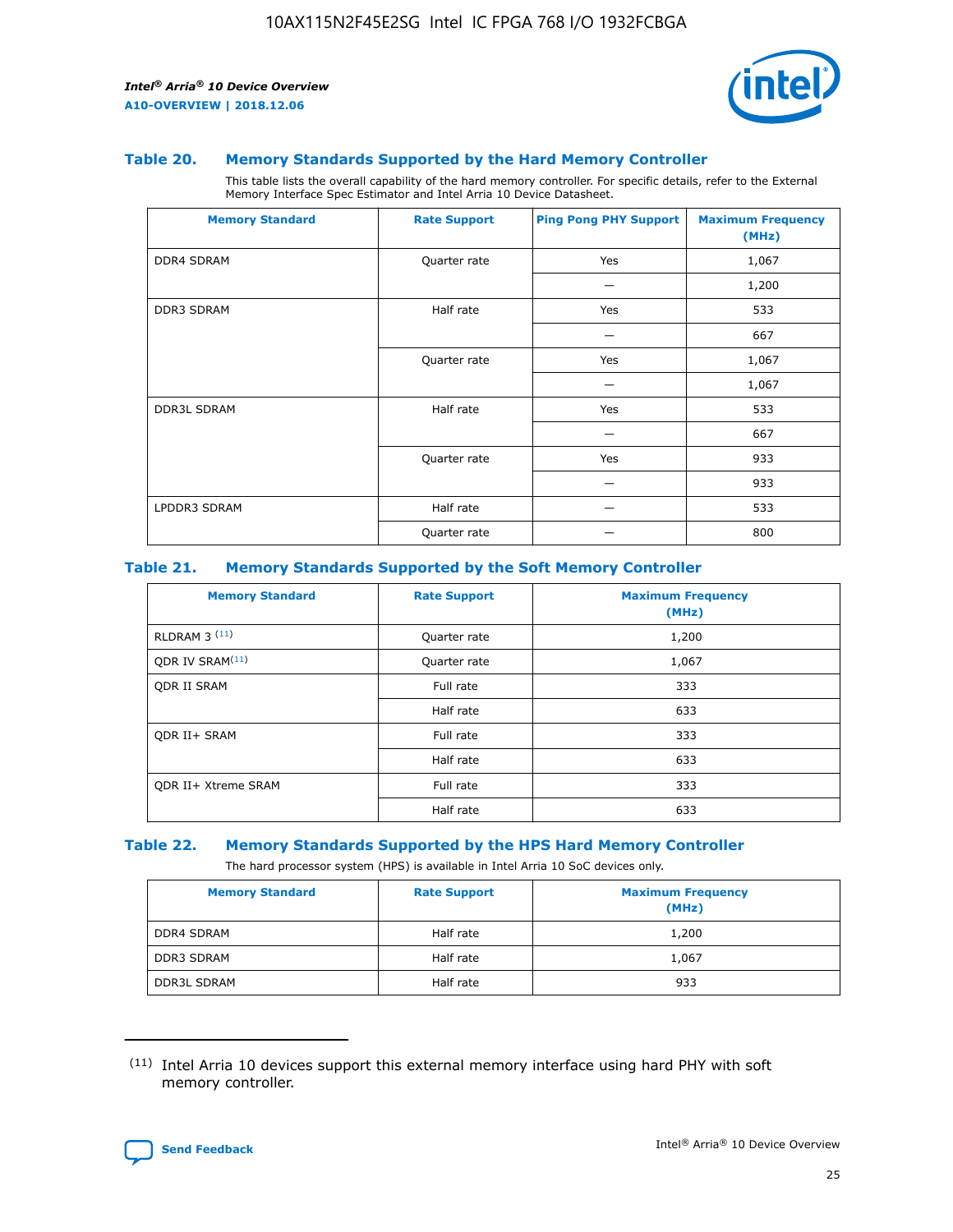### Table 20. Memory Standards Supported by the Hard Memory Controller

This table lists the overall capability of the hard memory controller. For specific details, refer to the External Memory Interface Spec Estimator and Intel Arria 10 Device Datasheet.

| Memory Standard | Rate Support | Ping Pong PHY Support | Maximum Frequency (MHz) |
|---|---|---|---|
| DDR4 SDRAM | Quarter rate | Yes | 1,067 |
| | | — | 1,200 |
| DDR3 SDRAM | Half rate | Yes | 533 |
| | | — | 667 |
| | Quarter rate | Yes | 1,067 |
| | | — | 1,067 |
| DDR3L SDRAM | Half rate | Yes | 533 |
| | | — | 667 |
| | Quarter rate | Yes | 933 |
| | | — | 933 |
| LPDDR3 SDRAM | Half rate | — | 533 |
| | Quarter rate | — | 800 |

### Table 21. Memory Standards Supported by the Soft Memory Controller

| Memory Standard | Rate Support | Maximum Frequency (MHz) |
|---|---|---|
| RLDRAM 3 [11] | Quarter rate | 1,200 |
| QDR IV SRAM[11] | Quarter rate | 1,067 |
| QDR II SRAM | Full rate | 333 |
| | Half rate | 633 |
| QDR II+ SRAM | Full rate | 333 |
| | Half rate | 633 |
| QDR II+ Xtreme SRAM | Full rate | 333 |
| | Half rate | 633 |

### Table 22. Memory Standards Supported by the HPS Hard Memory Controller

The hard processor system (HPS) is available in Intel Arria 10 SoC devices only.

| Memory Standard | Rate Support | Maximum Frequency (MHz) |
|---|---|---|
| DDR4 SDRAM | Half rate | 1,200 |
| DDR3 SDRAM | Half rate | 1,067 |
| DDR3L SDRAM | Half rate | 933 |

(11) Intel Arria 10 devices support this external memory interface using hard PHY with soft memory controller.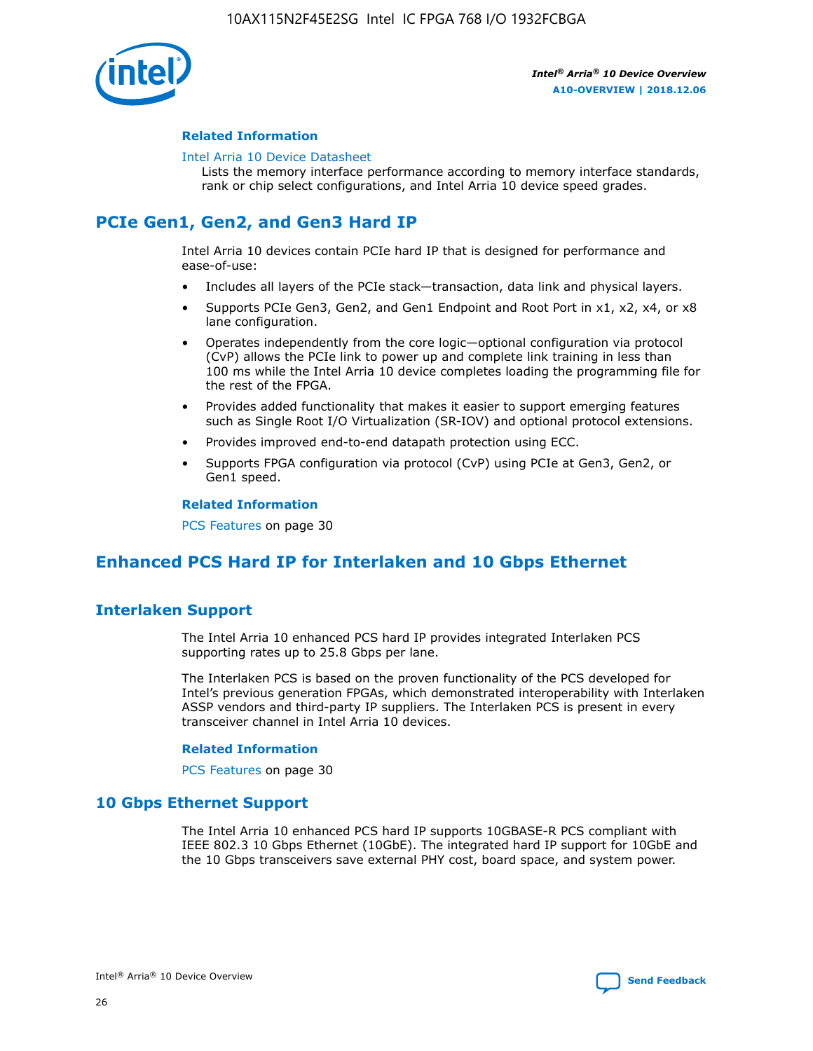### Related Information

Intel Arria 10 Device Datasheet

Lists the memory interface performance according to memory interface standards, rank or chip select configurations, and Intel Arria 10 device speed grades.

## PCIe Gen1, Gen2, and Gen3 Hard IP

Intel Arria 10 devices contain PCIe hard IP that is designed for performance and ease-of-use:

- Includes all layers of the PCIe stack—transaction, data link and physical layers.
- Supports PCIe Gen3, Gen2, and Gen1 Endpoint and Root Port in x1, x2, x4, or x8 lane configuration.
- Operates independently from the core logic—optional configuration via protocol (CvP) allows the PCIe link to power up and complete link training in less than 100 ms while the Intel Arria 10 device completes loading the programming file for the rest of the FPGA.
- Provides added functionality that makes it easier to support emerging features such as Single Root I/O Virtualization (SR-IOV) and optional protocol extensions.
- Provides improved end-to-end datapath protection using ECC.
- Supports FPGA configuration via protocol (CvP) using PCIe at Gen3, Gen2, or Gen1 speed.

### Related Information

PCS Features on page 30

## Enhanced PCS Hard IP for Interlaken and 10 Gbps Ethernet

## Interlaken Support

The Intel Arria 10 enhanced PCS hard IP provides integrated Interlaken PCS supporting rates up to 25.8 Gbps per lane.

The Interlaken PCS is based on the proven functionality of the PCS developed for Intel's previous generation FPGAs, which demonstrated interoperability with Interlaken ASSP vendors and third-party IP suppliers. The Interlaken PCS is present in every transceiver channel in Intel Arria 10 devices.

### Related Information

PCS Features on page 30

## 10 Gbps Ethernet Support

The Intel Arria 10 enhanced PCS hard IP supports 10GBASE-R PCS compliant with IEEE 802.3 10 Gbps Ethernet (10GbE). The integrated hard IP support for 10GbE and the 10 Gbps transceivers save external PHY cost, board space, and system power.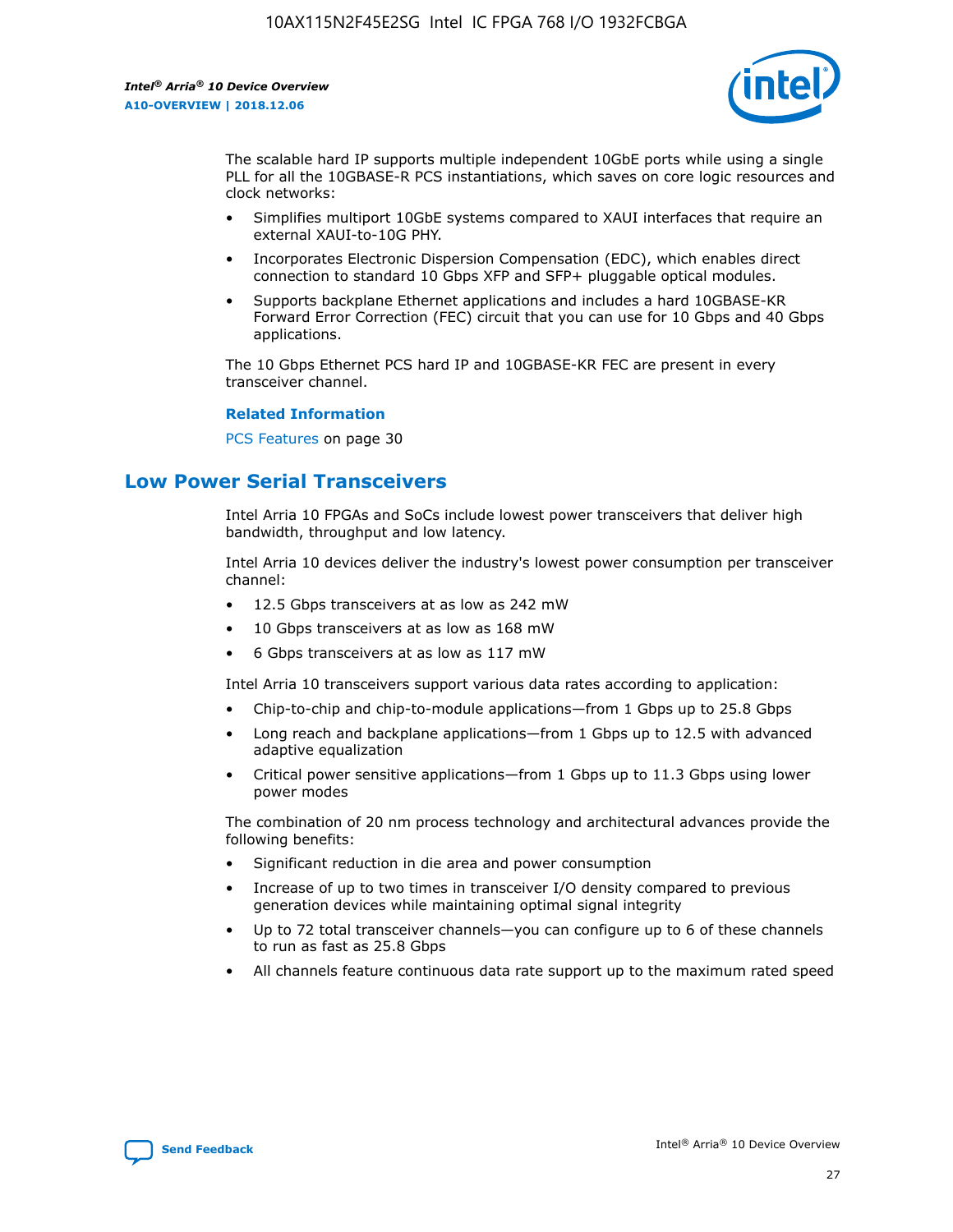The scalable hard IP supports multiple independent 10GbE ports while using a single PLL for all the 10GBASE-R PCS instantiations, which saves on core logic resources and clock networks:

- Simplifies multiport 10GbE systems compared to XAUI interfaces that require an external XAUI-to-10G PHY.
- Incorporates Electronic Dispersion Compensation (EDC), which enables direct connection to standard 10 Gbps XFP and SFP+ pluggable optical modules.
- Supports backplane Ethernet applications and includes a hard 10GBASE-KR Forward Error Correction (FEC) circuit that you can use for 10 Gbps and 40 Gbps applications.

The 10 Gbps Ethernet PCS hard IP and 10GBASE-KR FEC are present in every transceiver channel.

**Related Information**

PCS Features on page 30

## Low Power Serial Transceivers

Intel Arria 10 FPGAs and SoCs include lowest power transceivers that deliver high bandwidth, throughput and low latency.

Intel Arria 10 devices deliver the industry's lowest power consumption per transceiver channel:

- 12.5 Gbps transceivers at as low as 242 mW
- 10 Gbps transceivers at as low as 168 mW
- 6 Gbps transceivers at as low as 117 mW

Intel Arria 10 transceivers support various data rates according to application:

- Chip-to-chip and chip-to-module applications—from 1 Gbps up to 25.8 Gbps
- Long reach and backplane applications—from 1 Gbps up to 12.5 with advanced adaptive equalization
- Critical power sensitive applications—from 1 Gbps up to 11.3 Gbps using lower power modes

The combination of 20 nm process technology and architectural advances provide the following benefits:

- Significant reduction in die area and power consumption
- Increase of up to two times in transceiver I/O density compared to previous generation devices while maintaining optimal signal integrity
- Up to 72 total transceiver channels—you can configure up to 6 of these channels to run as fast as 25.8 Gbps
- All channels feature continuous data rate support up to the maximum rated speed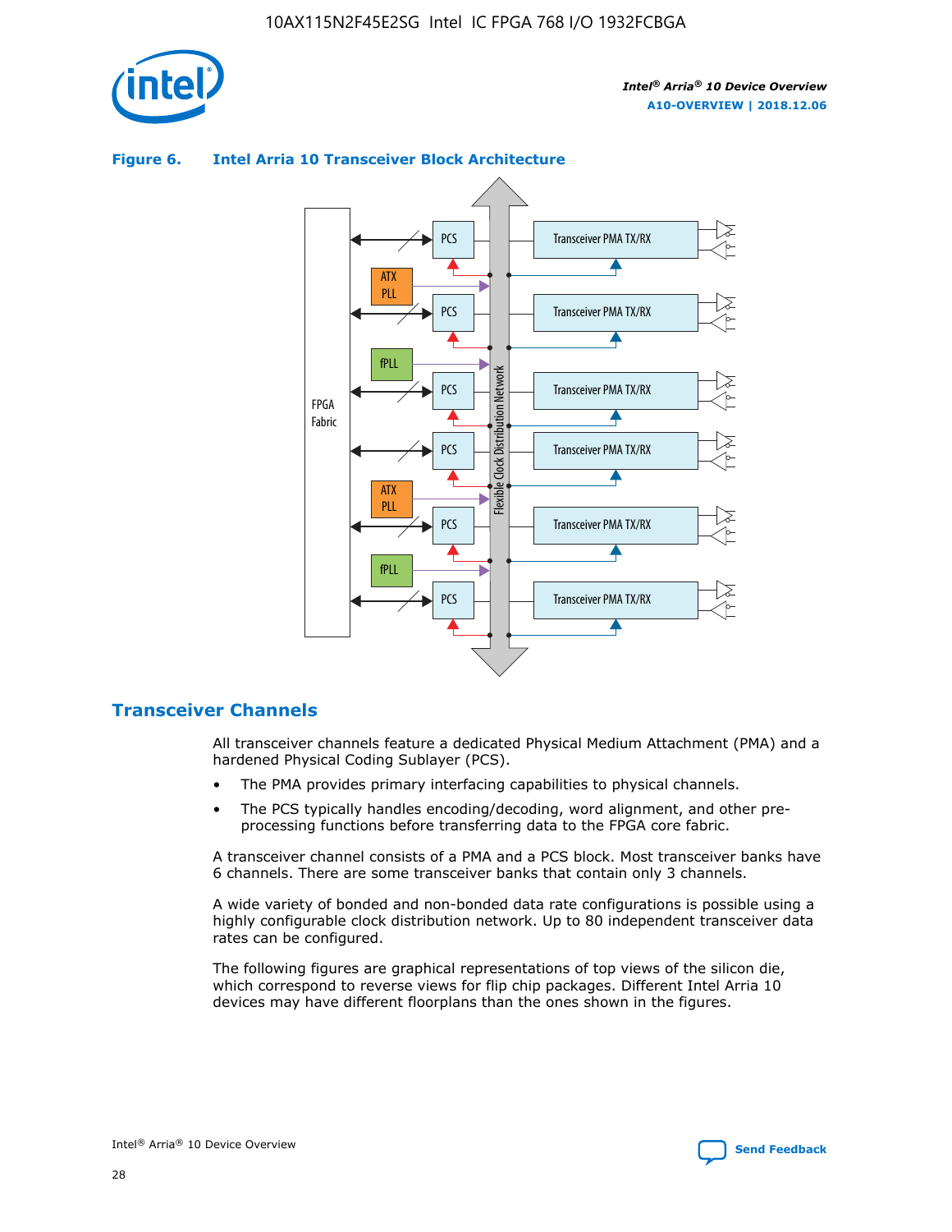**Figure 6. Intel Arria 10 Transceiver Block Architecture**

## Transceiver Channels

All transceiver channels feature a dedicated Physical Medium Attachment (PMA) and a hardened Physical Coding Sublayer (PCS).

- The PMA provides primary interfacing capabilities to physical channels.
- The PCS typically handles encoding/decoding, word alignment, and other pre-processing functions before transferring data to the FPGA core fabric.

A transceiver channel consists of a PMA and a PCS block. Most transceiver banks have 6 channels. There are some transceiver banks that contain only 3 channels.

A wide variety of bonded and non-bonded data rate configurations is possible using a highly configurable clock distribution network. Up to 80 independent transceiver data rates can be configured.

The following figures are graphical representations of top views of the silicon die, which correspond to reverse views for flip chip packages. Different Intel Arria 10 devices may have different floorplans than the ones shown in the figures.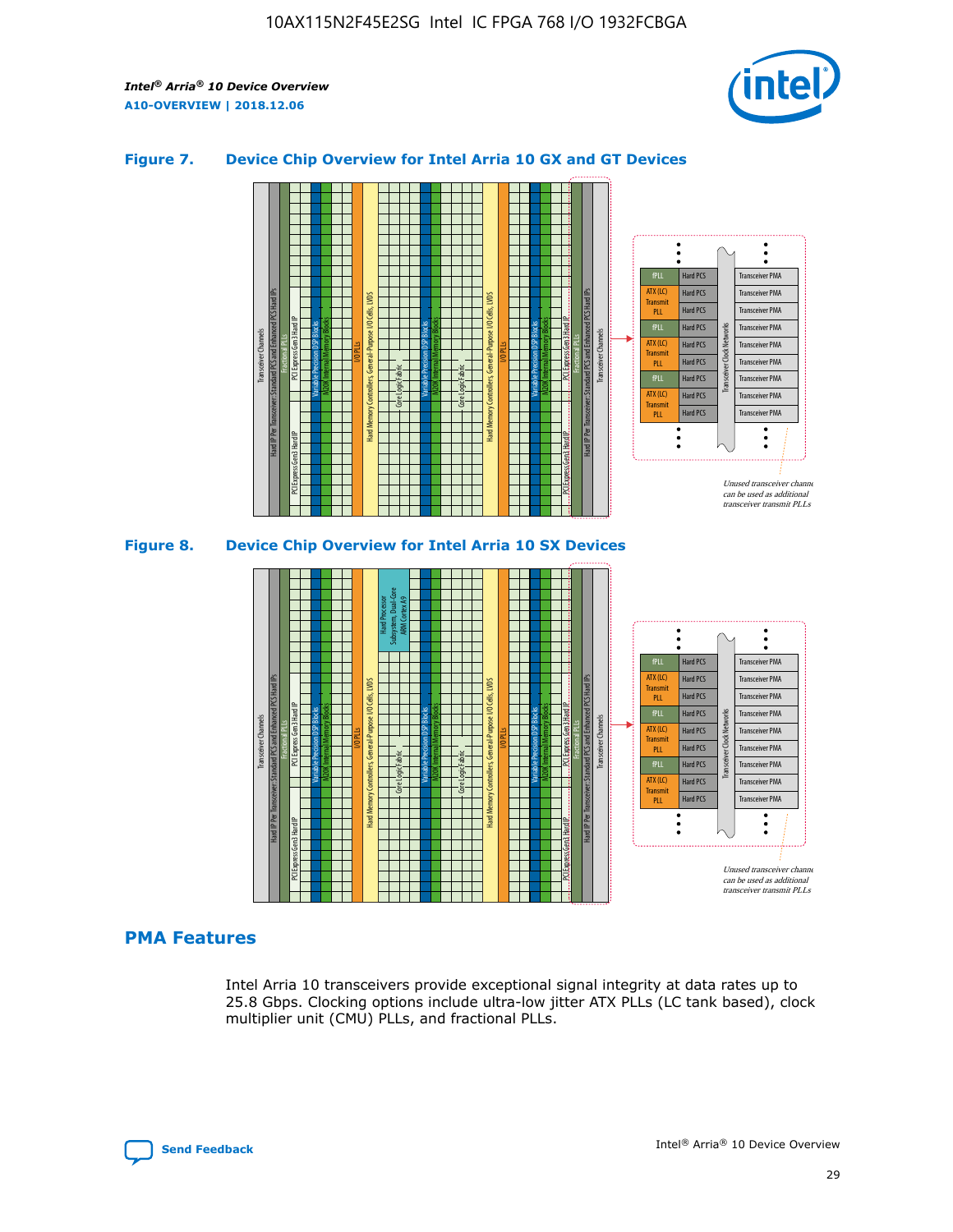### Figure 7. Device Chip Overview for Intel Arria 10 GX and GT Devices

### Figure 8. Device Chip Overview for Intel Arria 10 SX Devices

## PMA Features

Intel Arria 10 transceivers provide exceptional signal integrity at data rates up to 25.8 Gbps. Clocking options include ultra-low jitter ATX PLLs (LC tank based), clock multiplier unit (CMU) PLLs, and fractional PLLs.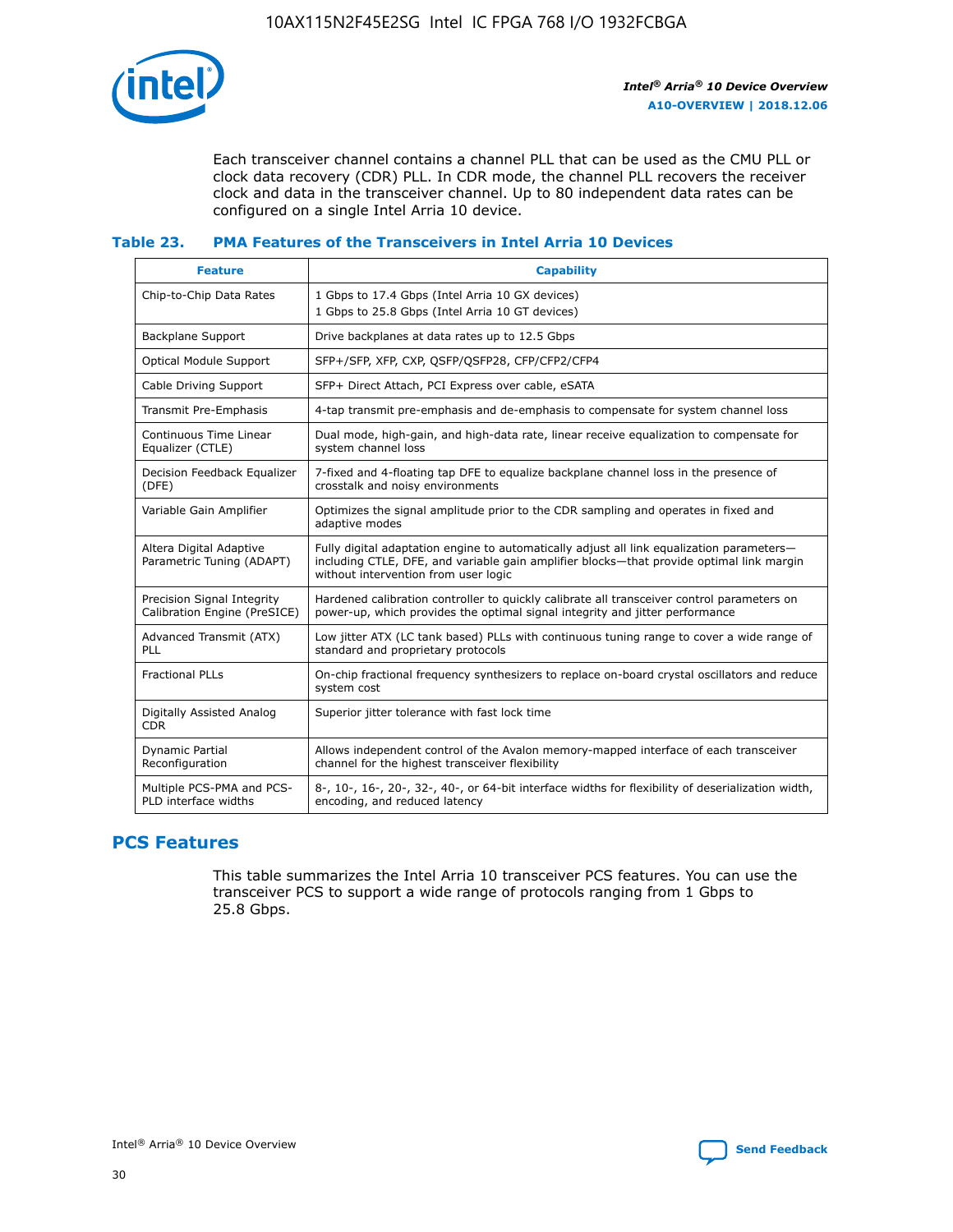Each transceiver channel contains a channel PLL that can be used as the CMU PLL or clock data recovery (CDR) PLL. In CDR mode, the channel PLL recovers the receiver clock and data in the transceiver channel. Up to 80 independent data rates can be configured on a single Intel Arria 10 device.

### Table 23. PMA Features of the Transceivers in Intel Arria 10 Devices

| Feature | Capability |
| --- | --- |
| Chip-to-Chip Data Rates | 1 Gbps to 17.4 Gbps (Intel Arria 10 GX devices)<br>1 Gbps to 25.8 Gbps (Intel Arria 10 GT devices) |
| Backplane Support | Drive backplanes at data rates up to 12.5 Gbps |
| Optical Module Support | SFP+/SFP, XFP, CXP, QSFP/QSFP28, CFP/CFP2/CFP4 |
| Cable Driving Support | SFP+ Direct Attach, PCI Express over cable, eSATA |
| Transmit Pre-Emphasis | 4-tap transmit pre-emphasis and de-emphasis to compensate for system channel loss |
| Continuous Time Linear Equalizer (CTLE) | Dual mode, high-gain, and high-data rate, linear receive equalization to compensate for system channel loss |
| Decision Feedback Equalizer (DFE) | 7-fixed and 4-floating tap DFE to equalize backplane channel loss in the presence of crosstalk and noisy environments |
| Variable Gain Amplifier | Optimizes the signal amplitude prior to the CDR sampling and operates in fixed and adaptive modes |
| Altera Digital Adaptive Parametric Tuning (ADAPT) | Fully digital adaptation engine to automatically adjust all link equalization parameters—including CTLE, DFE, and variable gain amplifier blocks—that provide optimal link margin without intervention from user logic |
| Precision Signal Integrity Calibration Engine (PreSICE) | Hardened calibration controller to quickly calibrate all transceiver control parameters on power-up, which provides the optimal signal integrity and jitter performance |
| Advanced Transmit (ATX) PLL | Low jitter ATX (LC tank based) PLLs with continuous tuning range to cover a wide range of standard and proprietary protocols |
| Fractional PLLs | On-chip fractional frequency synthesizers to replace on-board crystal oscillators and reduce system cost |
| Digitally Assisted Analog CDR | Superior jitter tolerance with fast lock time |
| Dynamic Partial Reconfiguration | Allows independent control of the Avalon memory-mapped interface of each transceiver channel for the highest transceiver flexibility |
| Multiple PCS-PMA and PCS-PLD interface widths | 8-, 10-, 16-, 20-, 32-, 40-, or 64-bit interface widths for flexibility of deserialization width, encoding, and reduced latency |

## PCS Features

This table summarizes the Intel Arria 10 transceiver PCS features. You can use the transceiver PCS to support a wide range of protocols ranging from 1 Gbps to 25.8 Gbps.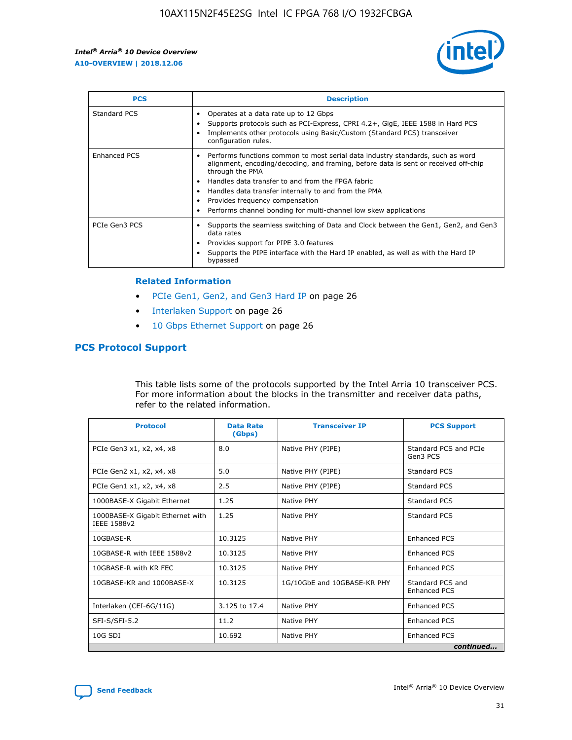| PCS | Description |
| --- | --- |
| Standard PCS | • Operates at a data rate up to 12 Gbps<br>• Supports protocols such as PCI-Express, CPRI 4.2+, GigE, IEEE 1588 in Hard PCS<br>• Implements other protocols using Basic/Custom (Standard PCS) transceiver configuration rules. |
| Enhanced PCS | • Performs functions common to most serial data industry standards, such as word alignment, encoding/decoding, and framing, before data is sent or received off-chip through the PMA<br>• Handles data transfer to and from the FPGA fabric<br>• Handles data transfer internally to and from the PMA<br>• Provides frequency compensation<br>• Performs channel bonding for multi-channel low skew applications |
| PCIe Gen3 PCS | • Supports the seamless switching of Data and Clock between the Gen1, Gen2, and Gen3 data rates<br>• Provides support for PIPE 3.0 features<br>• Supports the PIPE interface with the Hard IP enabled, as well as with the Hard IP bypassed |

### Related Information

- PCIe Gen1, Gen2, and Gen3 Hard IP on page 26
- Interlaken Support on page 26
- 10 Gbps Ethernet Support on page 26

## PCS Protocol Support

This table lists some of the protocols supported by the Intel Arria 10 transceiver PCS. For more information about the blocks in the transmitter and receiver data paths, refer to the related information.

| Protocol | Data Rate (Gbps) | Transceiver IP | PCS Support |
| --- | --- | --- | --- |
| PCIe Gen3 x1, x2, x4, x8 | 8.0 | Native PHY (PIPE) | Standard PCS and PCIe Gen3 PCS |
| PCIe Gen2 x1, x2, x4, x8 | 5.0 | Native PHY (PIPE) | Standard PCS |
| PCIe Gen1 x1, x2, x4, x8 | 2.5 | Native PHY (PIPE) | Standard PCS |
| 1000BASE-X Gigabit Ethernet | 1.25 | Native PHY | Standard PCS |
| 1000BASE-X Gigabit Ethernet with IEEE 1588v2 | 1.25 | Native PHY | Standard PCS |
| 10GBASE-R | 10.3125 | Native PHY | Enhanced PCS |
| 10GBASE-R with IEEE 1588v2 | 10.3125 | Native PHY | Enhanced PCS |
| 10GBASE-R with KR FEC | 10.3125 | Native PHY | Enhanced PCS |
| 10GBASE-KR and 1000BASE-X | 10.3125 | 1G/10GbE and 10GBASE-KR PHY | Standard PCS and Enhanced PCS |
| Interlaken (CEI-6G/11G) | 3.125 to 17.4 | Native PHY | Enhanced PCS |
| SFI-S/SFI-5.2 | 11.2 | Native PHY | Enhanced PCS |
| 10G SDI | 10.692 | Native PHY | Enhanced PCS |

*continued...*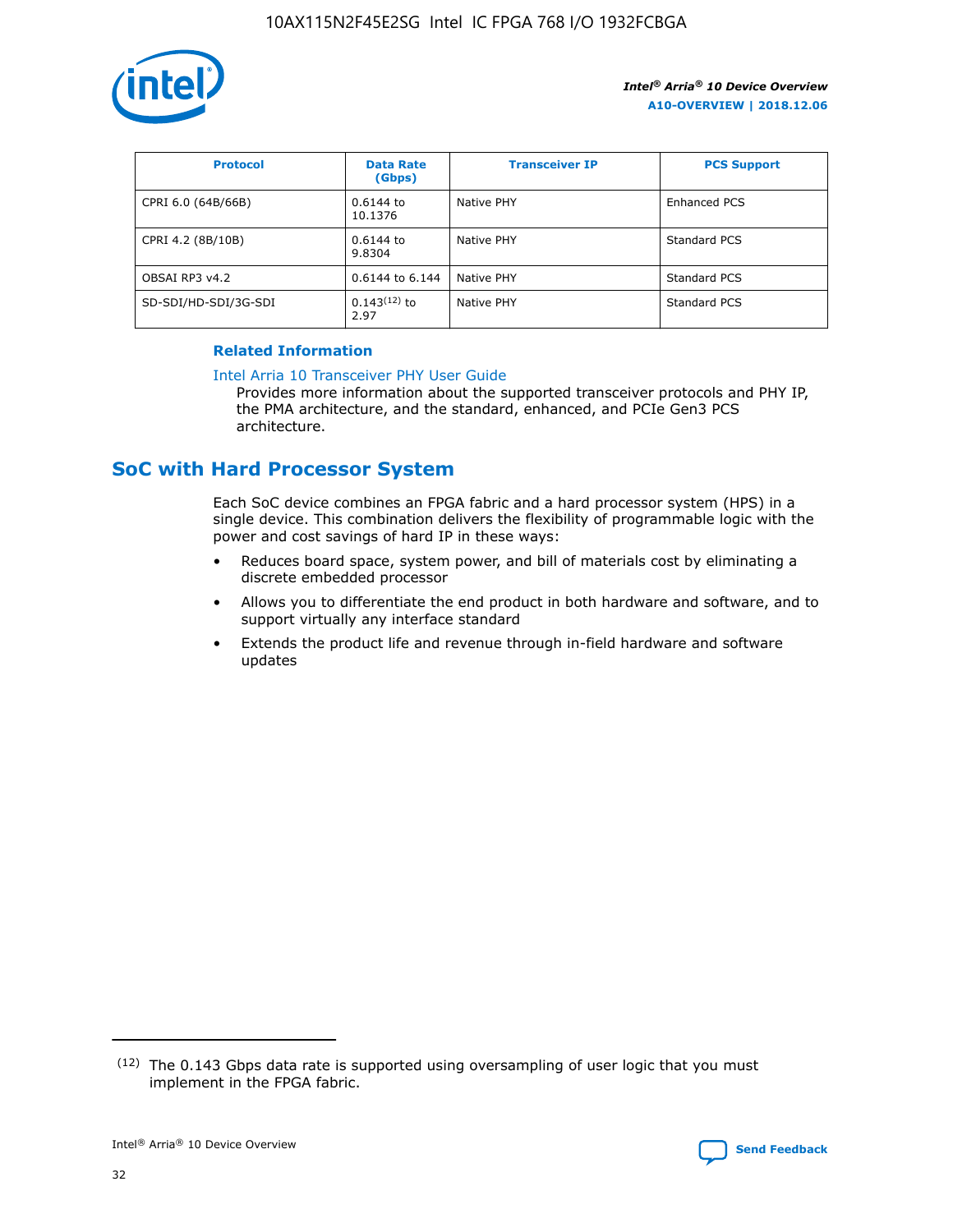| Protocol | Data Rate (Gbps) | Transceiver IP | PCS Support |
|---|---|---|---|
| CPRI 6.0 (64B/66B) | 0.6144 to 10.1376 | Native PHY | Enhanced PCS |
| CPRI 4.2 (8B/10B) | 0.6144 to 9.8304 | Native PHY | Standard PCS |
| OBSAI RP3 v4.2 | 0.6144 to 6.144 | Native PHY | Standard PCS |
| SD-SDI/HD-SDI/3G-SDI | 0.143[12] to 2.97 | Native PHY | Standard PCS |

**Related Information**

Intel Arria 10 Transceiver PHY User Guide

Provides more information about the supported transceiver protocols and PHY IP, the PMA architecture, and the standard, enhanced, and PCIe Gen3 PCS architecture.

## SoC with Hard Processor System

Each SoC device combines an FPGA fabric and a hard processor system (HPS) in a single device. This combination delivers the flexibility of programmable logic with the power and cost savings of hard IP in these ways:

- Reduces board space, system power, and bill of materials cost by eliminating a discrete embedded processor
- Allows you to differentiate the end product in both hardware and software, and to support virtually any interface standard
- Extends the product life and revenue through in-field hardware and software updates

(12) The 0.143 Gbps data rate is supported using oversampling of user logic that you must implement in the FPGA fabric.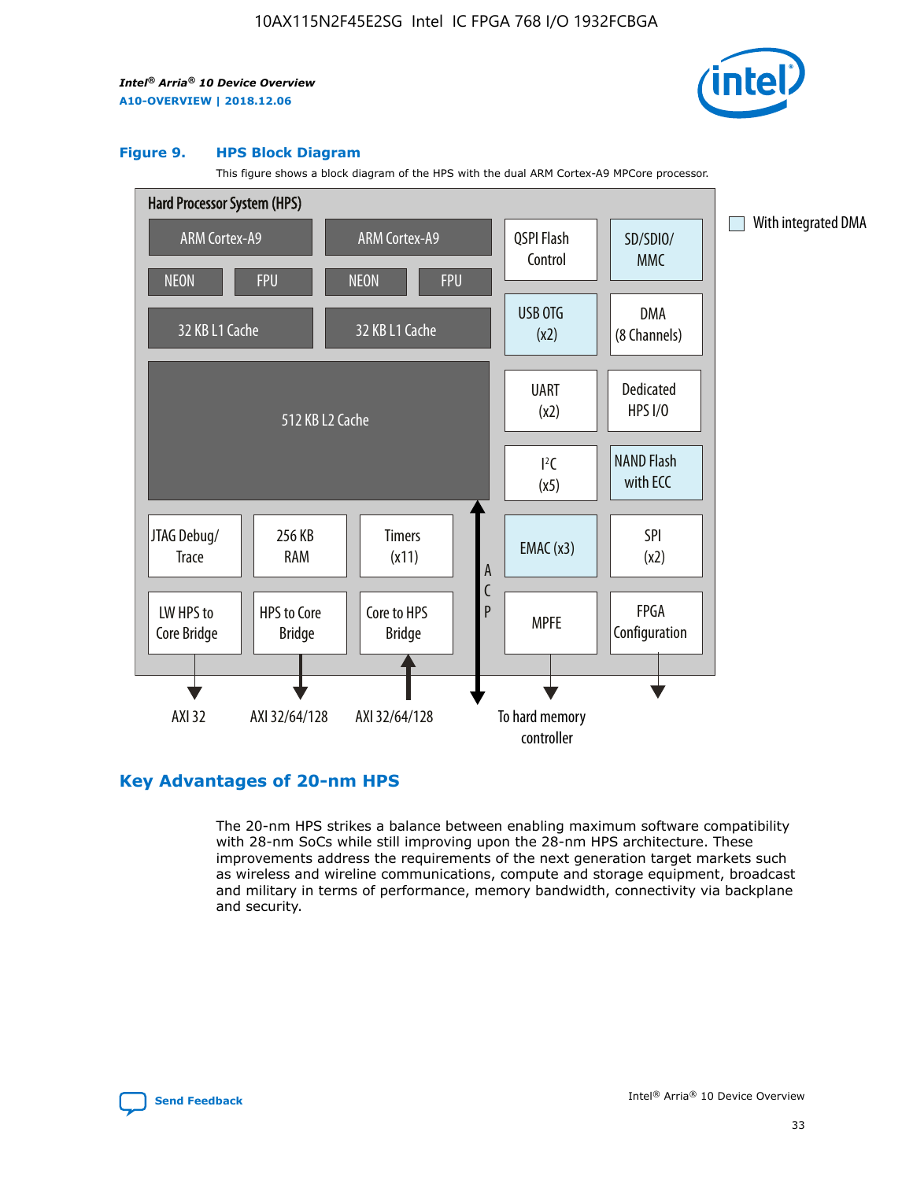**Figure 9. HPS Block Diagram**

This figure shows a block diagram of the HPS with the dual ARM Cortex-A9 MPCore processor.

Hard Processor System (HPS)

ARM Cortex-A9 | ARM Cortex-A9
NEON | FPU | NEON | FPU
32 KB L1 Cache | 32 KB L1 Cache
512 KB L2 Cache
JTAG Debug/Trace | 256 KB RAM | Timers (x11)
LW HPS to Core Bridge | HPS to Core Bridge | Core to HPS Bridge
QSPI Flash Control | SD/SDIO/MMC
USB OTG (x2) | DMA (8 Channels)
UART (x2) | Dedicated HPS I/O
I²C (x5) | NAND Flash with ECC
EMAC (x3) | SPI (x2)
MPFE | FPGA Configuration
ACP

AXI 32 | AXI 32/64/128 | AXI 32/64/128 | To hard memory controller

With integrated DMA

## Key Advantages of 20-nm HPS

The 20-nm HPS strikes a balance between enabling maximum software compatibility with 28-nm SoCs while still improving upon the 28-nm HPS architecture. These improvements address the requirements of the next generation target markets such as wireless and wireline communications, compute and storage equipment, broadcast and military in terms of performance, memory bandwidth, connectivity via backplane and security.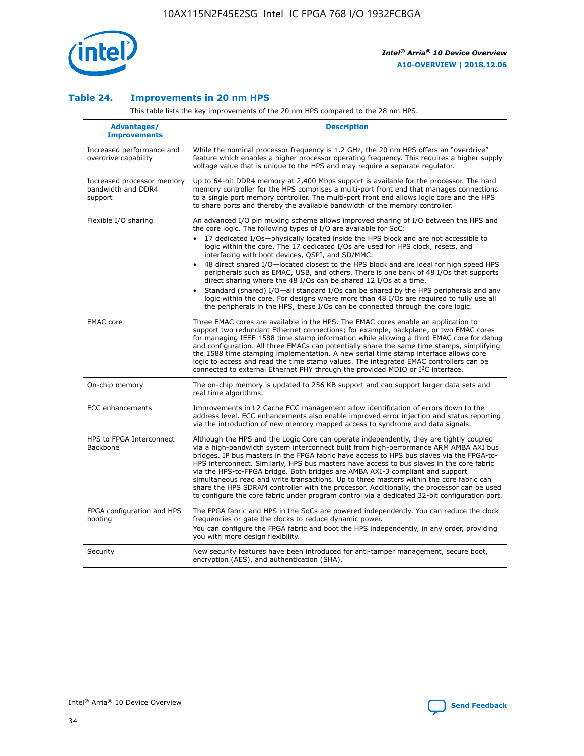### Table 24. Improvements in 20 nm HPS

This table lists the key improvements of the 20 nm HPS compared to the 28 nm HPS.

| Advantages/ Improvements | Description |
|---|---|
| Increased performance and overdrive capability | While the nominal processor frequency is 1.2 GHz, the 20 nm HPS offers an "overdrive" feature which enables a higher processor operating frequency. This requires a higher supply voltage value that is unique to the HPS and may require a separate regulator. |
| Increased processor memory bandwidth and DDR4 support | Up to 64-bit DDR4 memory at 2,400 Mbps support is available for the processor. The hard memory controller for the HPS comprises a multi-port front end that manages connections to a single port memory controller. The multi-port front end allows logic core and the HPS to share ports and thereby the available bandwidth of the memory controller. |
| Flexible I/O sharing | An advanced I/O pin muxing scheme allows improved sharing of I/O between the HPS and the core logic. The following types of I/O are available for SoC:<br>• 17 dedicated I/Os—physically located inside the HPS block and are not accessible to logic within the core. The 17 dedicated I/Os are used for HPS clock, resets, and interfacing with boot devices, QSPI, and SD/MMC.<br>• 48 direct shared I/O—located closest to the HPS block and are ideal for high speed HPS peripherals such as EMAC, USB, and others. There is one bank of 48 I/Os that supports direct sharing where the 48 I/Os can be shared 12 I/Os at a time.<br>• Standard (shared) I/O—all standard I/Os can be shared by the HPS peripherals and any logic within the core. For designs where more than 48 I/Os are required to fully use all the peripherals in the HPS, these I/Os can be connected through the core logic. |
| EMAC core | Three EMAC cores are available in the HPS. The EMAC cores enable an application to support two redundant Ethernet connections; for example, backplane, or two EMAC cores for managing IEEE 1588 time stamp information while allowing a third EMAC core for debug and configuration. All three EMACs can potentially share the same time stamps, simplifying the 1588 time stamping implementation. A new serial time stamp interface allows core logic to access and read the time stamp values. The integrated EMAC controllers can be connected to external Ethernet PHY through the provided MDIO or I²C interface. |
| On-chip memory | The on-chip memory is updated to 256 KB support and can support larger data sets and real time algorithms. |
| ECC enhancements | Improvements in L2 Cache ECC management allow identification of errors down to the address level. ECC enhancements also enable improved error injection and status reporting via the introduction of new memory mapped access to syndrome and data signals. |
| HPS to FPGA Interconnect Backbone | Although the HPS and the Logic Core can operate independently, they are tightly coupled via a high-bandwidth system interconnect built from high-performance ARM AMBA AXI bus bridges. IP bus masters in the FPGA fabric have access to HPS bus slaves via the FPGA-to-HPS interconnect. Similarly, HPS bus masters have access to bus slaves in the core fabric via the HPS-to-FPGA bridge. Both bridges are AMBA AXI-3 compliant and support simultaneous read and write transactions. Up to three masters within the core fabric can share the HPS SDRAM controller with the processor. Additionally, the processor can be used to configure the core fabric under program control via a dedicated 32-bit configuration port. |
| FPGA configuration and HPS booting | The FPGA fabric and HPS in the SoCs are powered independently. You can reduce the clock frequencies or gate the clocks to reduce dynamic power.<br>You can configure the FPGA fabric and boot the HPS independently, in any order, providing you with more design flexibility. |
| Security | New security features have been introduced for anti-tamper management, secure boot, encryption (AES), and authentication (SHA). |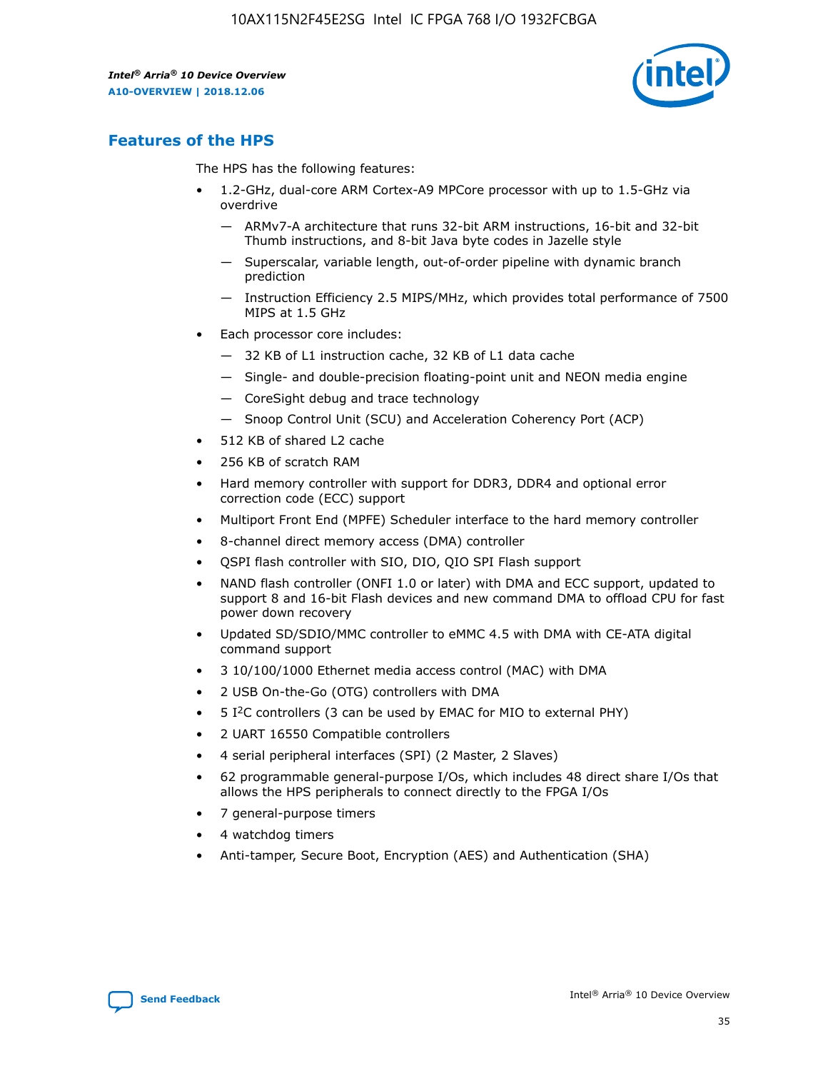## Features of the HPS

The HPS has the following features:

- 1.2-GHz, dual-core ARM Cortex-A9 MPCore processor with up to 1.5-GHz via overdrive
  - — ARMv7-A architecture that runs 32-bit ARM instructions, 16-bit and 32-bit Thumb instructions, and 8-bit Java byte codes in Jazelle style
  - — Superscalar, variable length, out-of-order pipeline with dynamic branch prediction
  - — Instruction Efficiency 2.5 MIPS/MHz, which provides total performance of 7500 MIPS at 1.5 GHz
- Each processor core includes:
  - — 32 KB of L1 instruction cache, 32 KB of L1 data cache
  - — Single- and double-precision floating-point unit and NEON media engine
  - — CoreSight debug and trace technology
  - — Snoop Control Unit (SCU) and Acceleration Coherency Port (ACP)
- 512 KB of shared L2 cache
- 256 KB of scratch RAM
- Hard memory controller with support for DDR3, DDR4 and optional error correction code (ECC) support
- Multiport Front End (MPFE) Scheduler interface to the hard memory controller
- 8-channel direct memory access (DMA) controller
- QSPI flash controller with SIO, DIO, QIO SPI Flash support
- NAND flash controller (ONFI 1.0 or later) with DMA and ECC support, updated to support 8 and 16-bit Flash devices and new command DMA to offload CPU for fast power down recovery
- Updated SD/SDIO/MMC controller to eMMC 4.5 with DMA with CE-ATA digital command support
- 3 10/100/1000 Ethernet media access control (MAC) with DMA
- 2 USB On-the-Go (OTG) controllers with DMA
- 5 I$^2$C controllers (3 can be used by EMAC for MIO to external PHY)
- 2 UART 16550 Compatible controllers
- 4 serial peripheral interfaces (SPI) (2 Master, 2 Slaves)
- 62 programmable general-purpose I/Os, which includes 48 direct share I/Os that allows the HPS peripherals to connect directly to the FPGA I/Os
- 7 general-purpose timers
- 4 watchdog timers
- Anti-tamper, Secure Boot, Encryption (AES) and Authentication (SHA)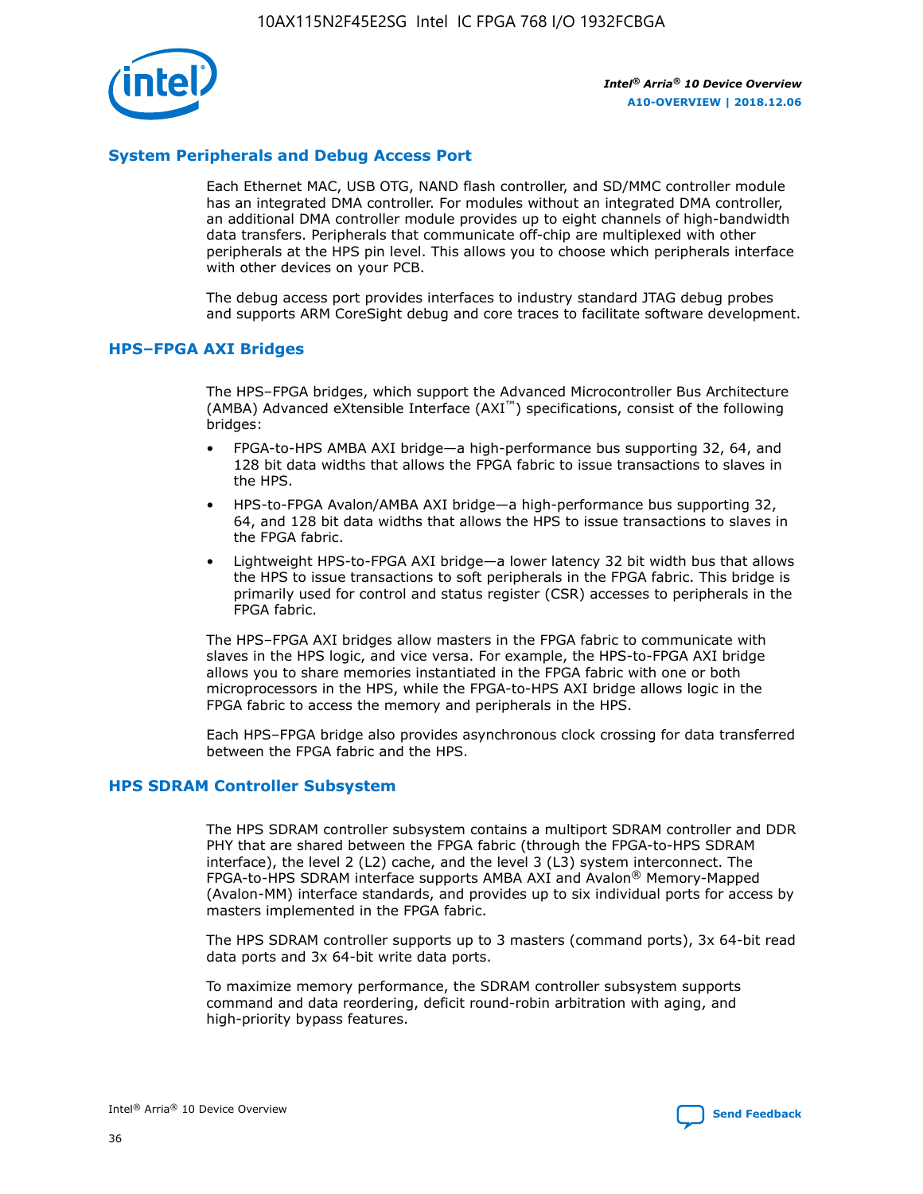## System Peripherals and Debug Access Port

Each Ethernet MAC, USB OTG, NAND flash controller, and SD/MMC controller module has an integrated DMA controller. For modules without an integrated DMA controller, an additional DMA controller module provides up to eight channels of high-bandwidth data transfers. Peripherals that communicate off-chip are multiplexed with other peripherals at the HPS pin level. This allows you to choose which peripherals interface with other devices on your PCB.

The debug access port provides interfaces to industry standard JTAG debug probes and supports ARM CoreSight debug and core traces to facilitate software development.

## HPS–FPGA AXI Bridges

The HPS–FPGA bridges, which support the Advanced Microcontroller Bus Architecture (AMBA) Advanced eXtensible Interface (AXI™) specifications, consist of the following bridges:

- FPGA-to-HPS AMBA AXI bridge—a high-performance bus supporting 32, 64, and 128 bit data widths that allows the FPGA fabric to issue transactions to slaves in the HPS.
- HPS-to-FPGA Avalon/AMBA AXI bridge—a high-performance bus supporting 32, 64, and 128 bit data widths that allows the HPS to issue transactions to slaves in the FPGA fabric.
- Lightweight HPS-to-FPGA AXI bridge—a lower latency 32 bit width bus that allows the HPS to issue transactions to soft peripherals in the FPGA fabric. This bridge is primarily used for control and status register (CSR) accesses to peripherals in the FPGA fabric.

The HPS–FPGA AXI bridges allow masters in the FPGA fabric to communicate with slaves in the HPS logic, and vice versa. For example, the HPS-to-FPGA AXI bridge allows you to share memories instantiated in the FPGA fabric with one or both microprocessors in the HPS, while the FPGA-to-HPS AXI bridge allows logic in the FPGA fabric to access the memory and peripherals in the HPS.

Each HPS–FPGA bridge also provides asynchronous clock crossing for data transferred between the FPGA fabric and the HPS.

## HPS SDRAM Controller Subsystem

The HPS SDRAM controller subsystem contains a multiport SDRAM controller and DDR PHY that are shared between the FPGA fabric (through the FPGA-to-HPS SDRAM interface), the level 2 (L2) cache, and the level 3 (L3) system interconnect. The FPGA-to-HPS SDRAM interface supports AMBA AXI and Avalon® Memory-Mapped (Avalon-MM) interface standards, and provides up to six individual ports for access by masters implemented in the FPGA fabric.

The HPS SDRAM controller supports up to 3 masters (command ports), 3x 64-bit read data ports and 3x 64-bit write data ports.

To maximize memory performance, the SDRAM controller subsystem supports command and data reordering, deficit round-robin arbitration with aging, and high-priority bypass features.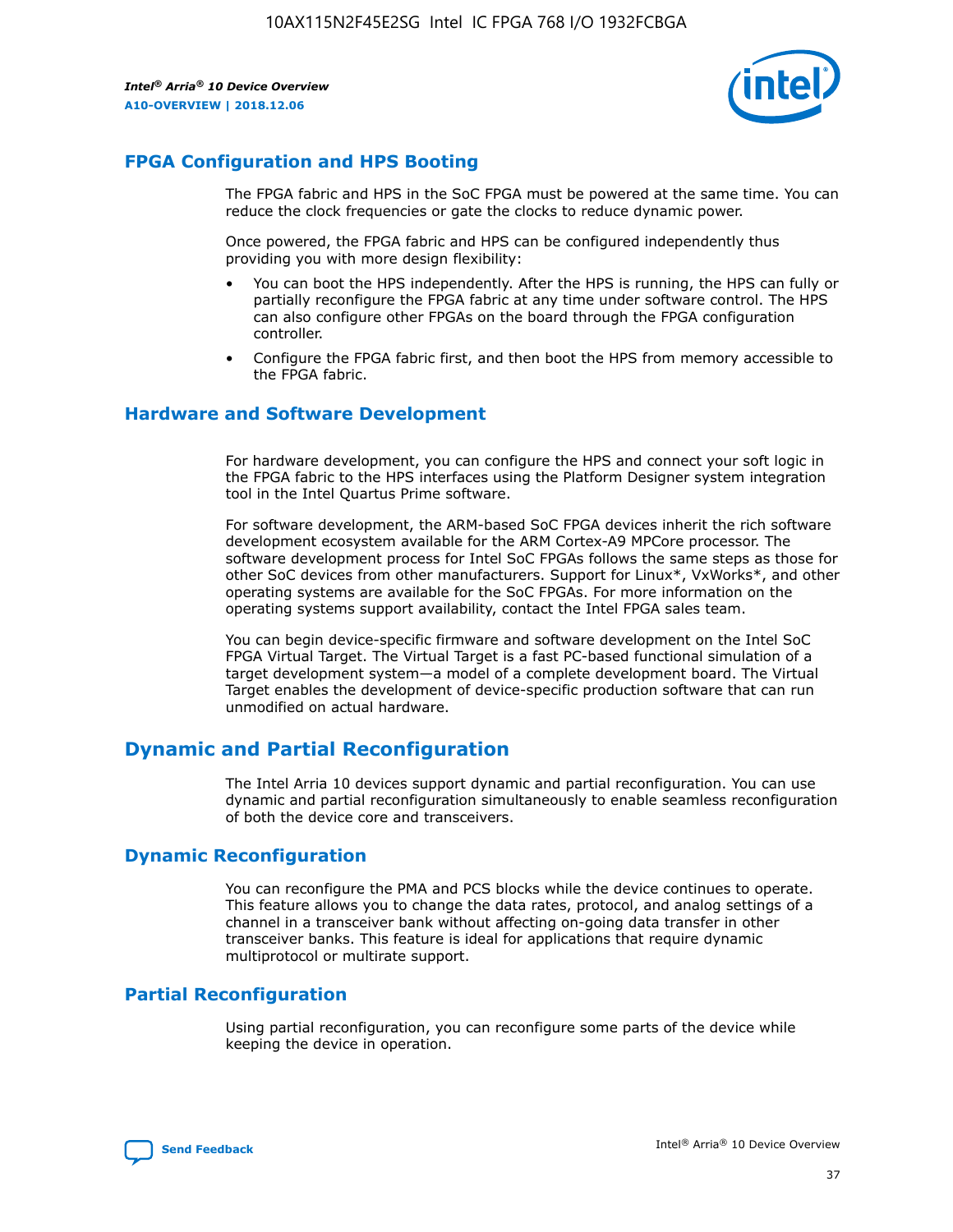## FPGA Configuration and HPS Booting

The FPGA fabric and HPS in the SoC FPGA must be powered at the same time. You can reduce the clock frequencies or gate the clocks to reduce dynamic power.

Once powered, the FPGA fabric and HPS can be configured independently thus providing you with more design flexibility:

- You can boot the HPS independently. After the HPS is running, the HPS can fully or partially reconfigure the FPGA fabric at any time under software control. The HPS can also configure other FPGAs on the board through the FPGA configuration controller.
- Configure the FPGA fabric first, and then boot the HPS from memory accessible to the FPGA fabric.

## Hardware and Software Development

For hardware development, you can configure the HPS and connect your soft logic in the FPGA fabric to the HPS interfaces using the Platform Designer system integration tool in the Intel Quartus Prime software.

For software development, the ARM-based SoC FPGA devices inherit the rich software development ecosystem available for the ARM Cortex-A9 MPCore processor. The software development process for Intel SoC FPGAs follows the same steps as those for other SoC devices from other manufacturers. Support for Linux*, VxWorks*, and other operating systems are available for the SoC FPGAs. For more information on the operating systems support availability, contact the Intel FPGA sales team.

You can begin device-specific firmware and software development on the Intel SoC FPGA Virtual Target. The Virtual Target is a fast PC-based functional simulation of a target development system—a model of a complete development board. The Virtual Target enables the development of device-specific production software that can run unmodified on actual hardware.

# Dynamic and Partial Reconfiguration

The Intel Arria 10 devices support dynamic and partial reconfiguration. You can use dynamic and partial reconfiguration simultaneously to enable seamless reconfiguration of both the device core and transceivers.

## Dynamic Reconfiguration

You can reconfigure the PMA and PCS blocks while the device continues to operate. This feature allows you to change the data rates, protocol, and analog settings of a channel in a transceiver bank without affecting on-going data transfer in other transceiver banks. This feature is ideal for applications that require dynamic multiprotocol or multirate support.

## Partial Reconfiguration

Using partial reconfiguration, you can reconfigure some parts of the device while keeping the device in operation.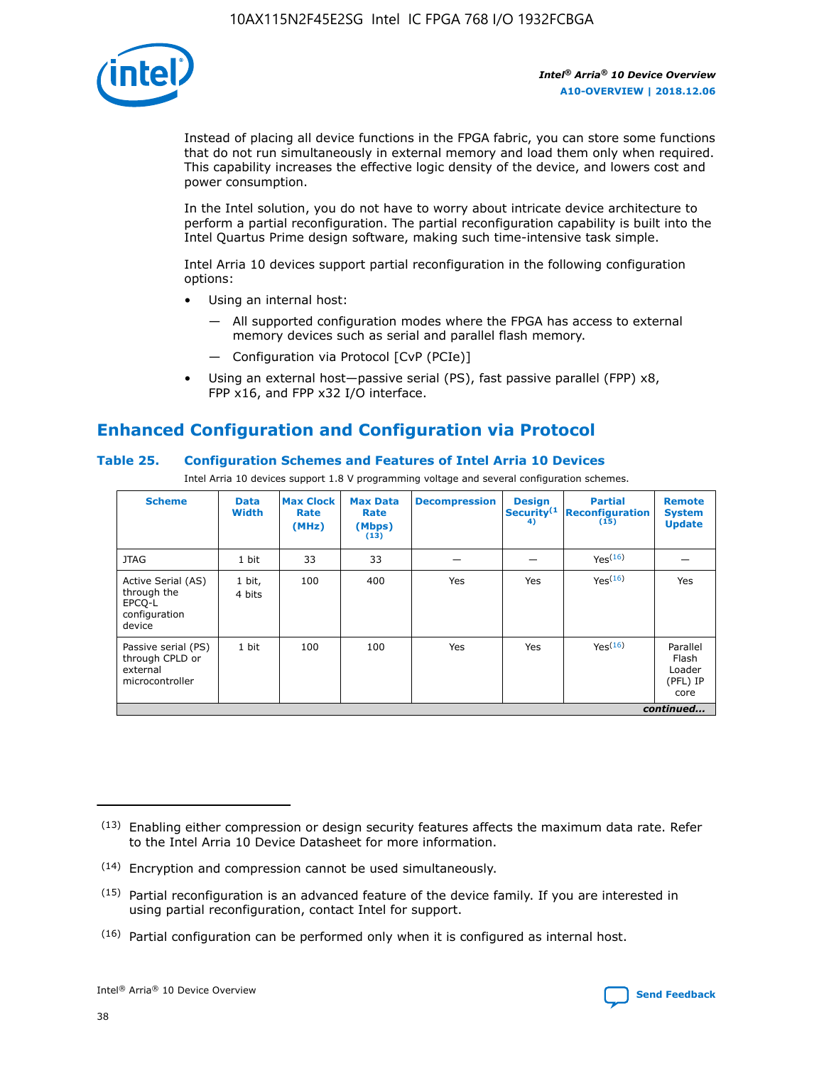Instead of placing all device functions in the FPGA fabric, you can store some functions that do not run simultaneously in external memory and load them only when required. This capability increases the effective logic density of the device, and lowers cost and power consumption.

In the Intel solution, you do not have to worry about intricate device architecture to perform a partial reconfiguration. The partial reconfiguration capability is built into the Intel Quartus Prime design software, making such time-intensive task simple.

Intel Arria 10 devices support partial reconfiguration in the following configuration options:

- Using an internal host:
  - — All supported configuration modes where the FPGA has access to external memory devices such as serial and parallel flash memory.
  - — Configuration via Protocol [CvP (PCIe)]
- Using an external host—passive serial (PS), fast passive parallel (FPP) x8, FPP x16, and FPP x32 I/O interface.

## Enhanced Configuration and Configuration via Protocol

### Table 25. Configuration Schemes and Features of Intel Arria 10 Devices

Intel Arria 10 devices support 1.8 V programming voltage and several configuration schemes.

| Scheme | Data Width | Max Clock Rate (MHz) | Max Data Rate (Mbps) (13) | Decompression | Design Security (14) | Partial Reconfiguration (15) | Remote System Update |
|---|---|---|---|---|---|---|---|
| JTAG | 1 bit | 33 | 33 | — | — | Yes (16) | — |
| Active Serial (AS) through the EPCQ-L configuration device | 1 bit, 4 bits | 100 | 400 | Yes | Yes | Yes (16) | Yes |
| Passive serial (PS) through CPLD or external microcontroller | 1 bit | 100 | 100 | Yes | Yes | Yes (16) | Parallel Flash Loader (PFL) IP core |

*continued...*

(13) Enabling either compression or design security features affects the maximum data rate. Refer to the Intel Arria 10 Device Datasheet for more information.

(14) Encryption and compression cannot be used simultaneously.

(15) Partial reconfiguration is an advanced feature of the device family. If you are interested in using partial reconfiguration, contact Intel for support.

(16) Partial configuration can be performed only when it is configured as internal host.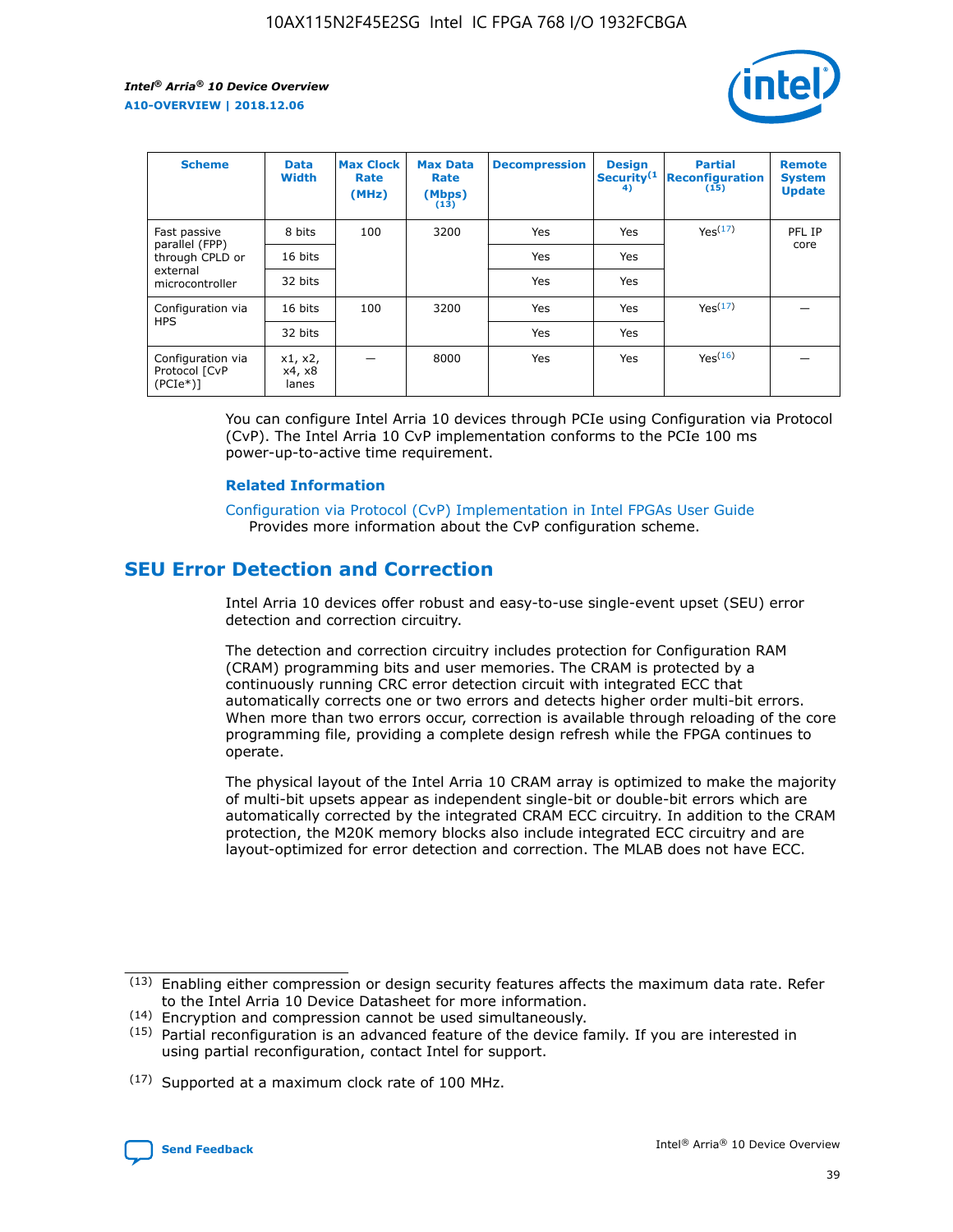| Scheme | Data Width | Max Clock Rate (MHz) | Max Data Rate (Mbps) (13) | Decompression | Design Security(14) | Partial Reconfiguration (15) | Remote System Update |
| --- | --- | --- | --- | --- | --- | --- | --- |
| Fast passive parallel (FPP) through CPLD or external microcontroller | 8 bits | 100 | 3200 | Yes | Yes | Yes(17) | PFL IP core |
| | 16 bits | | | Yes | Yes | | |
| | 32 bits | | | Yes | Yes | | |
| Configuration via HPS | 16 bits | 100 | 3200 | Yes | Yes | Yes(17) | — |
| | 32 bits | | | Yes | Yes | | |
| Configuration via Protocol [CvP (PCIe*)] | x1, x2, x4, x8 lanes | — | 8000 | Yes | Yes | Yes(16) | — |

You can configure Intel Arria 10 devices through PCIe using Configuration via Protocol (CvP). The Intel Arria 10 CvP implementation conforms to the PCIe 100 ms power-up-to-active time requirement.

### Related Information

Configuration via Protocol (CvP) Implementation in Intel FPGAs User Guide
Provides more information about the CvP configuration scheme.

## SEU Error Detection and Correction

Intel Arria 10 devices offer robust and easy-to-use single-event upset (SEU) error detection and correction circuitry.

The detection and correction circuitry includes protection for Configuration RAM (CRAM) programming bits and user memories. The CRAM is protected by a continuously running CRC error detection circuit with integrated ECC that automatically corrects one or two errors and detects higher order multi-bit errors. When more than two errors occur, correction is available through reloading of the core programming file, providing a complete design refresh while the FPGA continues to operate.

The physical layout of the Intel Arria 10 CRAM array is optimized to make the majority of multi-bit upsets appear as independent single-bit or double-bit errors which are automatically corrected by the integrated CRAM ECC circuitry. In addition to the CRAM protection, the M20K memory blocks also include integrated ECC circuitry and are layout-optimized for error detection and correction. The MLAB does not have ECC.

(13) Enabling either compression or design security features affects the maximum data rate. Refer to the Intel Arria 10 Device Datasheet for more information.

(14) Encryption and compression cannot be used simultaneously.

(15) Partial reconfiguration is an advanced feature of the device family. If you are interested in using partial reconfiguration, contact Intel for support.

(17) Supported at a maximum clock rate of 100 MHz.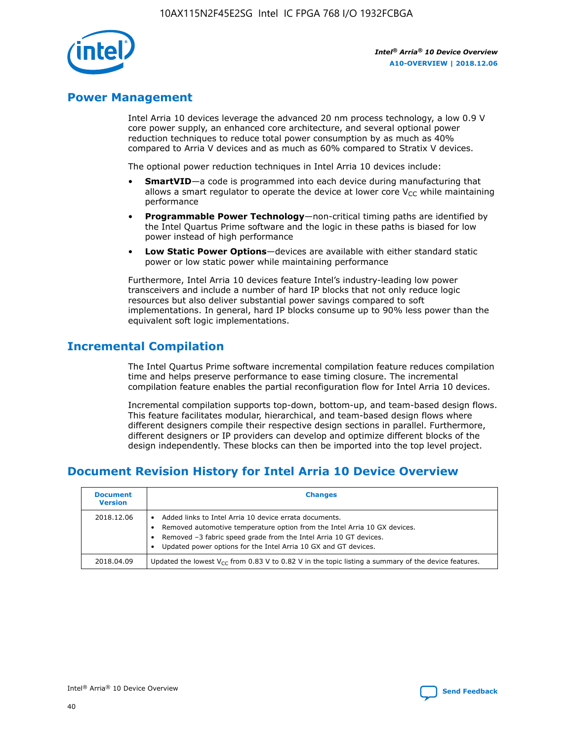## Power Management

Intel Arria 10 devices leverage the advanced 20 nm process technology, a low 0.9 V core power supply, an enhanced core architecture, and several optional power reduction techniques to reduce total power consumption by as much as 40% compared to Arria V devices and as much as 60% compared to Stratix V devices.

The optional power reduction techniques in Intel Arria 10 devices include:

- **SmartVID**—a code is programmed into each device during manufacturing that allows a smart regulator to operate the device at lower core $V_{CC}$ while maintaining performance
- **Programmable Power Technology**—non-critical timing paths are identified by the Intel Quartus Prime software and the logic in these paths is biased for low power instead of high performance
- **Low Static Power Options**—devices are available with either standard static power or low static power while maintaining performance

Furthermore, Intel Arria 10 devices feature Intel's industry-leading low power transceivers and include a number of hard IP blocks that not only reduce logic resources but also deliver substantial power savings compared to soft implementations. In general, hard IP blocks consume up to 90% less power than the equivalent soft logic implementations.

## Incremental Compilation

The Intel Quartus Prime software incremental compilation feature reduces compilation time and helps preserve performance to ease timing closure. The incremental compilation feature enables the partial reconfiguration flow for Intel Arria 10 devices.

Incremental compilation supports top-down, bottom-up, and team-based design flows. This feature facilitates modular, hierarchical, and team-based design flows where different designers compile their respective design sections in parallel. Furthermore, different designers or IP providers can develop and optimize different blocks of the design independently. These blocks can then be imported into the top level project.

## Document Revision History for Intel Arria 10 Device Overview

| Document Version | Changes |
| --- | --- |
| 2018.12.06 | • Added links to Intel Arria 10 device errata documents.<br>• Removed automotive temperature option from the Intel Arria 10 GX devices.<br>• Removed –3 fabric speed grade from the Intel Arria 10 GT devices.<br>• Updated power options for the Intel Arria 10 GX and GT devices. |
| 2018.04.09 | Updated the lowest $V_{CC}$ from 0.83 V to 0.82 V in the topic listing a summary of the device features. |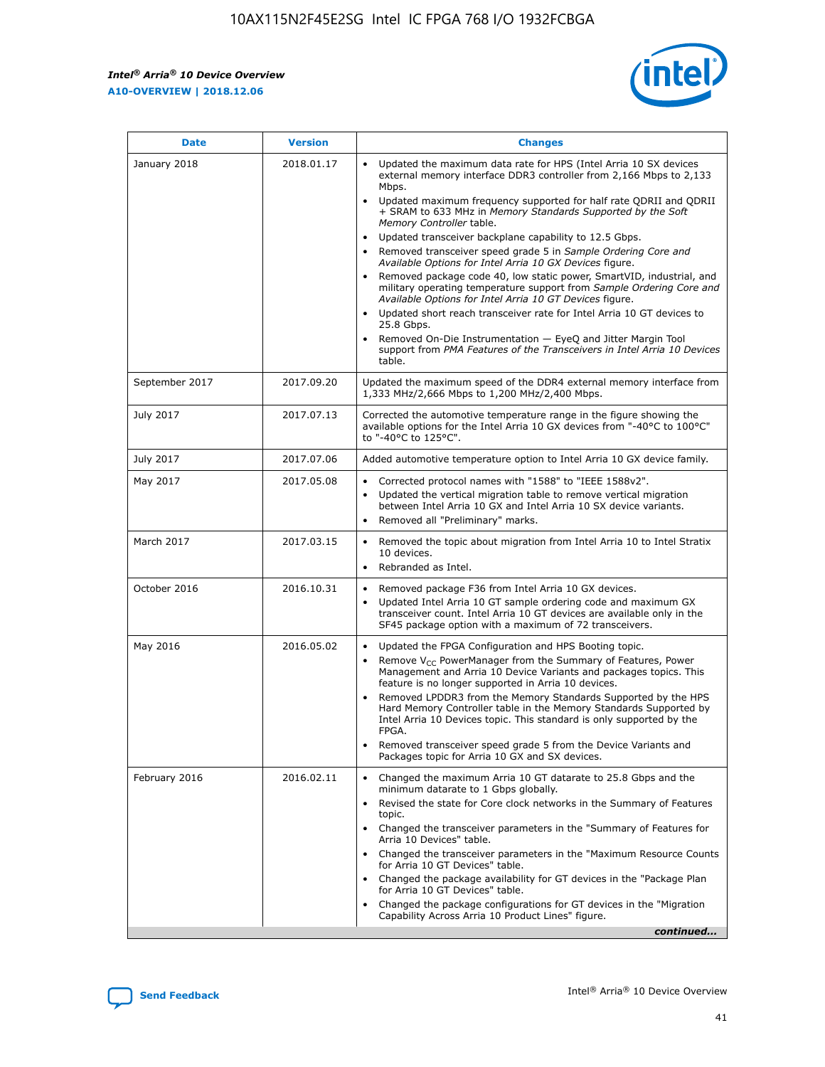| Date | Version | Changes |
| --- | --- | --- |
| January 2018 | 2018.01.17 | • Updated the maximum data rate for HPS (Intel Arria 10 SX devices external memory interface DDR3 controller from 2,166 Mbps to 2,133 Mbps.<br>• Updated maximum frequency supported for half rate QDRII and QDRII + SRAM to 633 MHz in *Memory Standards Supported by the Soft Memory Controller* table.<br>• Updated transceiver backplane capability to 12.5 Gbps.<br>• Removed transceiver speed grade 5 in *Sample Ordering Core and Available Options for Intel Arria 10 GX Devices* figure.<br>• Removed package code 40, low static power, SmartVID, industrial, and military operating temperature support from *Sample Ordering Core and Available Options for Intel Arria 10 GT Devices* figure.<br>• Updated short reach transceiver rate for Intel Arria 10 GT devices to 25.8 Gbps.<br>• Removed On-Die Instrumentation — EyeQ and Jitter Margin Tool support from *PMA Features of the Transceivers in Intel Arria 10 Devices* table. |
| September 2017 | 2017.09.20 | Updated the maximum speed of the DDR4 external memory interface from 1,333 MHz/2,666 Mbps to 1,200 MHz/2,400 Mbps. |
| July 2017 | 2017.07.13 | Corrected the automotive temperature range in the figure showing the available options for the Intel Arria 10 GX devices from "-40°C to 100°C" to "-40°C to 125°C". |
| July 2017 | 2017.07.06 | Added automotive temperature option to Intel Arria 10 GX device family. |
| May 2017 | 2017.05.08 | • Corrected protocol names with "1588" to "IEEE 1588v2".<br>• Updated the vertical migration table to remove vertical migration between Intel Arria 10 GX and Intel Arria 10 SX device variants.<br>• Removed all "Preliminary" marks. |
| March 2017 | 2017.03.15 | • Removed the topic about migration from Intel Arria 10 to Intel Stratix 10 devices.<br>• Rebranded as Intel. |
| October 2016 | 2016.10.31 | • Removed package F36 from Intel Arria 10 GX devices.<br>• Updated Intel Arria 10 GT sample ordering code and maximum GX transceiver count. Intel Arria 10 GT devices are available only in the SF45 package option with a maximum of 72 transceivers. |
| May 2016 | 2016.05.02 | • Updated the FPGA Configuration and HPS Booting topic.<br>• Remove $V_{CC}$ PowerManager from the Summary of Features, Power Management and Arria 10 Device Variants and packages topics. This feature is no longer supported in Arria 10 devices.<br>• Removed LPDDR3 from the Memory Standards Supported by the HPS Hard Memory Controller table in the Memory Standards Supported by Intel Arria 10 Devices topic. This standard is only supported by the FPGA.<br>• Removed transceiver speed grade 5 from the Device Variants and Packages topic for Arria 10 GX and SX devices. |
| February 2016 | 2016.02.11 | • Changed the maximum Arria 10 GT datarate to 25.8 Gbps and the minimum datarate to 1 Gbps globally.<br>• Revised the state for Core clock networks in the Summary of Features topic.<br>• Changed the transceiver parameters in the "Summary of Features for Arria 10 Devices" table.<br>• Changed the transceiver parameters in the "Maximum Resource Counts for Arria 10 GT Devices" table.<br>• Changed the package availability for GT devices in the "Package Plan for Arria 10 GT Devices" table.<br>• Changed the package configurations for GT devices in the "Migration Capability Across Arria 10 Product Lines" figure. |

*continued...*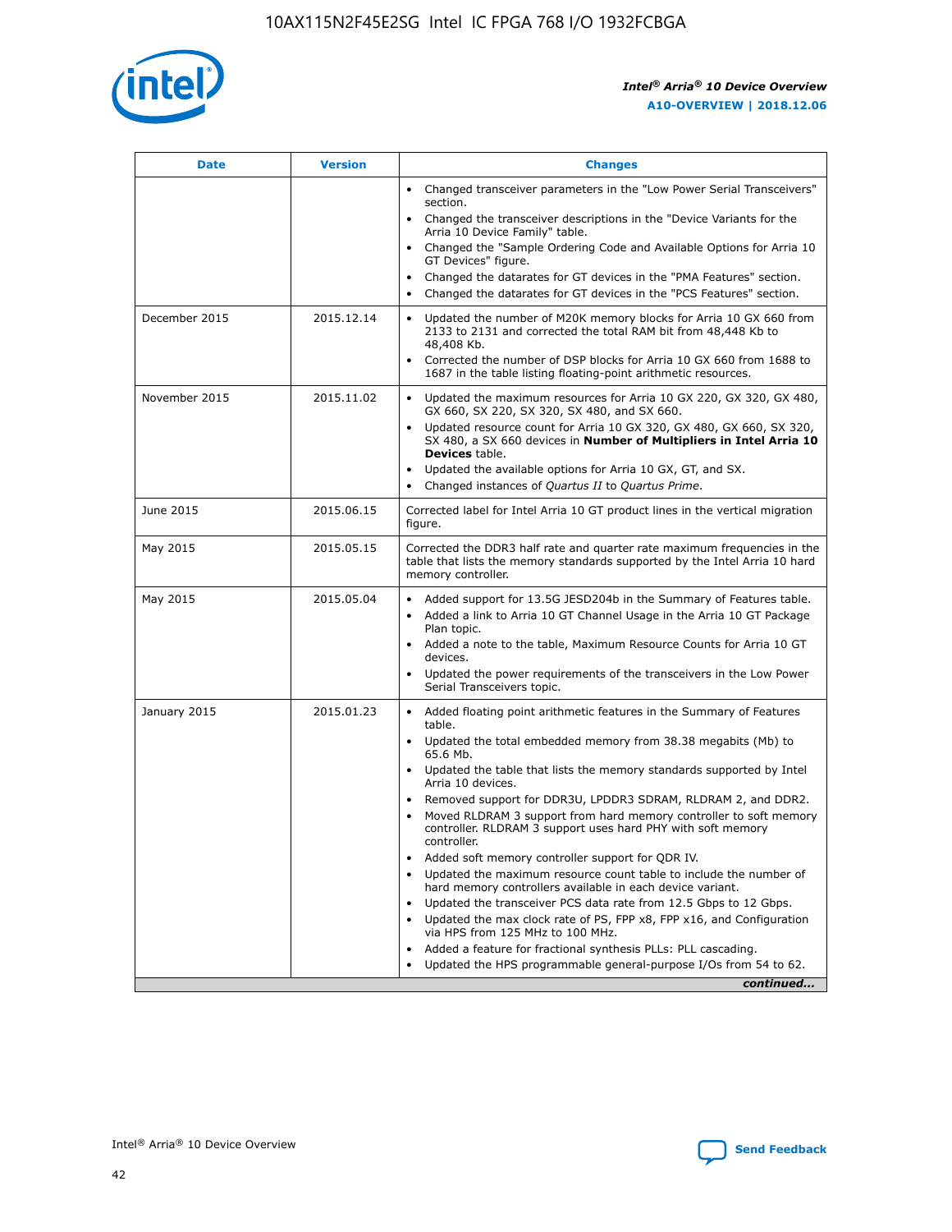| Date | Version | Changes |
| --- | --- | --- |
|  |  | • Changed transceiver parameters in the "Low Power Serial Transceivers" section.<br>• Changed the transceiver descriptions in the "Device Variants for the Arria 10 Device Family" table.<br>• Changed the "Sample Ordering Code and Available Options for Arria 10 GT Devices" figure.<br>• Changed the datarates for GT devices in the "PMA Features" section.<br>• Changed the datarates for GT devices in the "PCS Features" section. |
| December 2015 | 2015.12.14 | • Updated the number of M20K memory blocks for Arria 10 GX 660 from 2133 to 2131 and corrected the total RAM bit from 48,448 Kb to 48,408 Kb.<br>• Corrected the number of DSP blocks for Arria 10 GX 660 from 1688 to 1687 in the table listing floating-point arithmetic resources. |
| November 2015 | 2015.11.02 | • Updated the maximum resources for Arria 10 GX 220, GX 320, GX 480, GX 660, SX 220, SX 320, SX 480, and SX 660.<br>• Updated resource count for Arria 10 GX 320, GX 480, GX 660, SX 320, SX 480, a SX 660 devices in **Number of Multipliers in Intel Arria 10 Devices** table.<br>• Updated the available options for Arria 10 GX, GT, and SX.<br>• Changed instances of *Quartus II* to *Quartus Prime*. |
| June 2015 | 2015.06.15 | Corrected label for Intel Arria 10 GT product lines in the vertical migration figure. |
| May 2015 | 2015.05.15 | Corrected the DDR3 half rate and quarter rate maximum frequencies in the table that lists the memory standards supported by the Intel Arria 10 hard memory controller. |
| May 2015 | 2015.05.04 | • Added support for 13.5G JESD204b in the Summary of Features table.<br>• Added a link to Arria 10 GT Channel Usage in the Arria 10 GT Package Plan topic.<br>• Added a note to the table, Maximum Resource Counts for Arria 10 GT devices.<br>• Updated the power requirements of the transceivers in the Low Power Serial Transceivers topic. |
| January 2015 | 2015.01.23 | • Added floating point arithmetic features in the Summary of Features table.<br>• Updated the total embedded memory from 38.38 megabits (Mb) to 65.6 Mb.<br>• Updated the table that lists the memory standards supported by Intel Arria 10 devices.<br>• Removed support for DDR3U, LPDDR3 SDRAM, RLDRAM 2, and DDR2.<br>• Moved RLDRAM 3 support from hard memory controller to soft memory controller. RLDRAM 3 support uses hard PHY with soft memory controller.<br>• Added soft memory controller support for QDR IV.<br>• Updated the maximum resource count table to include the number of hard memory controllers available in each device variant.<br>• Updated the transceiver PCS data rate from 12.5 Gbps to 12 Gbps.<br>• Updated the max clock rate of PS, FPP x8, FPP x16, and Configuration via HPS from 125 MHz to 100 MHz.<br>• Added a feature for fractional synthesis PLLs: PLL cascading.<br>• Updated the HPS programmable general-purpose I/Os from 54 to 62. |

*continued...*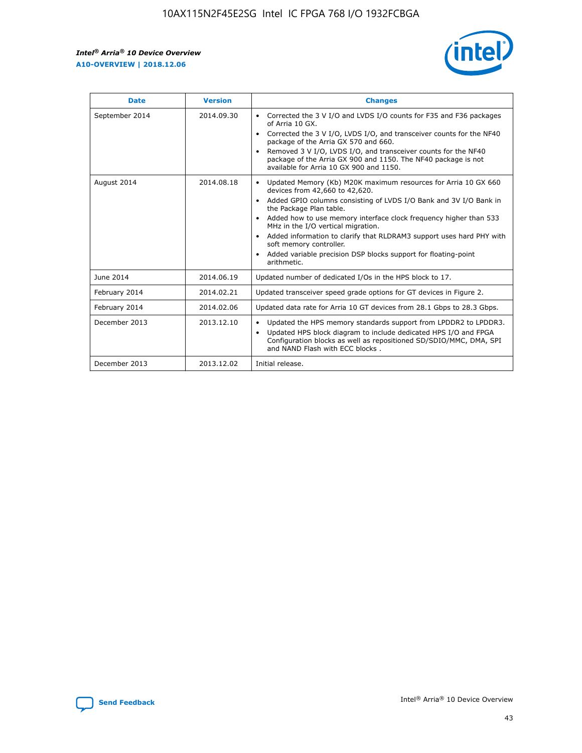| Date | Version | Changes |
| --- | --- | --- |
| September 2014 | 2014.09.30 | • Corrected the 3 V I/O and LVDS I/O counts for F35 and F36 packages of Arria 10 GX.<br>• Corrected the 3 V I/O, LVDS I/O, and transceiver counts for the NF40 package of the Arria GX 570 and 660.<br>• Removed 3 V I/O, LVDS I/O, and transceiver counts for the NF40 package of the Arria GX 900 and 1150. The NF40 package is not available for Arria 10 GX 900 and 1150. |
| August 2014 | 2014.08.18 | • Updated Memory (Kb) M20K maximum resources for Arria 10 GX 660 devices from 42,660 to 42,620.<br>• Added GPIO columns consisting of LVDS I/O Bank and 3V I/O Bank in the Package Plan table.<br>• Added how to use memory interface clock frequency higher than 533 MHz in the I/O vertical migration.<br>• Added information to clarify that RLDRAM3 support uses hard PHY with soft memory controller.<br>• Added variable precision DSP blocks support for floating-point arithmetic. |
| June 2014 | 2014.06.19 | Updated number of dedicated I/Os in the HPS block to 17. |
| February 2014 | 2014.02.21 | Updated transceiver speed grade options for GT devices in Figure 2. |
| February 2014 | 2014.02.06 | Updated data rate for Arria 10 GT devices from 28.1 Gbps to 28.3 Gbps. |
| December 2013 | 2013.12.10 | • Updated the HPS memory standards support from LPDDR2 to LPDDR3.<br>• Updated HPS block diagram to include dedicated HPS I/O and FPGA Configuration blocks as well as repositioned SD/SDIO/MMC, DMA, SPI and NAND Flash with ECC blocks . |
| December 2013 | 2013.12.02 | Initial release. |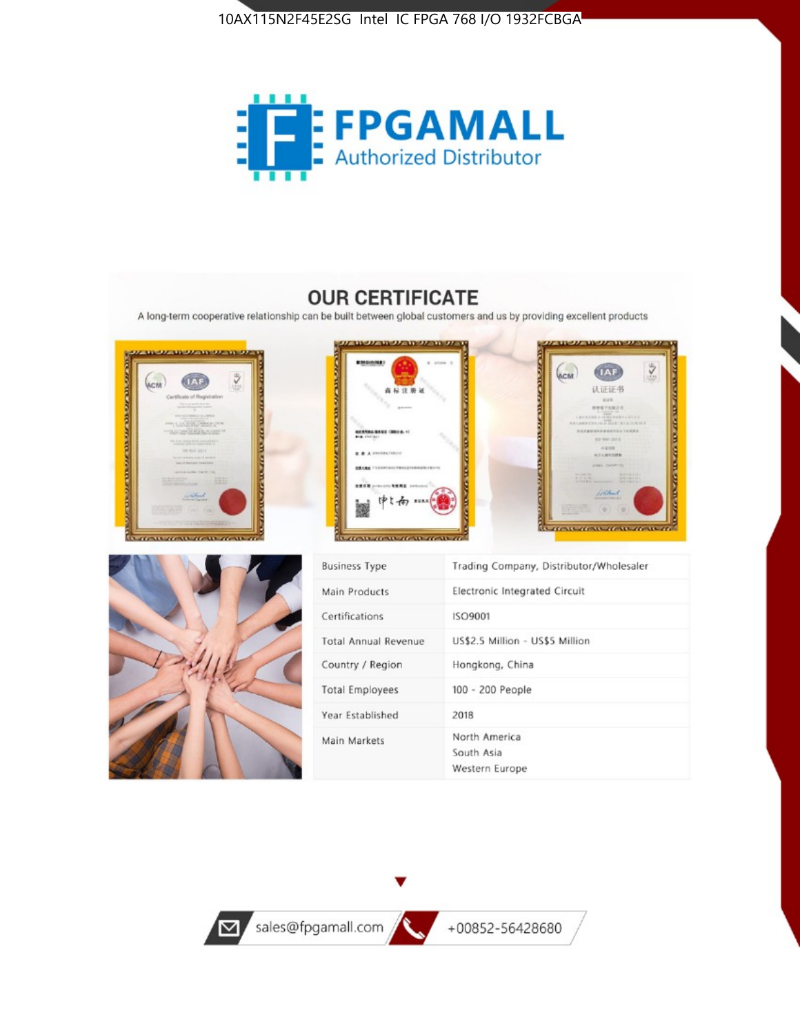FPGAMALL
Authorized Distributor

## OUR CERTIFICATE

A long-term cooperative relationship can be built between global customers and us by providing excellent products

| | |
|---|---|
| Business Type | Trading Company, Distributor/Wholesaler |
| Main Products | Electronic Integrated Circuit |
| Certifications | ISO9001 |
| Total Annual Revenue | US$2.5 Million - US$5 Million |
| Country / Region | Hongkong, China |
| Total Employees | 100 - 200 People |
| Year Established | 2018 |
| Main Markets | North America<br>South Asia<br>Western Europe |

sales@fpgamall.com

+00852-56428680